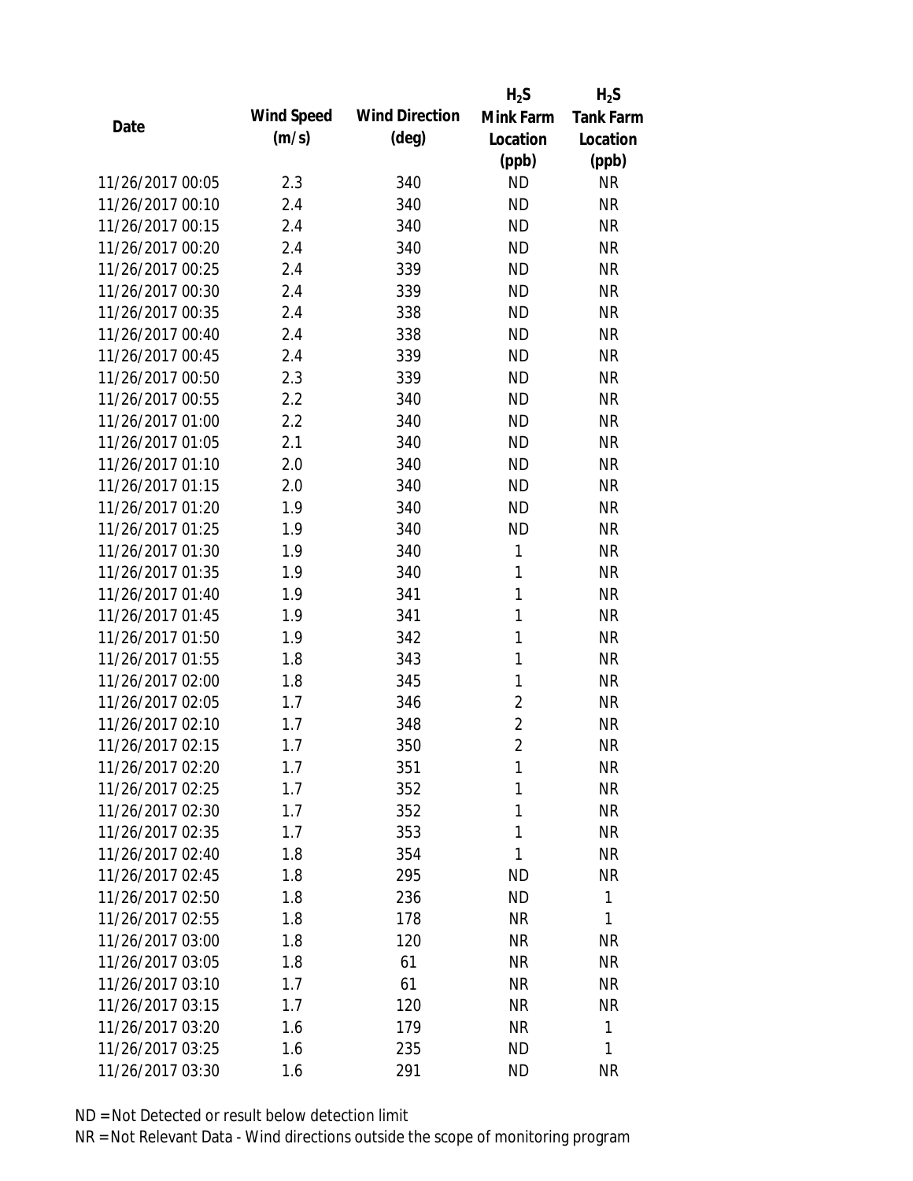| Date | Wind Speed (m/s) | Wind Direction (deg) | $H_2S$ Mink Farm Location (ppb) | $H_2S$ Tank Farm Location (ppb) |
|---|---|---|---|---|
| 11/26/2017 00:05 | 2.3 | 340 | ND | NR |
| 11/26/2017 00:10 | 2.4 | 340 | ND | NR |
| 11/26/2017 00:15 | 2.4 | 340 | ND | NR |
| 11/26/2017 00:20 | 2.4 | 340 | ND | NR |
| 11/26/2017 00:25 | 2.4 | 339 | ND | NR |
| 11/26/2017 00:30 | 2.4 | 339 | ND | NR |
| 11/26/2017 00:35 | 2.4 | 338 | ND | NR |
| 11/26/2017 00:40 | 2.4 | 338 | ND | NR |
| 11/26/2017 00:45 | 2.4 | 339 | ND | NR |
| 11/26/2017 00:50 | 2.3 | 339 | ND | NR |
| 11/26/2017 00:55 | 2.2 | 340 | ND | NR |
| 11/26/2017 01:00 | 2.2 | 340 | ND | NR |
| 11/26/2017 01:05 | 2.1 | 340 | ND | NR |
| 11/26/2017 01:10 | 2.0 | 340 | ND | NR |
| 11/26/2017 01:15 | 2.0 | 340 | ND | NR |
| 11/26/2017 01:20 | 1.9 | 340 | ND | NR |
| 11/26/2017 01:25 | 1.9 | 340 | ND | NR |
| 11/26/2017 01:30 | 1.9 | 340 | 1 | NR |
| 11/26/2017 01:35 | 1.9 | 340 | 1 | NR |
| 11/26/2017 01:40 | 1.9 | 341 | 1 | NR |
| 11/26/2017 01:45 | 1.9 | 341 | 1 | NR |
| 11/26/2017 01:50 | 1.9 | 342 | 1 | NR |
| 11/26/2017 01:55 | 1.8 | 343 | 1 | NR |
| 11/26/2017 02:00 | 1.8 | 345 | 1 | NR |
| 11/26/2017 02:05 | 1.7 | 346 | 2 | NR |
| 11/26/2017 02:10 | 1.7 | 348 | 2 | NR |
| 11/26/2017 02:15 | 1.7 | 350 | 2 | NR |
| 11/26/2017 02:20 | 1.7 | 351 | 1 | NR |
| 11/26/2017 02:25 | 1.7 | 352 | 1 | NR |
| 11/26/2017 02:30 | 1.7 | 352 | 1 | NR |
| 11/26/2017 02:35 | 1.7 | 353 | 1 | NR |
| 11/26/2017 02:40 | 1.8 | 354 | 1 | NR |
| 11/26/2017 02:45 | 1.8 | 295 | ND | NR |
| 11/26/2017 02:50 | 1.8 | 236 | ND | 1 |
| 11/26/2017 02:55 | 1.8 | 178 | NR | 1 |
| 11/26/2017 03:00 | 1.8 | 120 | NR | NR |
| 11/26/2017 03:05 | 1.8 | 61 | NR | NR |
| 11/26/2017 03:10 | 1.7 | 61 | NR | NR |
| 11/26/2017 03:15 | 1.7 | 120 | NR | NR |
| 11/26/2017 03:20 | 1.6 | 179 | NR | 1 |
| 11/26/2017 03:25 | 1.6 | 235 | ND | 1 |
| 11/26/2017 03:30 | 1.6 | 291 | ND | NR |

ND = Not Detected or result below detection limit

NR = Not Relevant Data - Wind directions outside the scope of monitoring program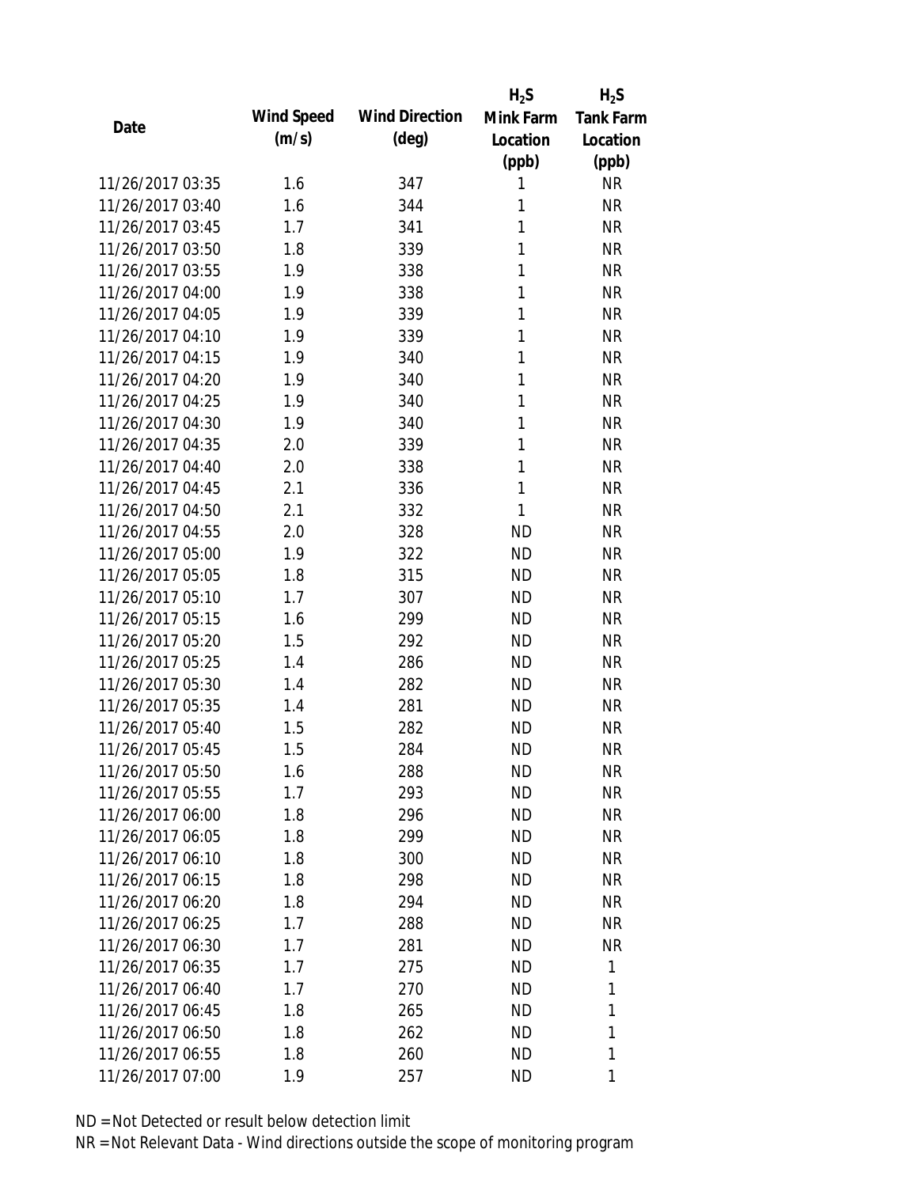| Date | Wind Speed (m/s) | Wind Direction (deg) | $H_2S$ Mink Farm Location (ppb) | $H_2S$ Tank Farm Location (ppb) |
|---|---|---|---|---|
| 11/26/2017 03:35 | 1.6 | 347 | 1 | NR |
| 11/26/2017 03:40 | 1.6 | 344 | 1 | NR |
| 11/26/2017 03:45 | 1.7 | 341 | 1 | NR |
| 11/26/2017 03:50 | 1.8 | 339 | 1 | NR |
| 11/26/2017 03:55 | 1.9 | 338 | 1 | NR |
| 11/26/2017 04:00 | 1.9 | 338 | 1 | NR |
| 11/26/2017 04:05 | 1.9 | 339 | 1 | NR |
| 11/26/2017 04:10 | 1.9 | 339 | 1 | NR |
| 11/26/2017 04:15 | 1.9 | 340 | 1 | NR |
| 11/26/2017 04:20 | 1.9 | 340 | 1 | NR |
| 11/26/2017 04:25 | 1.9 | 340 | 1 | NR |
| 11/26/2017 04:30 | 1.9 | 340 | 1 | NR |
| 11/26/2017 04:35 | 2.0 | 339 | 1 | NR |
| 11/26/2017 04:40 | 2.0 | 338 | 1 | NR |
| 11/26/2017 04:45 | 2.1 | 336 | 1 | NR |
| 11/26/2017 04:50 | 2.1 | 332 | 1 | NR |
| 11/26/2017 04:55 | 2.0 | 328 | ND | NR |
| 11/26/2017 05:00 | 1.9 | 322 | ND | NR |
| 11/26/2017 05:05 | 1.8 | 315 | ND | NR |
| 11/26/2017 05:10 | 1.7 | 307 | ND | NR |
| 11/26/2017 05:15 | 1.6 | 299 | ND | NR |
| 11/26/2017 05:20 | 1.5 | 292 | ND | NR |
| 11/26/2017 05:25 | 1.4 | 286 | ND | NR |
| 11/26/2017 05:30 | 1.4 | 282 | ND | NR |
| 11/26/2017 05:35 | 1.4 | 281 | ND | NR |
| 11/26/2017 05:40 | 1.5 | 282 | ND | NR |
| 11/26/2017 05:45 | 1.5 | 284 | ND | NR |
| 11/26/2017 05:50 | 1.6 | 288 | ND | NR |
| 11/26/2017 05:55 | 1.7 | 293 | ND | NR |
| 11/26/2017 06:00 | 1.8 | 296 | ND | NR |
| 11/26/2017 06:05 | 1.8 | 299 | ND | NR |
| 11/26/2017 06:10 | 1.8 | 300 | ND | NR |
| 11/26/2017 06:15 | 1.8 | 298 | ND | NR |
| 11/26/2017 06:20 | 1.8 | 294 | ND | NR |
| 11/26/2017 06:25 | 1.7 | 288 | ND | NR |
| 11/26/2017 06:30 | 1.7 | 281 | ND | NR |
| 11/26/2017 06:35 | 1.7 | 275 | ND | 1 |
| 11/26/2017 06:40 | 1.7 | 270 | ND | 1 |
| 11/26/2017 06:45 | 1.8 | 265 | ND | 1 |
| 11/26/2017 06:50 | 1.8 | 262 | ND | 1 |
| 11/26/2017 06:55 | 1.8 | 260 | ND | 1 |
| 11/26/2017 07:00 | 1.9 | 257 | ND | 1 |

ND = Not Detected or result below detection limit

NR = Not Relevant Data - Wind directions outside the scope of monitoring program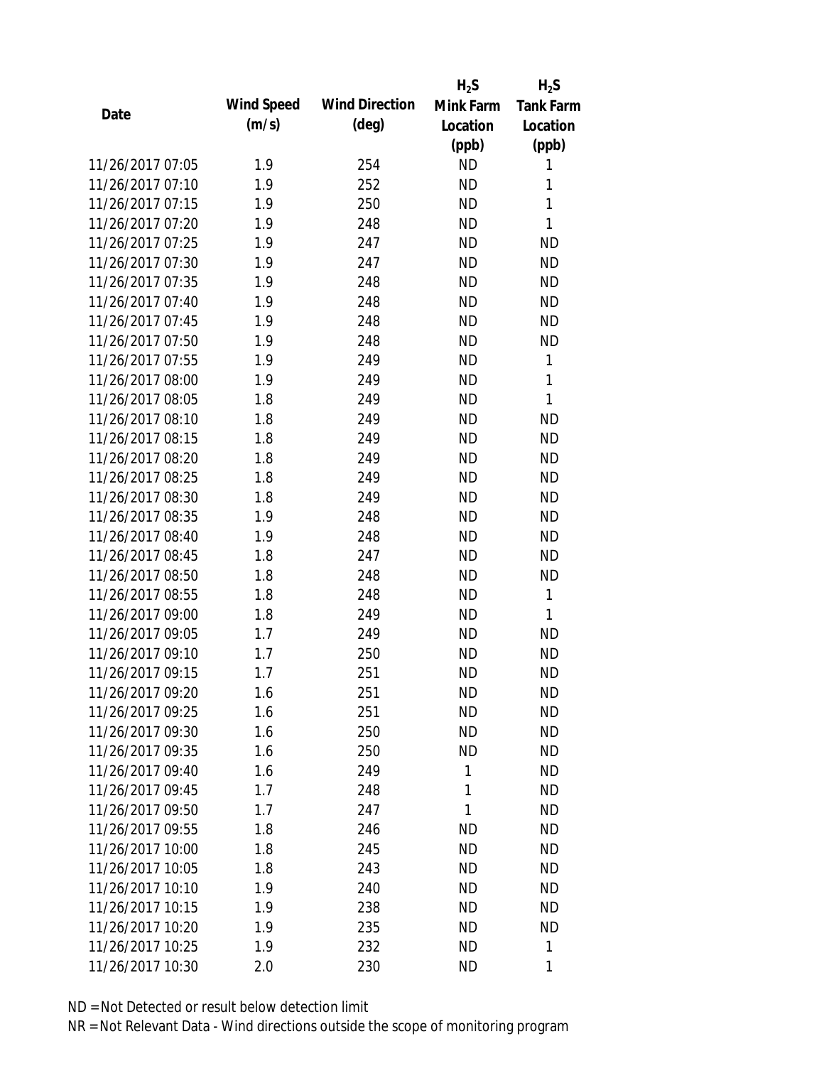| Date | Wind Speed (m/s) | Wind Direction (deg) | $H_2S$ Mink Farm Location (ppb) | $H_2S$ Tank Farm Location (ppb) |
|---|---|---|---|---|
| 11/26/2017 07:05 | 1.9 | 254 | ND | 1 |
| 11/26/2017 07:10 | 1.9 | 252 | ND | 1 |
| 11/26/2017 07:15 | 1.9 | 250 | ND | 1 |
| 11/26/2017 07:20 | 1.9 | 248 | ND | 1 |
| 11/26/2017 07:25 | 1.9 | 247 | ND | ND |
| 11/26/2017 07:30 | 1.9 | 247 | ND | ND |
| 11/26/2017 07:35 | 1.9 | 248 | ND | ND |
| 11/26/2017 07:40 | 1.9 | 248 | ND | ND |
| 11/26/2017 07:45 | 1.9 | 248 | ND | ND |
| 11/26/2017 07:50 | 1.9 | 248 | ND | ND |
| 11/26/2017 07:55 | 1.9 | 249 | ND | 1 |
| 11/26/2017 08:00 | 1.9 | 249 | ND | 1 |
| 11/26/2017 08:05 | 1.8 | 249 | ND | 1 |
| 11/26/2017 08:10 | 1.8 | 249 | ND | ND |
| 11/26/2017 08:15 | 1.8 | 249 | ND | ND |
| 11/26/2017 08:20 | 1.8 | 249 | ND | ND |
| 11/26/2017 08:25 | 1.8 | 249 | ND | ND |
| 11/26/2017 08:30 | 1.8 | 249 | ND | ND |
| 11/26/2017 08:35 | 1.9 | 248 | ND | ND |
| 11/26/2017 08:40 | 1.9 | 248 | ND | ND |
| 11/26/2017 08:45 | 1.8 | 247 | ND | ND |
| 11/26/2017 08:50 | 1.8 | 248 | ND | ND |
| 11/26/2017 08:55 | 1.8 | 248 | ND | 1 |
| 11/26/2017 09:00 | 1.8 | 249 | ND | 1 |
| 11/26/2017 09:05 | 1.7 | 249 | ND | ND |
| 11/26/2017 09:10 | 1.7 | 250 | ND | ND |
| 11/26/2017 09:15 | 1.7 | 251 | ND | ND |
| 11/26/2017 09:20 | 1.6 | 251 | ND | ND |
| 11/26/2017 09:25 | 1.6 | 251 | ND | ND |
| 11/26/2017 09:30 | 1.6 | 250 | ND | ND |
| 11/26/2017 09:35 | 1.6 | 250 | ND | ND |
| 11/26/2017 09:40 | 1.6 | 249 | 1 | ND |
| 11/26/2017 09:45 | 1.7 | 248 | 1 | ND |
| 11/26/2017 09:50 | 1.7 | 247 | 1 | ND |
| 11/26/2017 09:55 | 1.8 | 246 | ND | ND |
| 11/26/2017 10:00 | 1.8 | 245 | ND | ND |
| 11/26/2017 10:05 | 1.8 | 243 | ND | ND |
| 11/26/2017 10:10 | 1.9 | 240 | ND | ND |
| 11/26/2017 10:15 | 1.9 | 238 | ND | ND |
| 11/26/2017 10:20 | 1.9 | 235 | ND | ND |
| 11/26/2017 10:25 | 1.9 | 232 | ND | 1 |
| 11/26/2017 10:30 | 2.0 | 230 | ND | 1 |

ND = Not Detected or result below detection limit

NR = Not Relevant Data - Wind directions outside the scope of monitoring program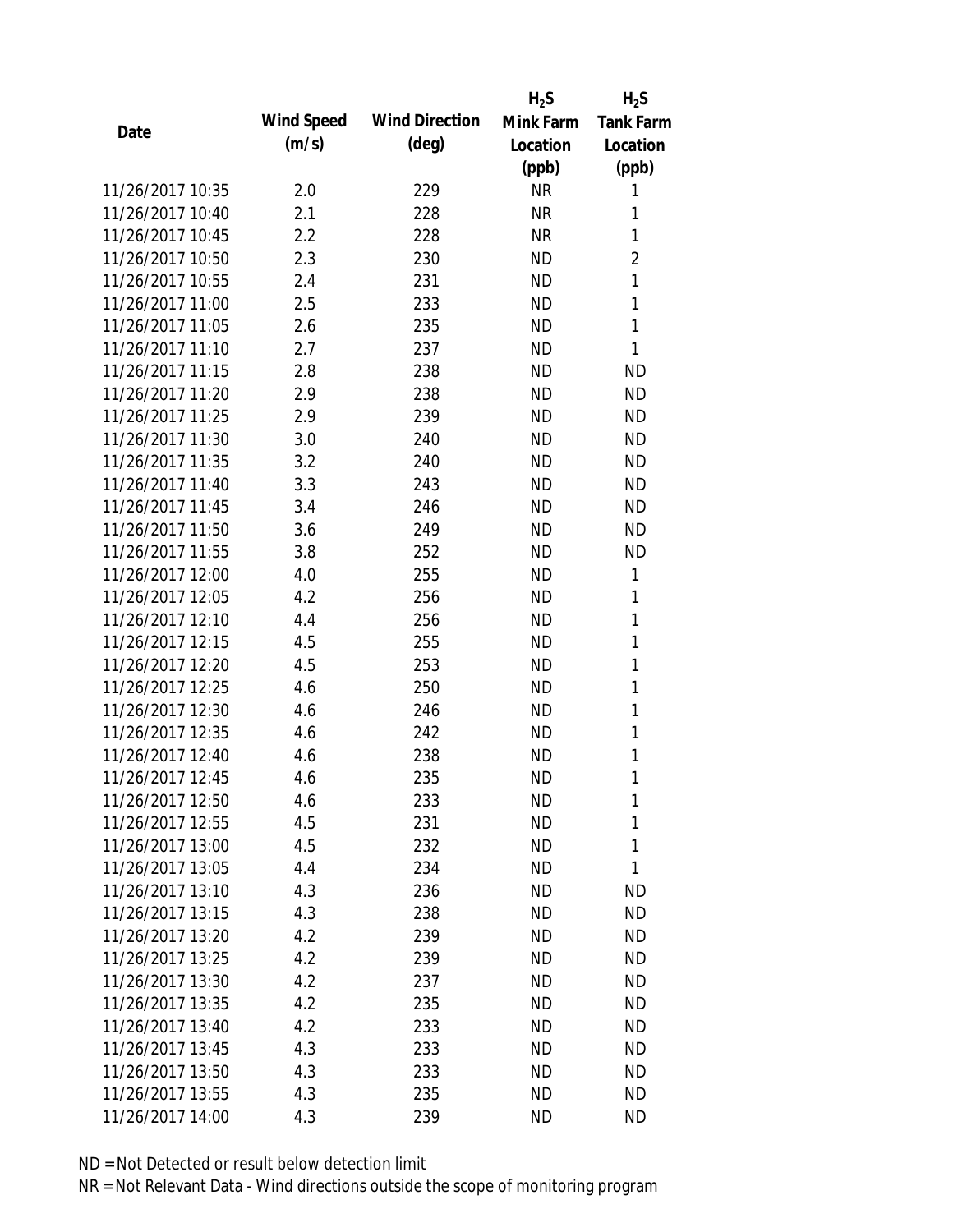| Date | Wind Speed (m/s) | Wind Direction (deg) | $H_2S$ Mink Farm Location (ppb) | $H_2S$ Tank Farm Location (ppb) |
|---|---|---|---|---|
| 11/26/2017 10:35 | 2.0 | 229 | NR | 1 |
| 11/26/2017 10:40 | 2.1 | 228 | NR | 1 |
| 11/26/2017 10:45 | 2.2 | 228 | NR | 1 |
| 11/26/2017 10:50 | 2.3 | 230 | ND | 2 |
| 11/26/2017 10:55 | 2.4 | 231 | ND | 1 |
| 11/26/2017 11:00 | 2.5 | 233 | ND | 1 |
| 11/26/2017 11:05 | 2.6 | 235 | ND | 1 |
| 11/26/2017 11:10 | 2.7 | 237 | ND | 1 |
| 11/26/2017 11:15 | 2.8 | 238 | ND | ND |
| 11/26/2017 11:20 | 2.9 | 238 | ND | ND |
| 11/26/2017 11:25 | 2.9 | 239 | ND | ND |
| 11/26/2017 11:30 | 3.0 | 240 | ND | ND |
| 11/26/2017 11:35 | 3.2 | 240 | ND | ND |
| 11/26/2017 11:40 | 3.3 | 243 | ND | ND |
| 11/26/2017 11:45 | 3.4 | 246 | ND | ND |
| 11/26/2017 11:50 | 3.6 | 249 | ND | ND |
| 11/26/2017 11:55 | 3.8 | 252 | ND | ND |
| 11/26/2017 12:00 | 4.0 | 255 | ND | 1 |
| 11/26/2017 12:05 | 4.2 | 256 | ND | 1 |
| 11/26/2017 12:10 | 4.4 | 256 | ND | 1 |
| 11/26/2017 12:15 | 4.5 | 255 | ND | 1 |
| 11/26/2017 12:20 | 4.5 | 253 | ND | 1 |
| 11/26/2017 12:25 | 4.6 | 250 | ND | 1 |
| 11/26/2017 12:30 | 4.6 | 246 | ND | 1 |
| 11/26/2017 12:35 | 4.6 | 242 | ND | 1 |
| 11/26/2017 12:40 | 4.6 | 238 | ND | 1 |
| 11/26/2017 12:45 | 4.6 | 235 | ND | 1 |
| 11/26/2017 12:50 | 4.6 | 233 | ND | 1 |
| 11/26/2017 12:55 | 4.5 | 231 | ND | 1 |
| 11/26/2017 13:00 | 4.5 | 232 | ND | 1 |
| 11/26/2017 13:05 | 4.4 | 234 | ND | 1 |
| 11/26/2017 13:10 | 4.3 | 236 | ND | ND |
| 11/26/2017 13:15 | 4.3 | 238 | ND | ND |
| 11/26/2017 13:20 | 4.2 | 239 | ND | ND |
| 11/26/2017 13:25 | 4.2 | 239 | ND | ND |
| 11/26/2017 13:30 | 4.2 | 237 | ND | ND |
| 11/26/2017 13:35 | 4.2 | 235 | ND | ND |
| 11/26/2017 13:40 | 4.2 | 233 | ND | ND |
| 11/26/2017 13:45 | 4.3 | 233 | ND | ND |
| 11/26/2017 13:50 | 4.3 | 233 | ND | ND |
| 11/26/2017 13:55 | 4.3 | 235 | ND | ND |
| 11/26/2017 14:00 | 4.3 | 239 | ND | ND |

ND = Not Detected or result below detection limit

NR = Not Relevant Data - Wind directions outside the scope of monitoring program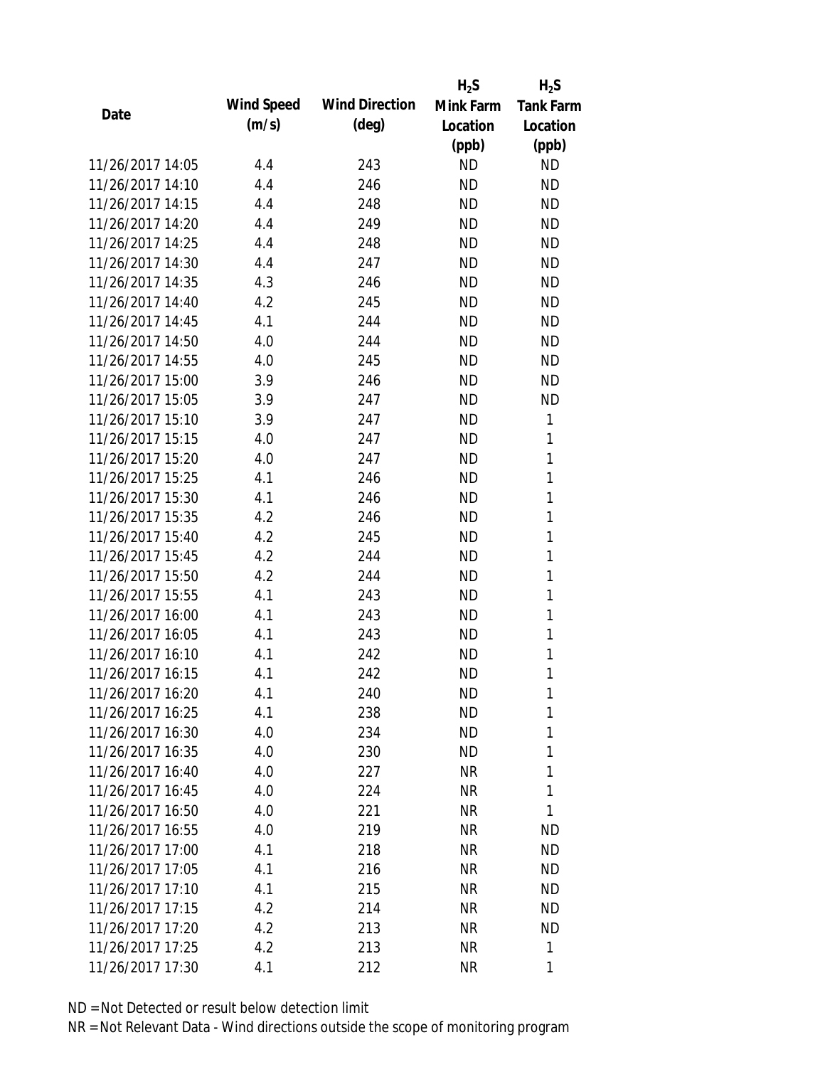| Date | Wind Speed (m/s) | Wind Direction (deg) | $H_2S$ Mink Farm Location (ppb) | $H_2S$ Tank Farm Location (ppb) |
|---|---|---|---|---|
| 11/26/2017 14:05 | 4.4 | 243 | ND | ND |
| 11/26/2017 14:10 | 4.4 | 246 | ND | ND |
| 11/26/2017 14:15 | 4.4 | 248 | ND | ND |
| 11/26/2017 14:20 | 4.4 | 249 | ND | ND |
| 11/26/2017 14:25 | 4.4 | 248 | ND | ND |
| 11/26/2017 14:30 | 4.4 | 247 | ND | ND |
| 11/26/2017 14:35 | 4.3 | 246 | ND | ND |
| 11/26/2017 14:40 | 4.2 | 245 | ND | ND |
| 11/26/2017 14:45 | 4.1 | 244 | ND | ND |
| 11/26/2017 14:50 | 4.0 | 244 | ND | ND |
| 11/26/2017 14:55 | 4.0 | 245 | ND | ND |
| 11/26/2017 15:00 | 3.9 | 246 | ND | ND |
| 11/26/2017 15:05 | 3.9 | 247 | ND | ND |
| 11/26/2017 15:10 | 3.9 | 247 | ND | 1 |
| 11/26/2017 15:15 | 4.0 | 247 | ND | 1 |
| 11/26/2017 15:20 | 4.0 | 247 | ND | 1 |
| 11/26/2017 15:25 | 4.1 | 246 | ND | 1 |
| 11/26/2017 15:30 | 4.1 | 246 | ND | 1 |
| 11/26/2017 15:35 | 4.2 | 246 | ND | 1 |
| 11/26/2017 15:40 | 4.2 | 245 | ND | 1 |
| 11/26/2017 15:45 | 4.2 | 244 | ND | 1 |
| 11/26/2017 15:50 | 4.2 | 244 | ND | 1 |
| 11/26/2017 15:55 | 4.1 | 243 | ND | 1 |
| 11/26/2017 16:00 | 4.1 | 243 | ND | 1 |
| 11/26/2017 16:05 | 4.1 | 243 | ND | 1 |
| 11/26/2017 16:10 | 4.1 | 242 | ND | 1 |
| 11/26/2017 16:15 | 4.1 | 242 | ND | 1 |
| 11/26/2017 16:20 | 4.1 | 240 | ND | 1 |
| 11/26/2017 16:25 | 4.1 | 238 | ND | 1 |
| 11/26/2017 16:30 | 4.0 | 234 | ND | 1 |
| 11/26/2017 16:35 | 4.0 | 230 | ND | 1 |
| 11/26/2017 16:40 | 4.0 | 227 | NR | 1 |
| 11/26/2017 16:45 | 4.0 | 224 | NR | 1 |
| 11/26/2017 16:50 | 4.0 | 221 | NR | 1 |
| 11/26/2017 16:55 | 4.0 | 219 | NR | ND |
| 11/26/2017 17:00 | 4.1 | 218 | NR | ND |
| 11/26/2017 17:05 | 4.1 | 216 | NR | ND |
| 11/26/2017 17:10 | 4.1 | 215 | NR | ND |
| 11/26/2017 17:15 | 4.2 | 214 | NR | ND |
| 11/26/2017 17:20 | 4.2 | 213 | NR | ND |
| 11/26/2017 17:25 | 4.2 | 213 | NR | 1 |
| 11/26/2017 17:30 | 4.1 | 212 | NR | 1 |

ND = Not Detected or result below detection limit

NR = Not Relevant Data - Wind directions outside the scope of monitoring program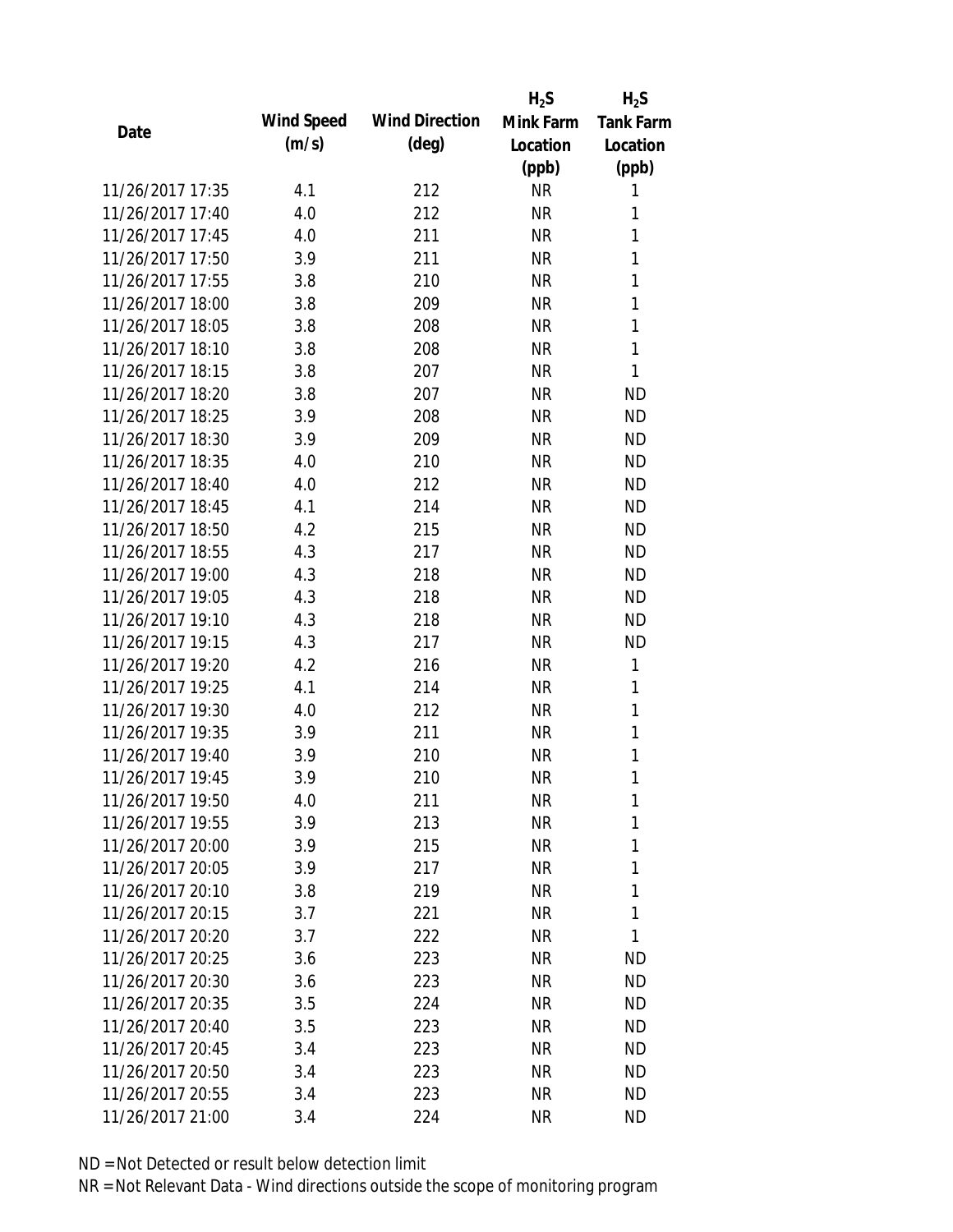| Date | Wind Speed (m/s) | Wind Direction (deg) | $H_2S$ Mink Farm Location (ppb) | $H_2S$ Tank Farm Location (ppb) |
|---|---|---|---|---|
| 11/26/2017 17:35 | 4.1 | 212 | NR | 1 |
| 11/26/2017 17:40 | 4.0 | 212 | NR | 1 |
| 11/26/2017 17:45 | 4.0 | 211 | NR | 1 |
| 11/26/2017 17:50 | 3.9 | 211 | NR | 1 |
| 11/26/2017 17:55 | 3.8 | 210 | NR | 1 |
| 11/26/2017 18:00 | 3.8 | 209 | NR | 1 |
| 11/26/2017 18:05 | 3.8 | 208 | NR | 1 |
| 11/26/2017 18:10 | 3.8 | 208 | NR | 1 |
| 11/26/2017 18:15 | 3.8 | 207 | NR | 1 |
| 11/26/2017 18:20 | 3.8 | 207 | NR | ND |
| 11/26/2017 18:25 | 3.9 | 208 | NR | ND |
| 11/26/2017 18:30 | 3.9 | 209 | NR | ND |
| 11/26/2017 18:35 | 4.0 | 210 | NR | ND |
| 11/26/2017 18:40 | 4.0 | 212 | NR | ND |
| 11/26/2017 18:45 | 4.1 | 214 | NR | ND |
| 11/26/2017 18:50 | 4.2 | 215 | NR | ND |
| 11/26/2017 18:55 | 4.3 | 217 | NR | ND |
| 11/26/2017 19:00 | 4.3 | 218 | NR | ND |
| 11/26/2017 19:05 | 4.3 | 218 | NR | ND |
| 11/26/2017 19:10 | 4.3 | 218 | NR | ND |
| 11/26/2017 19:15 | 4.3 | 217 | NR | ND |
| 11/26/2017 19:20 | 4.2 | 216 | NR | 1 |
| 11/26/2017 19:25 | 4.1 | 214 | NR | 1 |
| 11/26/2017 19:30 | 4.0 | 212 | NR | 1 |
| 11/26/2017 19:35 | 3.9 | 211 | NR | 1 |
| 11/26/2017 19:40 | 3.9 | 210 | NR | 1 |
| 11/26/2017 19:45 | 3.9 | 210 | NR | 1 |
| 11/26/2017 19:50 | 4.0 | 211 | NR | 1 |
| 11/26/2017 19:55 | 3.9 | 213 | NR | 1 |
| 11/26/2017 20:00 | 3.9 | 215 | NR | 1 |
| 11/26/2017 20:05 | 3.9 | 217 | NR | 1 |
| 11/26/2017 20:10 | 3.8 | 219 | NR | 1 |
| 11/26/2017 20:15 | 3.7 | 221 | NR | 1 |
| 11/26/2017 20:20 | 3.7 | 222 | NR | 1 |
| 11/26/2017 20:25 | 3.6 | 223 | NR | ND |
| 11/26/2017 20:30 | 3.6 | 223 | NR | ND |
| 11/26/2017 20:35 | 3.5 | 224 | NR | ND |
| 11/26/2017 20:40 | 3.5 | 223 | NR | ND |
| 11/26/2017 20:45 | 3.4 | 223 | NR | ND |
| 11/26/2017 20:50 | 3.4 | 223 | NR | ND |
| 11/26/2017 20:55 | 3.4 | 223 | NR | ND |
| 11/26/2017 21:00 | 3.4 | 224 | NR | ND |

ND = Not Detected or result below detection limit

NR = Not Relevant Data - Wind directions outside the scope of monitoring program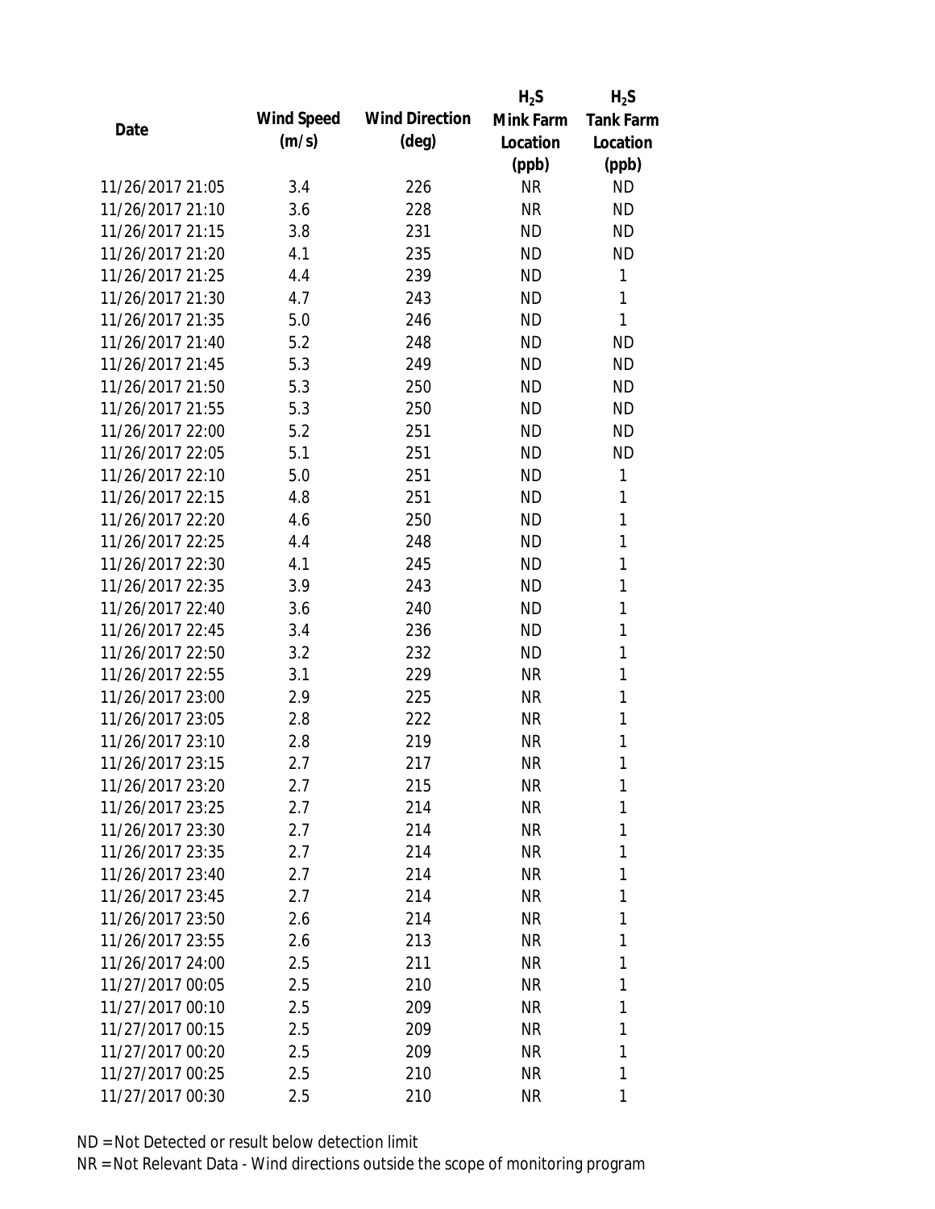| Date | Wind Speed (m/s) | Wind Direction (deg) | $H_2S$ Mink Farm Location (ppb) | $H_2S$ Tank Farm Location (ppb) |
|---|---|---|---|---|
| 11/26/2017 21:05 | 3.4 | 226 | NR | ND |
| 11/26/2017 21:10 | 3.6 | 228 | NR | ND |
| 11/26/2017 21:15 | 3.8 | 231 | ND | ND |
| 11/26/2017 21:20 | 4.1 | 235 | ND | ND |
| 11/26/2017 21:25 | 4.4 | 239 | ND | 1 |
| 11/26/2017 21:30 | 4.7 | 243 | ND | 1 |
| 11/26/2017 21:35 | 5.0 | 246 | ND | 1 |
| 11/26/2017 21:40 | 5.2 | 248 | ND | ND |
| 11/26/2017 21:45 | 5.3 | 249 | ND | ND |
| 11/26/2017 21:50 | 5.3 | 250 | ND | ND |
| 11/26/2017 21:55 | 5.3 | 250 | ND | ND |
| 11/26/2017 22:00 | 5.2 | 251 | ND | ND |
| 11/26/2017 22:05 | 5.1 | 251 | ND | ND |
| 11/26/2017 22:10 | 5.0 | 251 | ND | 1 |
| 11/26/2017 22:15 | 4.8 | 251 | ND | 1 |
| 11/26/2017 22:20 | 4.6 | 250 | ND | 1 |
| 11/26/2017 22:25 | 4.4 | 248 | ND | 1 |
| 11/26/2017 22:30 | 4.1 | 245 | ND | 1 |
| 11/26/2017 22:35 | 3.9 | 243 | ND | 1 |
| 11/26/2017 22:40 | 3.6 | 240 | ND | 1 |
| 11/26/2017 22:45 | 3.4 | 236 | ND | 1 |
| 11/26/2017 22:50 | 3.2 | 232 | ND | 1 |
| 11/26/2017 22:55 | 3.1 | 229 | NR | 1 |
| 11/26/2017 23:00 | 2.9 | 225 | NR | 1 |
| 11/26/2017 23:05 | 2.8 | 222 | NR | 1 |
| 11/26/2017 23:10 | 2.8 | 219 | NR | 1 |
| 11/26/2017 23:15 | 2.7 | 217 | NR | 1 |
| 11/26/2017 23:20 | 2.7 | 215 | NR | 1 |
| 11/26/2017 23:25 | 2.7 | 214 | NR | 1 |
| 11/26/2017 23:30 | 2.7 | 214 | NR | 1 |
| 11/26/2017 23:35 | 2.7 | 214 | NR | 1 |
| 11/26/2017 23:40 | 2.7 | 214 | NR | 1 |
| 11/26/2017 23:45 | 2.7 | 214 | NR | 1 |
| 11/26/2017 23:50 | 2.6 | 214 | NR | 1 |
| 11/26/2017 23:55 | 2.6 | 213 | NR | 1 |
| 11/26/2017 24:00 | 2.5 | 211 | NR | 1 |
| 11/27/2017 00:05 | 2.5 | 210 | NR | 1 |
| 11/27/2017 00:10 | 2.5 | 209 | NR | 1 |
| 11/27/2017 00:15 | 2.5 | 209 | NR | 1 |
| 11/27/2017 00:20 | 2.5 | 209 | NR | 1 |
| 11/27/2017 00:25 | 2.5 | 210 | NR | 1 |
| 11/27/2017 00:30 | 2.5 | 210 | NR | 1 |

ND = Not Detected or result below detection limit

NR = Not Relevant Data - Wind directions outside the scope of monitoring program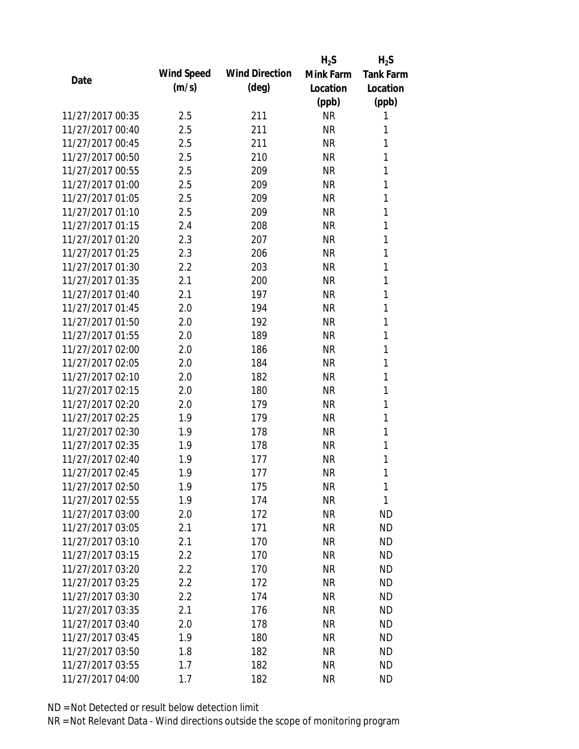| Date | Wind Speed (m/s) | Wind Direction (deg) | $H_2S$ Mink Farm Location (ppb) | $H_2S$ Tank Farm Location (ppb) |
|---|---|---|---|---|
| 11/27/2017 00:35 | 2.5 | 211 | NR | 1 |
| 11/27/2017 00:40 | 2.5 | 211 | NR | 1 |
| 11/27/2017 00:45 | 2.5 | 211 | NR | 1 |
| 11/27/2017 00:50 | 2.5 | 210 | NR | 1 |
| 11/27/2017 00:55 | 2.5 | 209 | NR | 1 |
| 11/27/2017 01:00 | 2.5 | 209 | NR | 1 |
| 11/27/2017 01:05 | 2.5 | 209 | NR | 1 |
| 11/27/2017 01:10 | 2.5 | 209 | NR | 1 |
| 11/27/2017 01:15 | 2.4 | 208 | NR | 1 |
| 11/27/2017 01:20 | 2.3 | 207 | NR | 1 |
| 11/27/2017 01:25 | 2.3 | 206 | NR | 1 |
| 11/27/2017 01:30 | 2.2 | 203 | NR | 1 |
| 11/27/2017 01:35 | 2.1 | 200 | NR | 1 |
| 11/27/2017 01:40 | 2.1 | 197 | NR | 1 |
| 11/27/2017 01:45 | 2.0 | 194 | NR | 1 |
| 11/27/2017 01:50 | 2.0 | 192 | NR | 1 |
| 11/27/2017 01:55 | 2.0 | 189 | NR | 1 |
| 11/27/2017 02:00 | 2.0 | 186 | NR | 1 |
| 11/27/2017 02:05 | 2.0 | 184 | NR | 1 |
| 11/27/2017 02:10 | 2.0 | 182 | NR | 1 |
| 11/27/2017 02:15 | 2.0 | 180 | NR | 1 |
| 11/27/2017 02:20 | 2.0 | 179 | NR | 1 |
| 11/27/2017 02:25 | 1.9 | 179 | NR | 1 |
| 11/27/2017 02:30 | 1.9 | 178 | NR | 1 |
| 11/27/2017 02:35 | 1.9 | 178 | NR | 1 |
| 11/27/2017 02:40 | 1.9 | 177 | NR | 1 |
| 11/27/2017 02:45 | 1.9 | 177 | NR | 1 |
| 11/27/2017 02:50 | 1.9 | 175 | NR | 1 |
| 11/27/2017 02:55 | 1.9 | 174 | NR | 1 |
| 11/27/2017 03:00 | 2.0 | 172 | NR | ND |
| 11/27/2017 03:05 | 2.1 | 171 | NR | ND |
| 11/27/2017 03:10 | 2.1 | 170 | NR | ND |
| 11/27/2017 03:15 | 2.2 | 170 | NR | ND |
| 11/27/2017 03:20 | 2.2 | 170 | NR | ND |
| 11/27/2017 03:25 | 2.2 | 172 | NR | ND |
| 11/27/2017 03:30 | 2.2 | 174 | NR | ND |
| 11/27/2017 03:35 | 2.1 | 176 | NR | ND |
| 11/27/2017 03:40 | 2.0 | 178 | NR | ND |
| 11/27/2017 03:45 | 1.9 | 180 | NR | ND |
| 11/27/2017 03:50 | 1.8 | 182 | NR | ND |
| 11/27/2017 03:55 | 1.7 | 182 | NR | ND |
| 11/27/2017 04:00 | 1.7 | 182 | NR | ND |

ND = Not Detected or result below detection limit

NR = Not Relevant Data - Wind directions outside the scope of monitoring program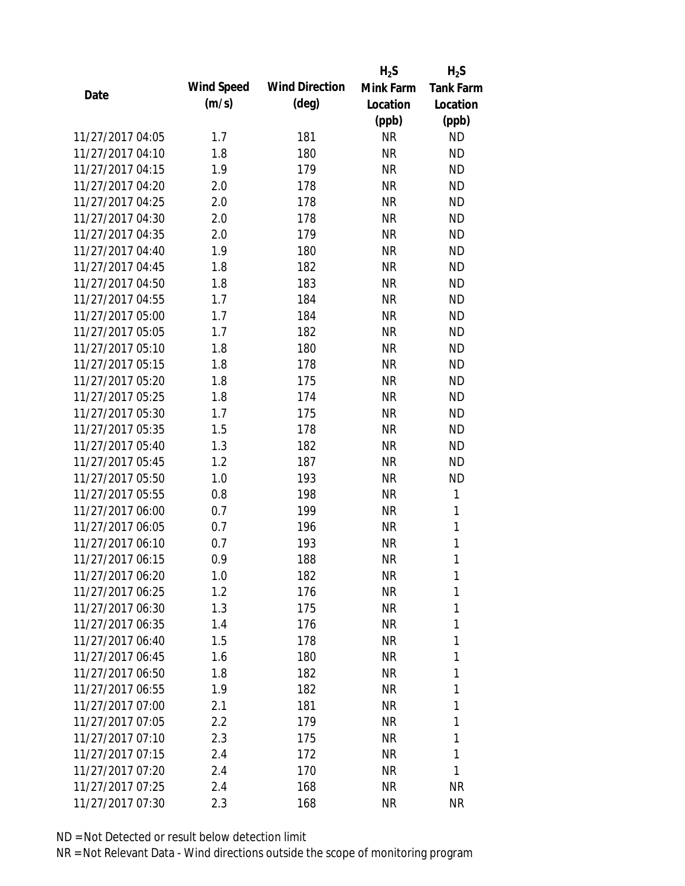| Date | Wind Speed (m/s) | Wind Direction (deg) | $H_2S$ Mink Farm Location (ppb) | $H_2S$ Tank Farm Location (ppb) |
|---|---|---|---|---|
| 11/27/2017 04:05 | 1.7 | 181 | NR | ND |
| 11/27/2017 04:10 | 1.8 | 180 | NR | ND |
| 11/27/2017 04:15 | 1.9 | 179 | NR | ND |
| 11/27/2017 04:20 | 2.0 | 178 | NR | ND |
| 11/27/2017 04:25 | 2.0 | 178 | NR | ND |
| 11/27/2017 04:30 | 2.0 | 178 | NR | ND |
| 11/27/2017 04:35 | 2.0 | 179 | NR | ND |
| 11/27/2017 04:40 | 1.9 | 180 | NR | ND |
| 11/27/2017 04:45 | 1.8 | 182 | NR | ND |
| 11/27/2017 04:50 | 1.8 | 183 | NR | ND |
| 11/27/2017 04:55 | 1.7 | 184 | NR | ND |
| 11/27/2017 05:00 | 1.7 | 184 | NR | ND |
| 11/27/2017 05:05 | 1.7 | 182 | NR | ND |
| 11/27/2017 05:10 | 1.8 | 180 | NR | ND |
| 11/27/2017 05:15 | 1.8 | 178 | NR | ND |
| 11/27/2017 05:20 | 1.8 | 175 | NR | ND |
| 11/27/2017 05:25 | 1.8 | 174 | NR | ND |
| 11/27/2017 05:30 | 1.7 | 175 | NR | ND |
| 11/27/2017 05:35 | 1.5 | 178 | NR | ND |
| 11/27/2017 05:40 | 1.3 | 182 | NR | ND |
| 11/27/2017 05:45 | 1.2 | 187 | NR | ND |
| 11/27/2017 05:50 | 1.0 | 193 | NR | ND |
| 11/27/2017 05:55 | 0.8 | 198 | NR | 1 |
| 11/27/2017 06:00 | 0.7 | 199 | NR | 1 |
| 11/27/2017 06:05 | 0.7 | 196 | NR | 1 |
| 11/27/2017 06:10 | 0.7 | 193 | NR | 1 |
| 11/27/2017 06:15 | 0.9 | 188 | NR | 1 |
| 11/27/2017 06:20 | 1.0 | 182 | NR | 1 |
| 11/27/2017 06:25 | 1.2 | 176 | NR | 1 |
| 11/27/2017 06:30 | 1.3 | 175 | NR | 1 |
| 11/27/2017 06:35 | 1.4 | 176 | NR | 1 |
| 11/27/2017 06:40 | 1.5 | 178 | NR | 1 |
| 11/27/2017 06:45 | 1.6 | 180 | NR | 1 |
| 11/27/2017 06:50 | 1.8 | 182 | NR | 1 |
| 11/27/2017 06:55 | 1.9 | 182 | NR | 1 |
| 11/27/2017 07:00 | 2.1 | 181 | NR | 1 |
| 11/27/2017 07:05 | 2.2 | 179 | NR | 1 |
| 11/27/2017 07:10 | 2.3 | 175 | NR | 1 |
| 11/27/2017 07:15 | 2.4 | 172 | NR | 1 |
| 11/27/2017 07:20 | 2.4 | 170 | NR | 1 |
| 11/27/2017 07:25 | 2.4 | 168 | NR | NR |
| 11/27/2017 07:30 | 2.3 | 168 | NR | NR |

ND = Not Detected or result below detection limit

NR = Not Relevant Data - Wind directions outside the scope of monitoring program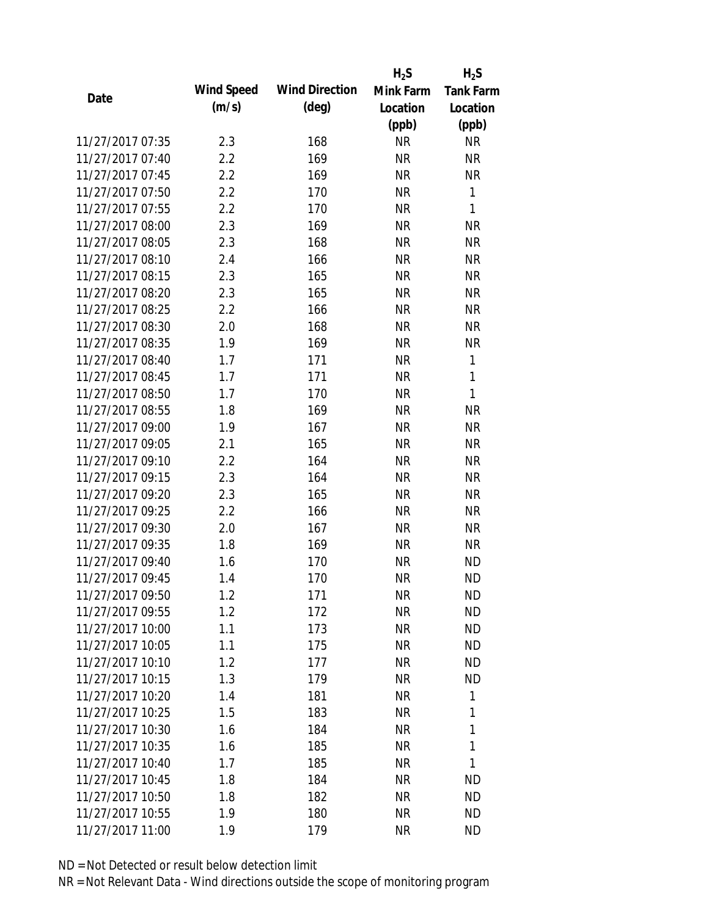| Date | Wind Speed (m/s) | Wind Direction (deg) | $H_2S$ Mink Farm Location (ppb) | $H_2S$ Tank Farm Location (ppb) |
|---|---|---|---|---|
| 11/27/2017 07:35 | 2.3 | 168 | NR | NR |
| 11/27/2017 07:40 | 2.2 | 169 | NR | NR |
| 11/27/2017 07:45 | 2.2 | 169 | NR | NR |
| 11/27/2017 07:50 | 2.2 | 170 | NR | 1 |
| 11/27/2017 07:55 | 2.2 | 170 | NR | 1 |
| 11/27/2017 08:00 | 2.3 | 169 | NR | NR |
| 11/27/2017 08:05 | 2.3 | 168 | NR | NR |
| 11/27/2017 08:10 | 2.4 | 166 | NR | NR |
| 11/27/2017 08:15 | 2.3 | 165 | NR | NR |
| 11/27/2017 08:20 | 2.3 | 165 | NR | NR |
| 11/27/2017 08:25 | 2.2 | 166 | NR | NR |
| 11/27/2017 08:30 | 2.0 | 168 | NR | NR |
| 11/27/2017 08:35 | 1.9 | 169 | NR | NR |
| 11/27/2017 08:40 | 1.7 | 171 | NR | 1 |
| 11/27/2017 08:45 | 1.7 | 171 | NR | 1 |
| 11/27/2017 08:50 | 1.7 | 170 | NR | 1 |
| 11/27/2017 08:55 | 1.8 | 169 | NR | NR |
| 11/27/2017 09:00 | 1.9 | 167 | NR | NR |
| 11/27/2017 09:05 | 2.1 | 165 | NR | NR |
| 11/27/2017 09:10 | 2.2 | 164 | NR | NR |
| 11/27/2017 09:15 | 2.3 | 164 | NR | NR |
| 11/27/2017 09:20 | 2.3 | 165 | NR | NR |
| 11/27/2017 09:25 | 2.2 | 166 | NR | NR |
| 11/27/2017 09:30 | 2.0 | 167 | NR | NR |
| 11/27/2017 09:35 | 1.8 | 169 | NR | NR |
| 11/27/2017 09:40 | 1.6 | 170 | NR | ND |
| 11/27/2017 09:45 | 1.4 | 170 | NR | ND |
| 11/27/2017 09:50 | 1.2 | 171 | NR | ND |
| 11/27/2017 09:55 | 1.2 | 172 | NR | ND |
| 11/27/2017 10:00 | 1.1 | 173 | NR | ND |
| 11/27/2017 10:05 | 1.1 | 175 | NR | ND |
| 11/27/2017 10:10 | 1.2 | 177 | NR | ND |
| 11/27/2017 10:15 | 1.3 | 179 | NR | ND |
| 11/27/2017 10:20 | 1.4 | 181 | NR | 1 |
| 11/27/2017 10:25 | 1.5 | 183 | NR | 1 |
| 11/27/2017 10:30 | 1.6 | 184 | NR | 1 |
| 11/27/2017 10:35 | 1.6 | 185 | NR | 1 |
| 11/27/2017 10:40 | 1.7 | 185 | NR | 1 |
| 11/27/2017 10:45 | 1.8 | 184 | NR | ND |
| 11/27/2017 10:50 | 1.8 | 182 | NR | ND |
| 11/27/2017 10:55 | 1.9 | 180 | NR | ND |
| 11/27/2017 11:00 | 1.9 | 179 | NR | ND |

ND = Not Detected or result below detection limit

NR = Not Relevant Data - Wind directions outside the scope of monitoring program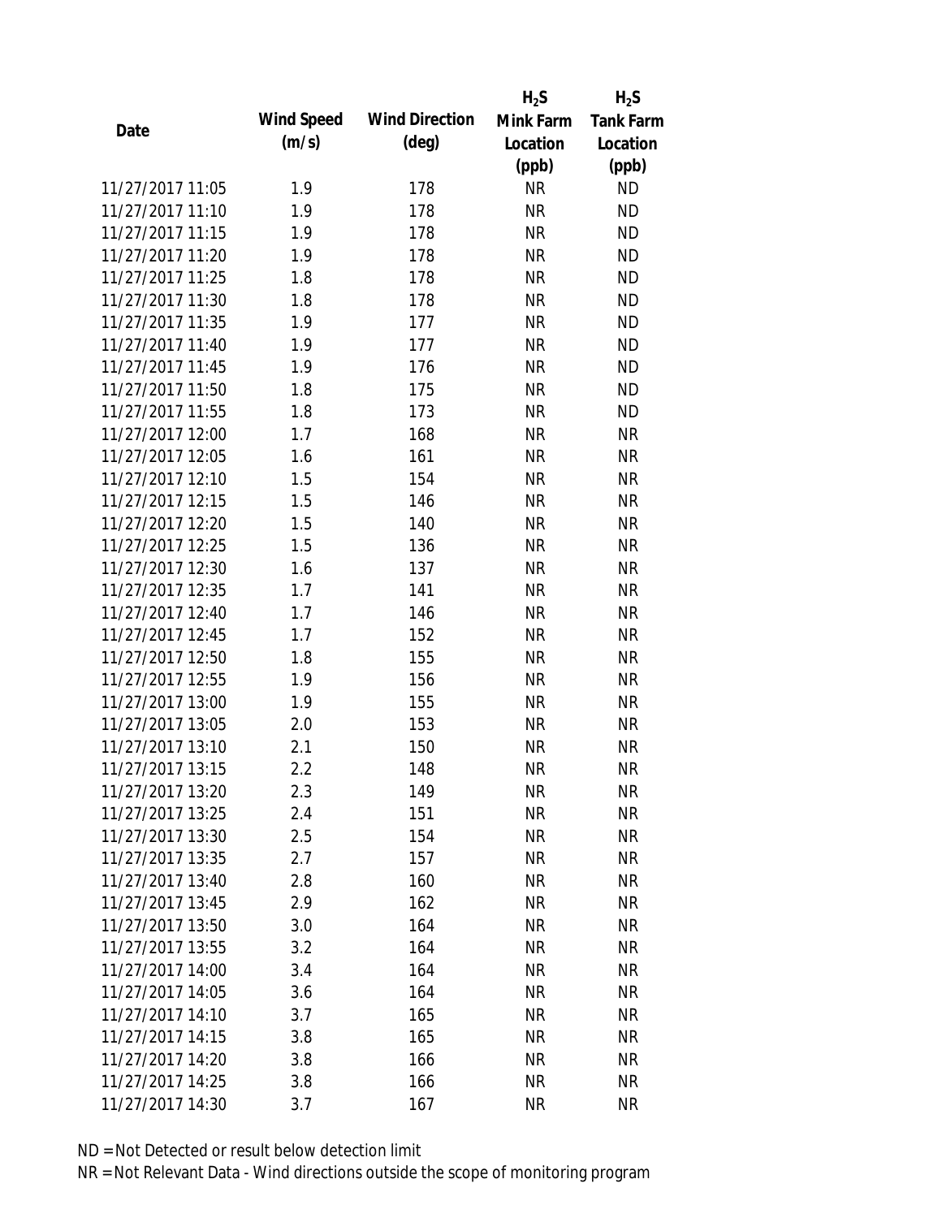| Date | Wind Speed (m/s) | Wind Direction (deg) | $H_2S$ Mink Farm Location (ppb) | $H_2S$ Tank Farm Location (ppb) |
|---|---|---|---|---|
| 11/27/2017 11:05 | 1.9 | 178 | NR | ND |
| 11/27/2017 11:10 | 1.9 | 178 | NR | ND |
| 11/27/2017 11:15 | 1.9 | 178 | NR | ND |
| 11/27/2017 11:20 | 1.9 | 178 | NR | ND |
| 11/27/2017 11:25 | 1.8 | 178 | NR | ND |
| 11/27/2017 11:30 | 1.8 | 178 | NR | ND |
| 11/27/2017 11:35 | 1.9 | 177 | NR | ND |
| 11/27/2017 11:40 | 1.9 | 177 | NR | ND |
| 11/27/2017 11:45 | 1.9 | 176 | NR | ND |
| 11/27/2017 11:50 | 1.8 | 175 | NR | ND |
| 11/27/2017 11:55 | 1.8 | 173 | NR | ND |
| 11/27/2017 12:00 | 1.7 | 168 | NR | NR |
| 11/27/2017 12:05 | 1.6 | 161 | NR | NR |
| 11/27/2017 12:10 | 1.5 | 154 | NR | NR |
| 11/27/2017 12:15 | 1.5 | 146 | NR | NR |
| 11/27/2017 12:20 | 1.5 | 140 | NR | NR |
| 11/27/2017 12:25 | 1.5 | 136 | NR | NR |
| 11/27/2017 12:30 | 1.6 | 137 | NR | NR |
| 11/27/2017 12:35 | 1.7 | 141 | NR | NR |
| 11/27/2017 12:40 | 1.7 | 146 | NR | NR |
| 11/27/2017 12:45 | 1.7 | 152 | NR | NR |
| 11/27/2017 12:50 | 1.8 | 155 | NR | NR |
| 11/27/2017 12:55 | 1.9 | 156 | NR | NR |
| 11/27/2017 13:00 | 1.9 | 155 | NR | NR |
| 11/27/2017 13:05 | 2.0 | 153 | NR | NR |
| 11/27/2017 13:10 | 2.1 | 150 | NR | NR |
| 11/27/2017 13:15 | 2.2 | 148 | NR | NR |
| 11/27/2017 13:20 | 2.3 | 149 | NR | NR |
| 11/27/2017 13:25 | 2.4 | 151 | NR | NR |
| 11/27/2017 13:30 | 2.5 | 154 | NR | NR |
| 11/27/2017 13:35 | 2.7 | 157 | NR | NR |
| 11/27/2017 13:40 | 2.8 | 160 | NR | NR |
| 11/27/2017 13:45 | 2.9 | 162 | NR | NR |
| 11/27/2017 13:50 | 3.0 | 164 | NR | NR |
| 11/27/2017 13:55 | 3.2 | 164 | NR | NR |
| 11/27/2017 14:00 | 3.4 | 164 | NR | NR |
| 11/27/2017 14:05 | 3.6 | 164 | NR | NR |
| 11/27/2017 14:10 | 3.7 | 165 | NR | NR |
| 11/27/2017 14:15 | 3.8 | 165 | NR | NR |
| 11/27/2017 14:20 | 3.8 | 166 | NR | NR |
| 11/27/2017 14:25 | 3.8 | 166 | NR | NR |
| 11/27/2017 14:30 | 3.7 | 167 | NR | NR |

ND = Not Detected or result below detection limit

NR = Not Relevant Data - Wind directions outside the scope of monitoring program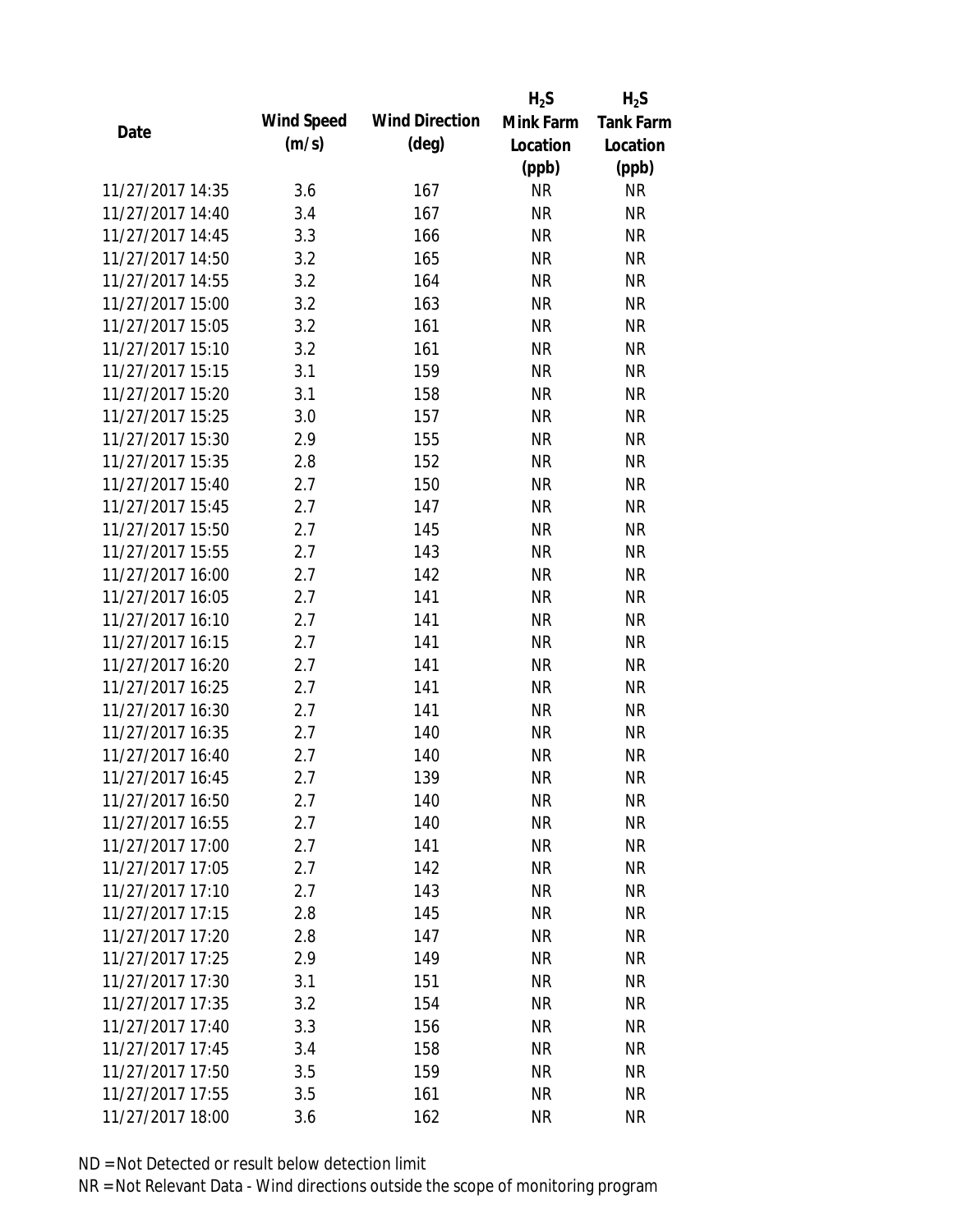| Date | Wind Speed (m/s) | Wind Direction (deg) | $H_2S$ Mink Farm Location (ppb) | $H_2S$ Tank Farm Location (ppb) |
| --- | --- | --- | --- | --- |
| 11/27/2017 14:35 | 3.6 | 167 | NR | NR |
| 11/27/2017 14:40 | 3.4 | 167 | NR | NR |
| 11/27/2017 14:45 | 3.3 | 166 | NR | NR |
| 11/27/2017 14:50 | 3.2 | 165 | NR | NR |
| 11/27/2017 14:55 | 3.2 | 164 | NR | NR |
| 11/27/2017 15:00 | 3.2 | 163 | NR | NR |
| 11/27/2017 15:05 | 3.2 | 161 | NR | NR |
| 11/27/2017 15:10 | 3.2 | 161 | NR | NR |
| 11/27/2017 15:15 | 3.1 | 159 | NR | NR |
| 11/27/2017 15:20 | 3.1 | 158 | NR | NR |
| 11/27/2017 15:25 | 3.0 | 157 | NR | NR |
| 11/27/2017 15:30 | 2.9 | 155 | NR | NR |
| 11/27/2017 15:35 | 2.8 | 152 | NR | NR |
| 11/27/2017 15:40 | 2.7 | 150 | NR | NR |
| 11/27/2017 15:45 | 2.7 | 147 | NR | NR |
| 11/27/2017 15:50 | 2.7 | 145 | NR | NR |
| 11/27/2017 15:55 | 2.7 | 143 | NR | NR |
| 11/27/2017 16:00 | 2.7 | 142 | NR | NR |
| 11/27/2017 16:05 | 2.7 | 141 | NR | NR |
| 11/27/2017 16:10 | 2.7 | 141 | NR | NR |
| 11/27/2017 16:15 | 2.7 | 141 | NR | NR |
| 11/27/2017 16:20 | 2.7 | 141 | NR | NR |
| 11/27/2017 16:25 | 2.7 | 141 | NR | NR |
| 11/27/2017 16:30 | 2.7 | 141 | NR | NR |
| 11/27/2017 16:35 | 2.7 | 140 | NR | NR |
| 11/27/2017 16:40 | 2.7 | 140 | NR | NR |
| 11/27/2017 16:45 | 2.7 | 139 | NR | NR |
| 11/27/2017 16:50 | 2.7 | 140 | NR | NR |
| 11/27/2017 16:55 | 2.7 | 140 | NR | NR |
| 11/27/2017 17:00 | 2.7 | 141 | NR | NR |
| 11/27/2017 17:05 | 2.7 | 142 | NR | NR |
| 11/27/2017 17:10 | 2.7 | 143 | NR | NR |
| 11/27/2017 17:15 | 2.8 | 145 | NR | NR |
| 11/27/2017 17:20 | 2.8 | 147 | NR | NR |
| 11/27/2017 17:25 | 2.9 | 149 | NR | NR |
| 11/27/2017 17:30 | 3.1 | 151 | NR | NR |
| 11/27/2017 17:35 | 3.2 | 154 | NR | NR |
| 11/27/2017 17:40 | 3.3 | 156 | NR | NR |
| 11/27/2017 17:45 | 3.4 | 158 | NR | NR |
| 11/27/2017 17:50 | 3.5 | 159 | NR | NR |
| 11/27/2017 17:55 | 3.5 | 161 | NR | NR |
| 11/27/2017 18:00 | 3.6 | 162 | NR | NR |

ND = Not Detected or result below detection limit

NR = Not Relevant Data - Wind directions outside the scope of monitoring program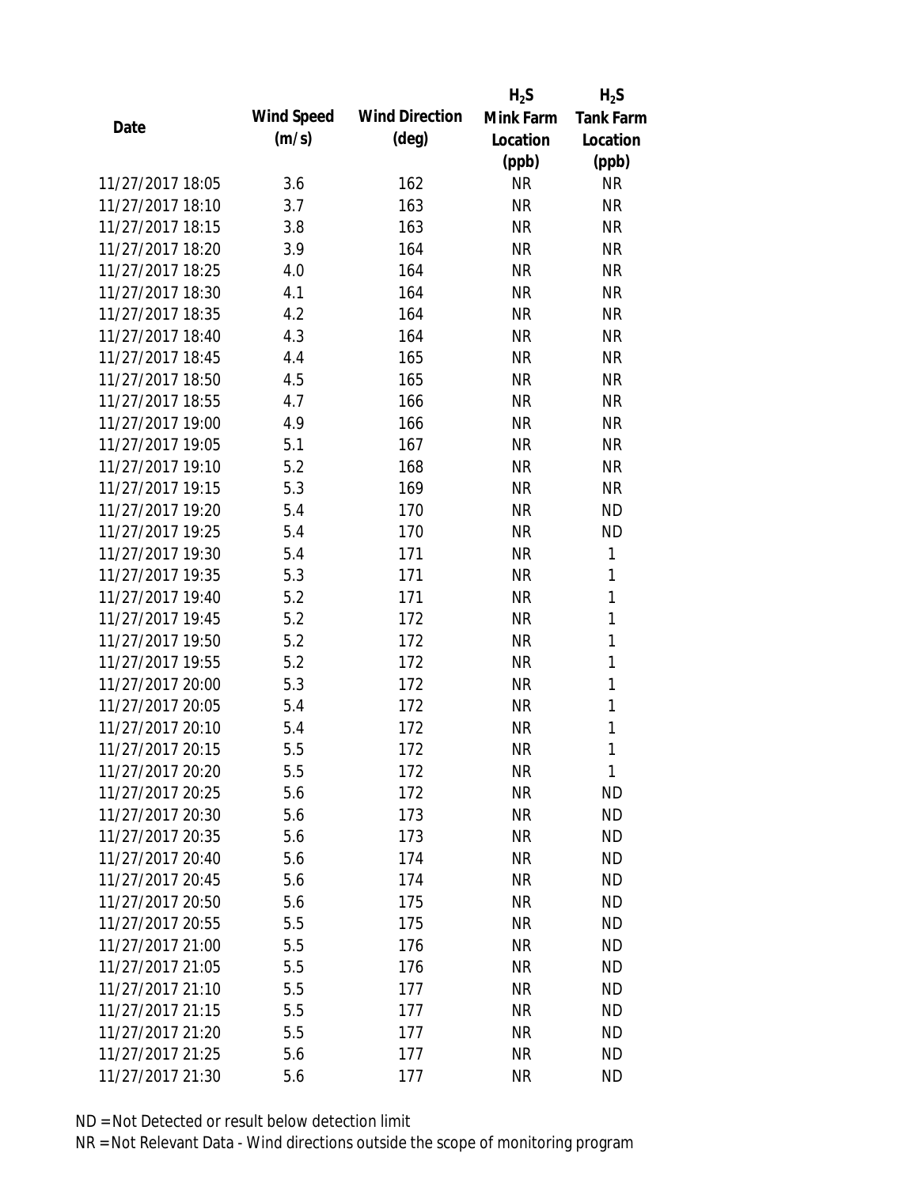| Date | Wind Speed (m/s) | Wind Direction (deg) | $H_2S$ Mink Farm Location (ppb) | $H_2S$ Tank Farm Location (ppb) |
|---|---|---|---|---|
| 11/27/2017 18:05 | 3.6 | 162 | NR | NR |
| 11/27/2017 18:10 | 3.7 | 163 | NR | NR |
| 11/27/2017 18:15 | 3.8 | 163 | NR | NR |
| 11/27/2017 18:20 | 3.9 | 164 | NR | NR |
| 11/27/2017 18:25 | 4.0 | 164 | NR | NR |
| 11/27/2017 18:30 | 4.1 | 164 | NR | NR |
| 11/27/2017 18:35 | 4.2 | 164 | NR | NR |
| 11/27/2017 18:40 | 4.3 | 164 | NR | NR |
| 11/27/2017 18:45 | 4.4 | 165 | NR | NR |
| 11/27/2017 18:50 | 4.5 | 165 | NR | NR |
| 11/27/2017 18:55 | 4.7 | 166 | NR | NR |
| 11/27/2017 19:00 | 4.9 | 166 | NR | NR |
| 11/27/2017 19:05 | 5.1 | 167 | NR | NR |
| 11/27/2017 19:10 | 5.2 | 168 | NR | NR |
| 11/27/2017 19:15 | 5.3 | 169 | NR | NR |
| 11/27/2017 19:20 | 5.4 | 170 | NR | ND |
| 11/27/2017 19:25 | 5.4 | 170 | NR | ND |
| 11/27/2017 19:30 | 5.4 | 171 | NR | 1 |
| 11/27/2017 19:35 | 5.3 | 171 | NR | 1 |
| 11/27/2017 19:40 | 5.2 | 171 | NR | 1 |
| 11/27/2017 19:45 | 5.2 | 172 | NR | 1 |
| 11/27/2017 19:50 | 5.2 | 172 | NR | 1 |
| 11/27/2017 19:55 | 5.2 | 172 | NR | 1 |
| 11/27/2017 20:00 | 5.3 | 172 | NR | 1 |
| 11/27/2017 20:05 | 5.4 | 172 | NR | 1 |
| 11/27/2017 20:10 | 5.4 | 172 | NR | 1 |
| 11/27/2017 20:15 | 5.5 | 172 | NR | 1 |
| 11/27/2017 20:20 | 5.5 | 172 | NR | 1 |
| 11/27/2017 20:25 | 5.6 | 172 | NR | ND |
| 11/27/2017 20:30 | 5.6 | 173 | NR | ND |
| 11/27/2017 20:35 | 5.6 | 173 | NR | ND |
| 11/27/2017 20:40 | 5.6 | 174 | NR | ND |
| 11/27/2017 20:45 | 5.6 | 174 | NR | ND |
| 11/27/2017 20:50 | 5.6 | 175 | NR | ND |
| 11/27/2017 20:55 | 5.5 | 175 | NR | ND |
| 11/27/2017 21:00 | 5.5 | 176 | NR | ND |
| 11/27/2017 21:05 | 5.5 | 176 | NR | ND |
| 11/27/2017 21:10 | 5.5 | 177 | NR | ND |
| 11/27/2017 21:15 | 5.5 | 177 | NR | ND |
| 11/27/2017 21:20 | 5.5 | 177 | NR | ND |
| 11/27/2017 21:25 | 5.6 | 177 | NR | ND |
| 11/27/2017 21:30 | 5.6 | 177 | NR | ND |

ND = Not Detected or result below detection limit

NR = Not Relevant Data - Wind directions outside the scope of monitoring program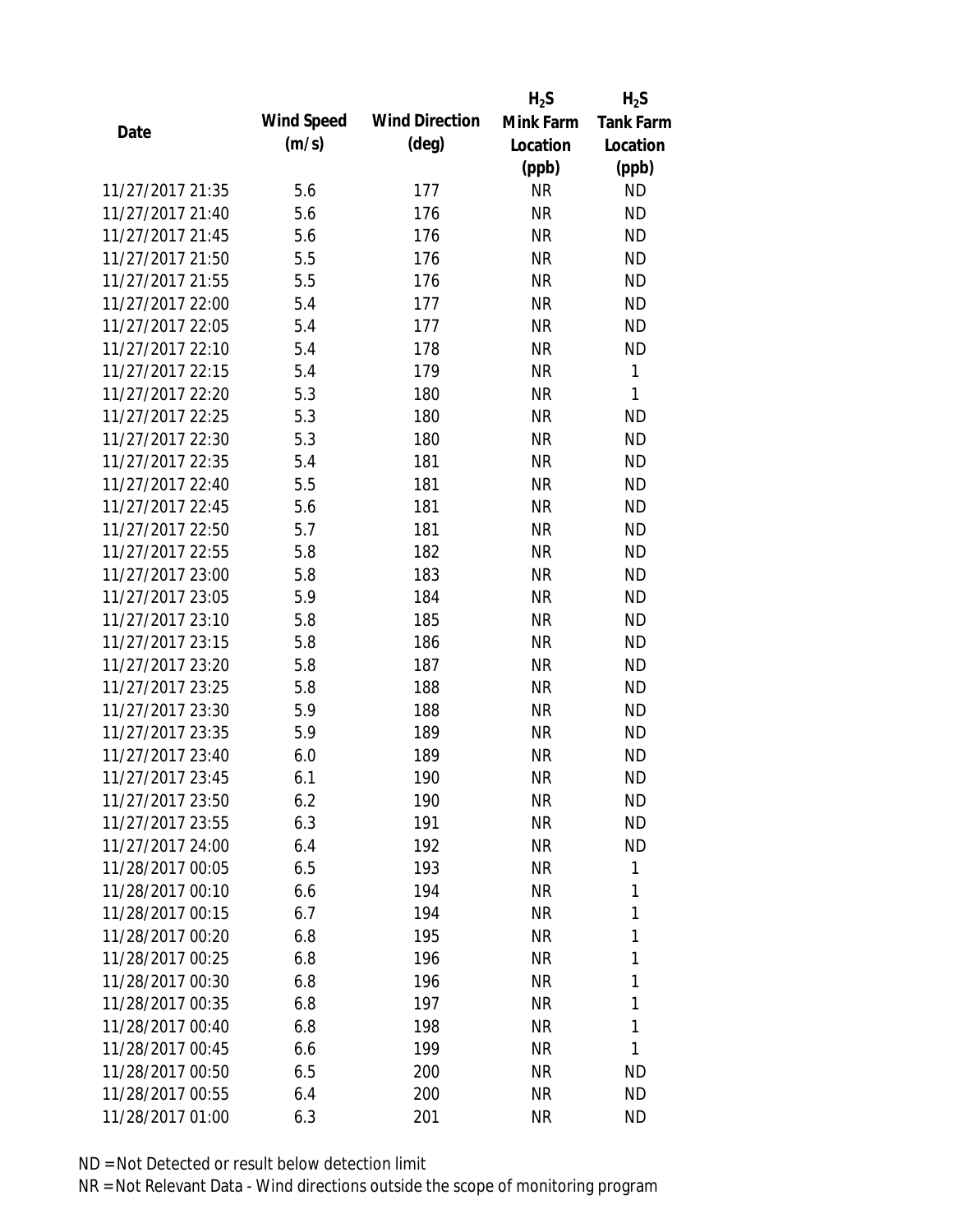| Date | Wind Speed (m/s) | Wind Direction (deg) | $H_2S$ Mink Farm Location (ppb) | $H_2S$ Tank Farm Location (ppb) |
| --- | --- | --- | --- | --- |
| 11/27/2017 21:35 | 5.6 | 177 | NR | ND |
| 11/27/2017 21:40 | 5.6 | 176 | NR | ND |
| 11/27/2017 21:45 | 5.6 | 176 | NR | ND |
| 11/27/2017 21:50 | 5.5 | 176 | NR | ND |
| 11/27/2017 21:55 | 5.5 | 176 | NR | ND |
| 11/27/2017 22:00 | 5.4 | 177 | NR | ND |
| 11/27/2017 22:05 | 5.4 | 177 | NR | ND |
| 11/27/2017 22:10 | 5.4 | 178 | NR | ND |
| 11/27/2017 22:15 | 5.4 | 179 | NR | 1 |
| 11/27/2017 22:20 | 5.3 | 180 | NR | 1 |
| 11/27/2017 22:25 | 5.3 | 180 | NR | ND |
| 11/27/2017 22:30 | 5.3 | 180 | NR | ND |
| 11/27/2017 22:35 | 5.4 | 181 | NR | ND |
| 11/27/2017 22:40 | 5.5 | 181 | NR | ND |
| 11/27/2017 22:45 | 5.6 | 181 | NR | ND |
| 11/27/2017 22:50 | 5.7 | 181 | NR | ND |
| 11/27/2017 22:55 | 5.8 | 182 | NR | ND |
| 11/27/2017 23:00 | 5.8 | 183 | NR | ND |
| 11/27/2017 23:05 | 5.9 | 184 | NR | ND |
| 11/27/2017 23:10 | 5.8 | 185 | NR | ND |
| 11/27/2017 23:15 | 5.8 | 186 | NR | ND |
| 11/27/2017 23:20 | 5.8 | 187 | NR | ND |
| 11/27/2017 23:25 | 5.8 | 188 | NR | ND |
| 11/27/2017 23:30 | 5.9 | 188 | NR | ND |
| 11/27/2017 23:35 | 5.9 | 189 | NR | ND |
| 11/27/2017 23:40 | 6.0 | 189 | NR | ND |
| 11/27/2017 23:45 | 6.1 | 190 | NR | ND |
| 11/27/2017 23:50 | 6.2 | 190 | NR | ND |
| 11/27/2017 23:55 | 6.3 | 191 | NR | ND |
| 11/27/2017 24:00 | 6.4 | 192 | NR | ND |
| 11/28/2017 00:05 | 6.5 | 193 | NR | 1 |
| 11/28/2017 00:10 | 6.6 | 194 | NR | 1 |
| 11/28/2017 00:15 | 6.7 | 194 | NR | 1 |
| 11/28/2017 00:20 | 6.8 | 195 | NR | 1 |
| 11/28/2017 00:25 | 6.8 | 196 | NR | 1 |
| 11/28/2017 00:30 | 6.8 | 196 | NR | 1 |
| 11/28/2017 00:35 | 6.8 | 197 | NR | 1 |
| 11/28/2017 00:40 | 6.8 | 198 | NR | 1 |
| 11/28/2017 00:45 | 6.6 | 199 | NR | 1 |
| 11/28/2017 00:50 | 6.5 | 200 | NR | ND |
| 11/28/2017 00:55 | 6.4 | 200 | NR | ND |
| 11/28/2017 01:00 | 6.3 | 201 | NR | ND |

ND = Not Detected or result below detection limit
NR = Not Relevant Data - Wind directions outside the scope of monitoring program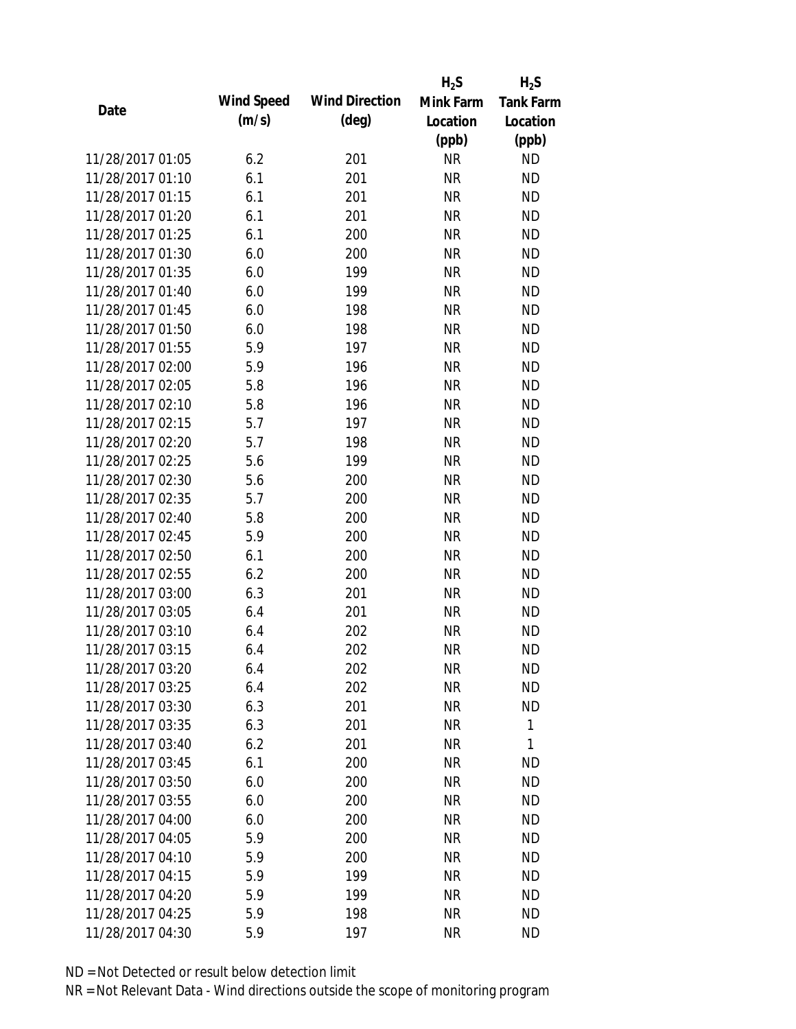| Date | Wind Speed (m/s) | Wind Direction (deg) | $H_2S$ Mink Farm Location (ppb) | $H_2S$ Tank Farm Location (ppb) |
|---|---|---|---|---|
| 11/28/2017 01:05 | 6.2 | 201 | NR | ND |
| 11/28/2017 01:10 | 6.1 | 201 | NR | ND |
| 11/28/2017 01:15 | 6.1 | 201 | NR | ND |
| 11/28/2017 01:20 | 6.1 | 201 | NR | ND |
| 11/28/2017 01:25 | 6.1 | 200 | NR | ND |
| 11/28/2017 01:30 | 6.0 | 200 | NR | ND |
| 11/28/2017 01:35 | 6.0 | 199 | NR | ND |
| 11/28/2017 01:40 | 6.0 | 199 | NR | ND |
| 11/28/2017 01:45 | 6.0 | 198 | NR | ND |
| 11/28/2017 01:50 | 6.0 | 198 | NR | ND |
| 11/28/2017 01:55 | 5.9 | 197 | NR | ND |
| 11/28/2017 02:00 | 5.9 | 196 | NR | ND |
| 11/28/2017 02:05 | 5.8 | 196 | NR | ND |
| 11/28/2017 02:10 | 5.8 | 196 | NR | ND |
| 11/28/2017 02:15 | 5.7 | 197 | NR | ND |
| 11/28/2017 02:20 | 5.7 | 198 | NR | ND |
| 11/28/2017 02:25 | 5.6 | 199 | NR | ND |
| 11/28/2017 02:30 | 5.6 | 200 | NR | ND |
| 11/28/2017 02:35 | 5.7 | 200 | NR | ND |
| 11/28/2017 02:40 | 5.8 | 200 | NR | ND |
| 11/28/2017 02:45 | 5.9 | 200 | NR | ND |
| 11/28/2017 02:50 | 6.1 | 200 | NR | ND |
| 11/28/2017 02:55 | 6.2 | 200 | NR | ND |
| 11/28/2017 03:00 | 6.3 | 201 | NR | ND |
| 11/28/2017 03:05 | 6.4 | 201 | NR | ND |
| 11/28/2017 03:10 | 6.4 | 202 | NR | ND |
| 11/28/2017 03:15 | 6.4 | 202 | NR | ND |
| 11/28/2017 03:20 | 6.4 | 202 | NR | ND |
| 11/28/2017 03:25 | 6.4 | 202 | NR | ND |
| 11/28/2017 03:30 | 6.3 | 201 | NR | ND |
| 11/28/2017 03:35 | 6.3 | 201 | NR | 1 |
| 11/28/2017 03:40 | 6.2 | 201 | NR | 1 |
| 11/28/2017 03:45 | 6.1 | 200 | NR | ND |
| 11/28/2017 03:50 | 6.0 | 200 | NR | ND |
| 11/28/2017 03:55 | 6.0 | 200 | NR | ND |
| 11/28/2017 04:00 | 6.0 | 200 | NR | ND |
| 11/28/2017 04:05 | 5.9 | 200 | NR | ND |
| 11/28/2017 04:10 | 5.9 | 200 | NR | ND |
| 11/28/2017 04:15 | 5.9 | 199 | NR | ND |
| 11/28/2017 04:20 | 5.9 | 199 | NR | ND |
| 11/28/2017 04:25 | 5.9 | 198 | NR | ND |
| 11/28/2017 04:30 | 5.9 | 197 | NR | ND |

ND = Not Detected or result below detection limit

NR = Not Relevant Data - Wind directions outside the scope of monitoring program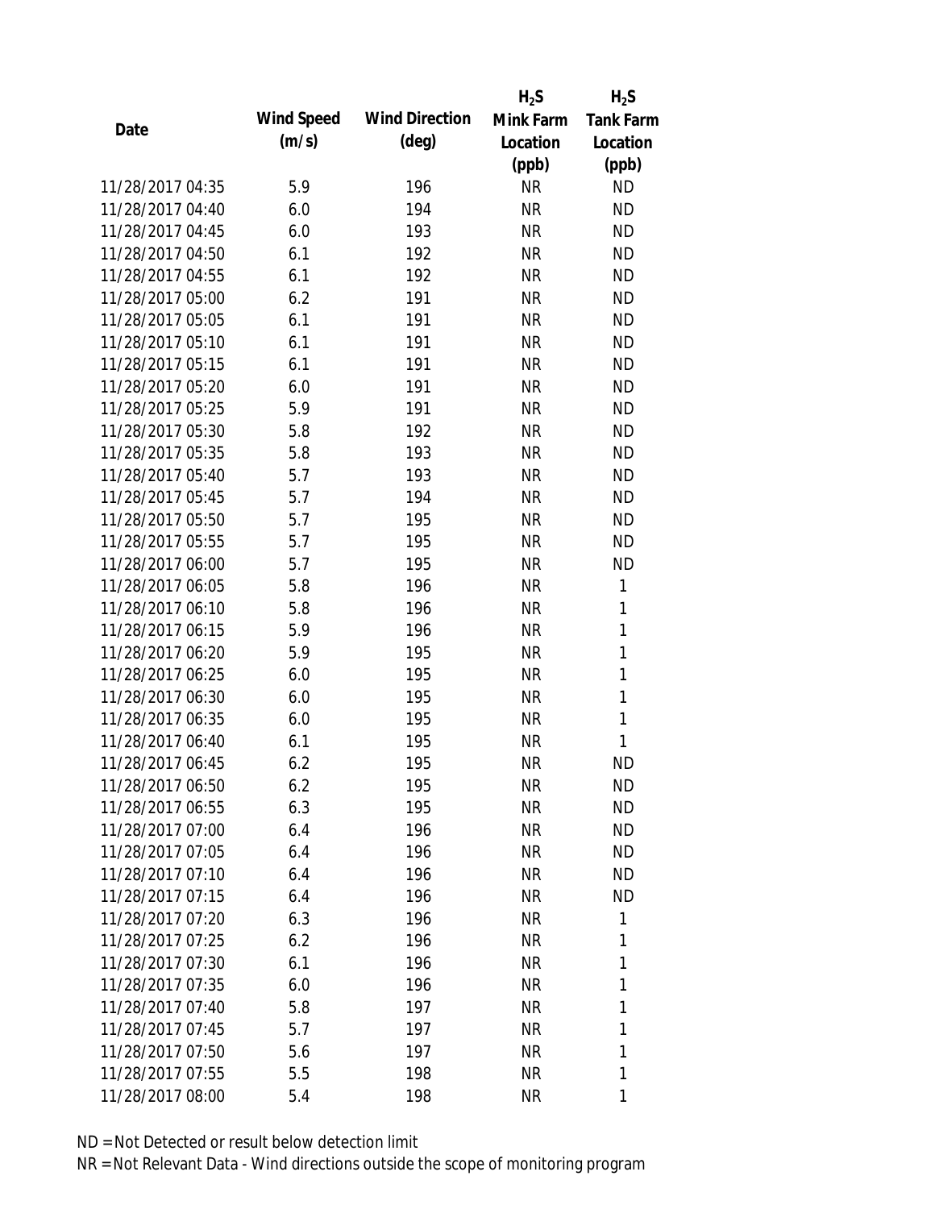| Date | Wind Speed (m/s) | Wind Direction (deg) | $H_2S$ Mink Farm Location (ppb) | $H_2S$ Tank Farm Location (ppb) |
|---|---|---|---|---|
| 11/28/2017 04:35 | 5.9 | 196 | NR | ND |
| 11/28/2017 04:40 | 6.0 | 194 | NR | ND |
| 11/28/2017 04:45 | 6.0 | 193 | NR | ND |
| 11/28/2017 04:50 | 6.1 | 192 | NR | ND |
| 11/28/2017 04:55 | 6.1 | 192 | NR | ND |
| 11/28/2017 05:00 | 6.2 | 191 | NR | ND |
| 11/28/2017 05:05 | 6.1 | 191 | NR | ND |
| 11/28/2017 05:10 | 6.1 | 191 | NR | ND |
| 11/28/2017 05:15 | 6.1 | 191 | NR | ND |
| 11/28/2017 05:20 | 6.0 | 191 | NR | ND |
| 11/28/2017 05:25 | 5.9 | 191 | NR | ND |
| 11/28/2017 05:30 | 5.8 | 192 | NR | ND |
| 11/28/2017 05:35 | 5.8 | 193 | NR | ND |
| 11/28/2017 05:40 | 5.7 | 193 | NR | ND |
| 11/28/2017 05:45 | 5.7 | 194 | NR | ND |
| 11/28/2017 05:50 | 5.7 | 195 | NR | ND |
| 11/28/2017 05:55 | 5.7 | 195 | NR | ND |
| 11/28/2017 06:00 | 5.7 | 195 | NR | ND |
| 11/28/2017 06:05 | 5.8 | 196 | NR | 1 |
| 11/28/2017 06:10 | 5.8 | 196 | NR | 1 |
| 11/28/2017 06:15 | 5.9 | 196 | NR | 1 |
| 11/28/2017 06:20 | 5.9 | 195 | NR | 1 |
| 11/28/2017 06:25 | 6.0 | 195 | NR | 1 |
| 11/28/2017 06:30 | 6.0 | 195 | NR | 1 |
| 11/28/2017 06:35 | 6.0 | 195 | NR | 1 |
| 11/28/2017 06:40 | 6.1 | 195 | NR | 1 |
| 11/28/2017 06:45 | 6.2 | 195 | NR | ND |
| 11/28/2017 06:50 | 6.2 | 195 | NR | ND |
| 11/28/2017 06:55 | 6.3 | 195 | NR | ND |
| 11/28/2017 07:00 | 6.4 | 196 | NR | ND |
| 11/28/2017 07:05 | 6.4 | 196 | NR | ND |
| 11/28/2017 07:10 | 6.4 | 196 | NR | ND |
| 11/28/2017 07:15 | 6.4 | 196 | NR | ND |
| 11/28/2017 07:20 | 6.3 | 196 | NR | 1 |
| 11/28/2017 07:25 | 6.2 | 196 | NR | 1 |
| 11/28/2017 07:30 | 6.1 | 196 | NR | 1 |
| 11/28/2017 07:35 | 6.0 | 196 | NR | 1 |
| 11/28/2017 07:40 | 5.8 | 197 | NR | 1 |
| 11/28/2017 07:45 | 5.7 | 197 | NR | 1 |
| 11/28/2017 07:50 | 5.6 | 197 | NR | 1 |
| 11/28/2017 07:55 | 5.5 | 198 | NR | 1 |
| 11/28/2017 08:00 | 5.4 | 198 | NR | 1 |

ND = Not Detected or result below detection limit

NR = Not Relevant Data - Wind directions outside the scope of monitoring program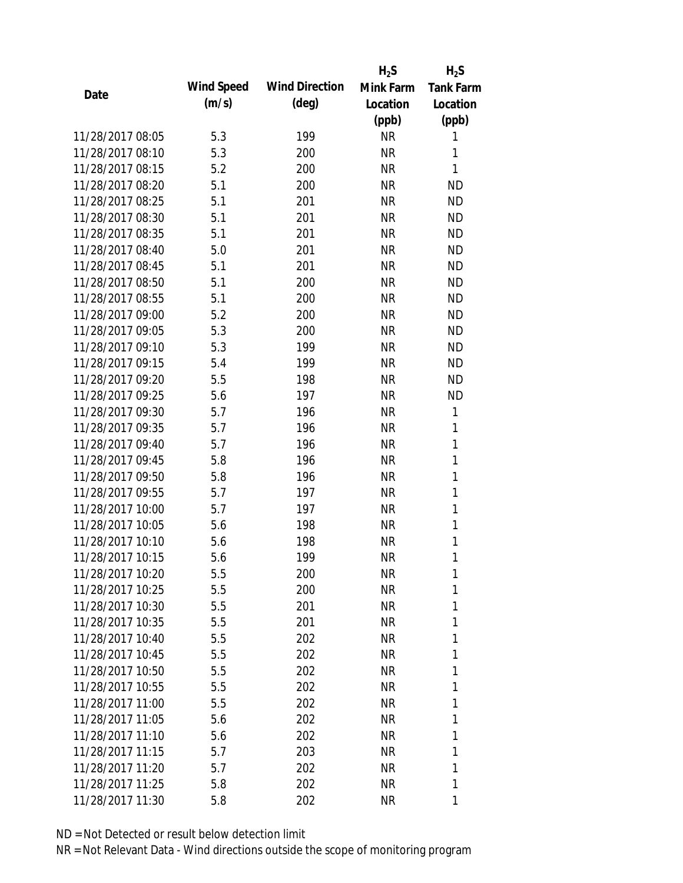| Date | Wind Speed (m/s) | Wind Direction (deg) | $H_2S$ Mink Farm Location (ppb) | $H_2S$ Tank Farm Location (ppb) |
|---|---|---|---|---|
| 11/28/2017 08:05 | 5.3 | 199 | NR | 1 |
| 11/28/2017 08:10 | 5.3 | 200 | NR | 1 |
| 11/28/2017 08:15 | 5.2 | 200 | NR | 1 |
| 11/28/2017 08:20 | 5.1 | 200 | NR | ND |
| 11/28/2017 08:25 | 5.1 | 201 | NR | ND |
| 11/28/2017 08:30 | 5.1 | 201 | NR | ND |
| 11/28/2017 08:35 | 5.1 | 201 | NR | ND |
| 11/28/2017 08:40 | 5.0 | 201 | NR | ND |
| 11/28/2017 08:45 | 5.1 | 201 | NR | ND |
| 11/28/2017 08:50 | 5.1 | 200 | NR | ND |
| 11/28/2017 08:55 | 5.1 | 200 | NR | ND |
| 11/28/2017 09:00 | 5.2 | 200 | NR | ND |
| 11/28/2017 09:05 | 5.3 | 200 | NR | ND |
| 11/28/2017 09:10 | 5.3 | 199 | NR | ND |
| 11/28/2017 09:15 | 5.4 | 199 | NR | ND |
| 11/28/2017 09:20 | 5.5 | 198 | NR | ND |
| 11/28/2017 09:25 | 5.6 | 197 | NR | ND |
| 11/28/2017 09:30 | 5.7 | 196 | NR | 1 |
| 11/28/2017 09:35 | 5.7 | 196 | NR | 1 |
| 11/28/2017 09:40 | 5.7 | 196 | NR | 1 |
| 11/28/2017 09:45 | 5.8 | 196 | NR | 1 |
| 11/28/2017 09:50 | 5.8 | 196 | NR | 1 |
| 11/28/2017 09:55 | 5.7 | 197 | NR | 1 |
| 11/28/2017 10:00 | 5.7 | 197 | NR | 1 |
| 11/28/2017 10:05 | 5.6 | 198 | NR | 1 |
| 11/28/2017 10:10 | 5.6 | 198 | NR | 1 |
| 11/28/2017 10:15 | 5.6 | 199 | NR | 1 |
| 11/28/2017 10:20 | 5.5 | 200 | NR | 1 |
| 11/28/2017 10:25 | 5.5 | 200 | NR | 1 |
| 11/28/2017 10:30 | 5.5 | 201 | NR | 1 |
| 11/28/2017 10:35 | 5.5 | 201 | NR | 1 |
| 11/28/2017 10:40 | 5.5 | 202 | NR | 1 |
| 11/28/2017 10:45 | 5.5 | 202 | NR | 1 |
| 11/28/2017 10:50 | 5.5 | 202 | NR | 1 |
| 11/28/2017 10:55 | 5.5 | 202 | NR | 1 |
| 11/28/2017 11:00 | 5.5 | 202 | NR | 1 |
| 11/28/2017 11:05 | 5.6 | 202 | NR | 1 |
| 11/28/2017 11:10 | 5.6 | 202 | NR | 1 |
| 11/28/2017 11:15 | 5.7 | 203 | NR | 1 |
| 11/28/2017 11:20 | 5.7 | 202 | NR | 1 |
| 11/28/2017 11:25 | 5.8 | 202 | NR | 1 |
| 11/28/2017 11:30 | 5.8 | 202 | NR | 1 |

ND = Not Detected or result below detection limit

NR = Not Relevant Data - Wind directions outside the scope of monitoring program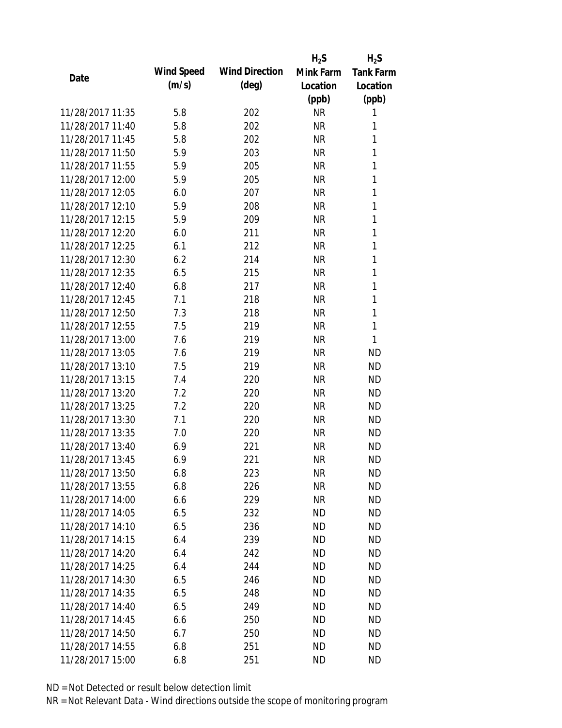| Date | Wind Speed (m/s) | Wind Direction (deg) | $H_2S$ Mink Farm Location (ppb) | $H_2S$ Tank Farm Location (ppb) |
|---|---|---|---|---|
| 11/28/2017 11:35 | 5.8 | 202 | NR | 1 |
| 11/28/2017 11:40 | 5.8 | 202 | NR | 1 |
| 11/28/2017 11:45 | 5.8 | 202 | NR | 1 |
| 11/28/2017 11:50 | 5.9 | 203 | NR | 1 |
| 11/28/2017 11:55 | 5.9 | 205 | NR | 1 |
| 11/28/2017 12:00 | 5.9 | 205 | NR | 1 |
| 11/28/2017 12:05 | 6.0 | 207 | NR | 1 |
| 11/28/2017 12:10 | 5.9 | 208 | NR | 1 |
| 11/28/2017 12:15 | 5.9 | 209 | NR | 1 |
| 11/28/2017 12:20 | 6.0 | 211 | NR | 1 |
| 11/28/2017 12:25 | 6.1 | 212 | NR | 1 |
| 11/28/2017 12:30 | 6.2 | 214 | NR | 1 |
| 11/28/2017 12:35 | 6.5 | 215 | NR | 1 |
| 11/28/2017 12:40 | 6.8 | 217 | NR | 1 |
| 11/28/2017 12:45 | 7.1 | 218 | NR | 1 |
| 11/28/2017 12:50 | 7.3 | 218 | NR | 1 |
| 11/28/2017 12:55 | 7.5 | 219 | NR | 1 |
| 11/28/2017 13:00 | 7.6 | 219 | NR | 1 |
| 11/28/2017 13:05 | 7.6 | 219 | NR | ND |
| 11/28/2017 13:10 | 7.5 | 219 | NR | ND |
| 11/28/2017 13:15 | 7.4 | 220 | NR | ND |
| 11/28/2017 13:20 | 7.2 | 220 | NR | ND |
| 11/28/2017 13:25 | 7.2 | 220 | NR | ND |
| 11/28/2017 13:30 | 7.1 | 220 | NR | ND |
| 11/28/2017 13:35 | 7.0 | 220 | NR | ND |
| 11/28/2017 13:40 | 6.9 | 221 | NR | ND |
| 11/28/2017 13:45 | 6.9 | 221 | NR | ND |
| 11/28/2017 13:50 | 6.8 | 223 | NR | ND |
| 11/28/2017 13:55 | 6.8 | 226 | NR | ND |
| 11/28/2017 14:00 | 6.6 | 229 | NR | ND |
| 11/28/2017 14:05 | 6.5 | 232 | ND | ND |
| 11/28/2017 14:10 | 6.5 | 236 | ND | ND |
| 11/28/2017 14:15 | 6.4 | 239 | ND | ND |
| 11/28/2017 14:20 | 6.4 | 242 | ND | ND |
| 11/28/2017 14:25 | 6.4 | 244 | ND | ND |
| 11/28/2017 14:30 | 6.5 | 246 | ND | ND |
| 11/28/2017 14:35 | 6.5 | 248 | ND | ND |
| 11/28/2017 14:40 | 6.5 | 249 | ND | ND |
| 11/28/2017 14:45 | 6.6 | 250 | ND | ND |
| 11/28/2017 14:50 | 6.7 | 250 | ND | ND |
| 11/28/2017 14:55 | 6.8 | 251 | ND | ND |
| 11/28/2017 15:00 | 6.8 | 251 | ND | ND |

ND = Not Detected or result below detection limit

NR = Not Relevant Data - Wind directions outside the scope of monitoring program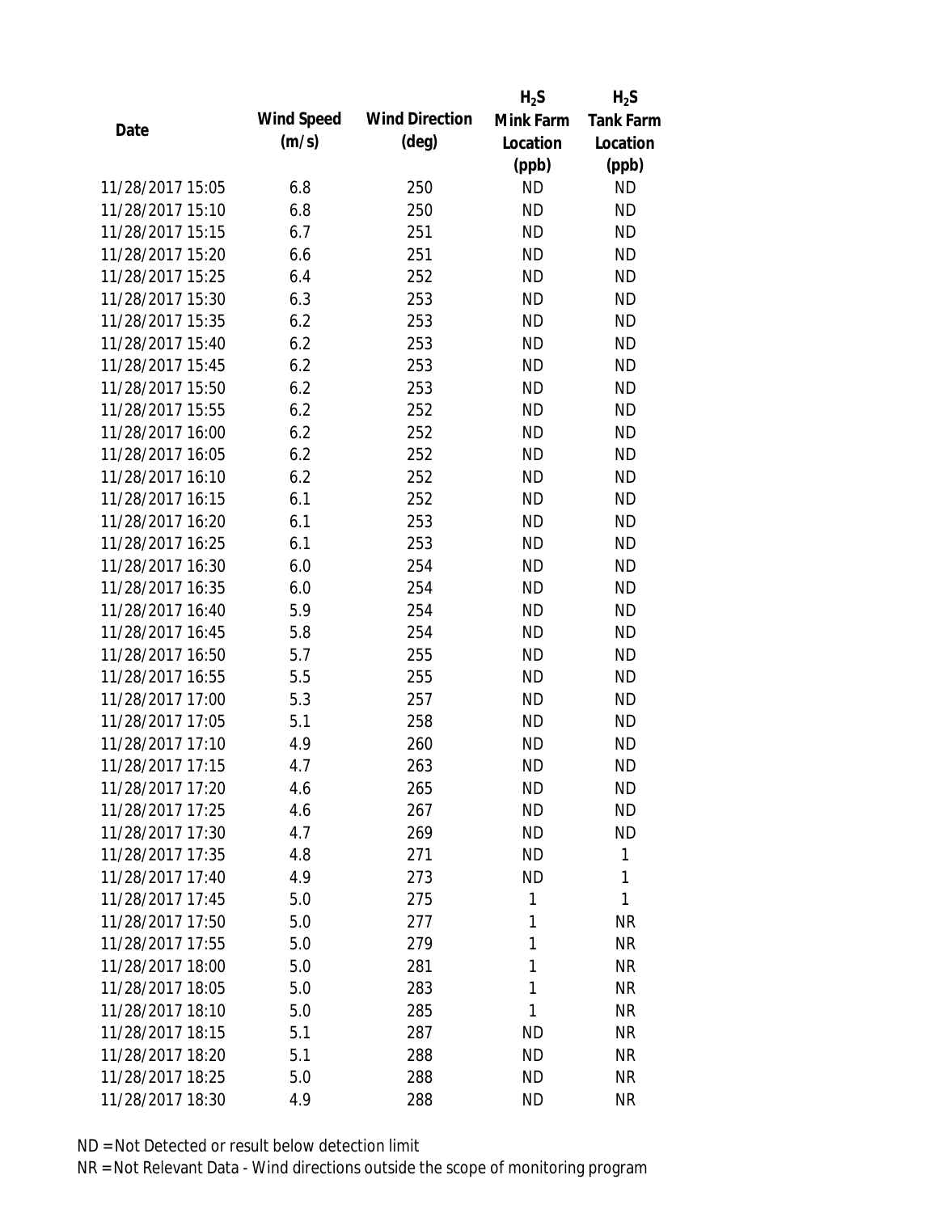| Date | Wind Speed (m/s) | Wind Direction (deg) | $H_2S$ Mink Farm Location (ppb) | $H_2S$ Tank Farm Location (ppb) |
|---|---|---|---|---|
| 11/28/2017 15:05 | 6.8 | 250 | ND | ND |
| 11/28/2017 15:10 | 6.8 | 250 | ND | ND |
| 11/28/2017 15:15 | 6.7 | 251 | ND | ND |
| 11/28/2017 15:20 | 6.6 | 251 | ND | ND |
| 11/28/2017 15:25 | 6.4 | 252 | ND | ND |
| 11/28/2017 15:30 | 6.3 | 253 | ND | ND |
| 11/28/2017 15:35 | 6.2 | 253 | ND | ND |
| 11/28/2017 15:40 | 6.2 | 253 | ND | ND |
| 11/28/2017 15:45 | 6.2 | 253 | ND | ND |
| 11/28/2017 15:50 | 6.2 | 253 | ND | ND |
| 11/28/2017 15:55 | 6.2 | 252 | ND | ND |
| 11/28/2017 16:00 | 6.2 | 252 | ND | ND |
| 11/28/2017 16:05 | 6.2 | 252 | ND | ND |
| 11/28/2017 16:10 | 6.2 | 252 | ND | ND |
| 11/28/2017 16:15 | 6.1 | 252 | ND | ND |
| 11/28/2017 16:20 | 6.1 | 253 | ND | ND |
| 11/28/2017 16:25 | 6.1 | 253 | ND | ND |
| 11/28/2017 16:30 | 6.0 | 254 | ND | ND |
| 11/28/2017 16:35 | 6.0 | 254 | ND | ND |
| 11/28/2017 16:40 | 5.9 | 254 | ND | ND |
| 11/28/2017 16:45 | 5.8 | 254 | ND | ND |
| 11/28/2017 16:50 | 5.7 | 255 | ND | ND |
| 11/28/2017 16:55 | 5.5 | 255 | ND | ND |
| 11/28/2017 17:00 | 5.3 | 257 | ND | ND |
| 11/28/2017 17:05 | 5.1 | 258 | ND | ND |
| 11/28/2017 17:10 | 4.9 | 260 | ND | ND |
| 11/28/2017 17:15 | 4.7 | 263 | ND | ND |
| 11/28/2017 17:20 | 4.6 | 265 | ND | ND |
| 11/28/2017 17:25 | 4.6 | 267 | ND | ND |
| 11/28/2017 17:30 | 4.7 | 269 | ND | ND |
| 11/28/2017 17:35 | 4.8 | 271 | ND | 1 |
| 11/28/2017 17:40 | 4.9 | 273 | ND | 1 |
| 11/28/2017 17:45 | 5.0 | 275 | 1 | 1 |
| 11/28/2017 17:50 | 5.0 | 277 | 1 | NR |
| 11/28/2017 17:55 | 5.0 | 279 | 1 | NR |
| 11/28/2017 18:00 | 5.0 | 281 | 1 | NR |
| 11/28/2017 18:05 | 5.0 | 283 | 1 | NR |
| 11/28/2017 18:10 | 5.0 | 285 | 1 | NR |
| 11/28/2017 18:15 | 5.1 | 287 | ND | NR |
| 11/28/2017 18:20 | 5.1 | 288 | ND | NR |
| 11/28/2017 18:25 | 5.0 | 288 | ND | NR |
| 11/28/2017 18:30 | 4.9 | 288 | ND | NR |

ND = Not Detected or result below detection limit

NR = Not Relevant Data - Wind directions outside the scope of monitoring program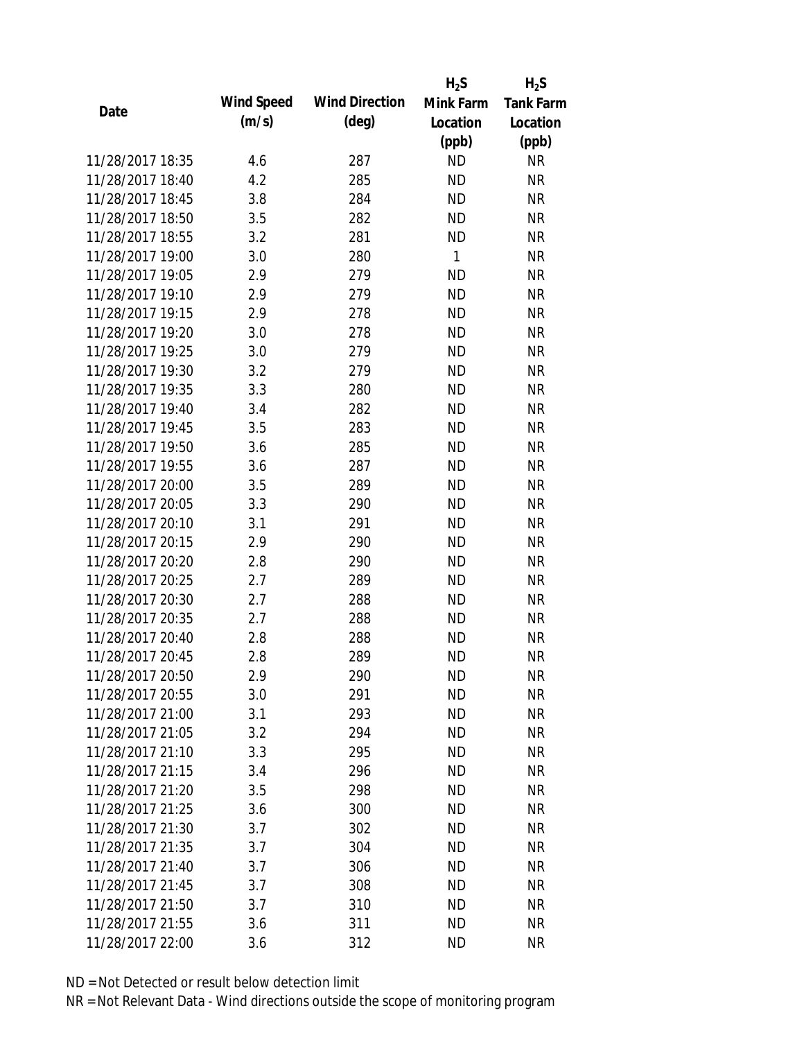| Date | Wind Speed (m/s) | Wind Direction (deg) | $H_2S$ Mink Farm Location (ppb) | $H_2S$ Tank Farm Location (ppb) |
|---|---|---|---|---|
| 11/28/2017 18:35 | 4.6 | 287 | ND | NR |
| 11/28/2017 18:40 | 4.2 | 285 | ND | NR |
| 11/28/2017 18:45 | 3.8 | 284 | ND | NR |
| 11/28/2017 18:50 | 3.5 | 282 | ND | NR |
| 11/28/2017 18:55 | 3.2 | 281 | ND | NR |
| 11/28/2017 19:00 | 3.0 | 280 | 1 | NR |
| 11/28/2017 19:05 | 2.9 | 279 | ND | NR |
| 11/28/2017 19:10 | 2.9 | 279 | ND | NR |
| 11/28/2017 19:15 | 2.9 | 278 | ND | NR |
| 11/28/2017 19:20 | 3.0 | 278 | ND | NR |
| 11/28/2017 19:25 | 3.0 | 279 | ND | NR |
| 11/28/2017 19:30 | 3.2 | 279 | ND | NR |
| 11/28/2017 19:35 | 3.3 | 280 | ND | NR |
| 11/28/2017 19:40 | 3.4 | 282 | ND | NR |
| 11/28/2017 19:45 | 3.5 | 283 | ND | NR |
| 11/28/2017 19:50 | 3.6 | 285 | ND | NR |
| 11/28/2017 19:55 | 3.6 | 287 | ND | NR |
| 11/28/2017 20:00 | 3.5 | 289 | ND | NR |
| 11/28/2017 20:05 | 3.3 | 290 | ND | NR |
| 11/28/2017 20:10 | 3.1 | 291 | ND | NR |
| 11/28/2017 20:15 | 2.9 | 290 | ND | NR |
| 11/28/2017 20:20 | 2.8 | 290 | ND | NR |
| 11/28/2017 20:25 | 2.7 | 289 | ND | NR |
| 11/28/2017 20:30 | 2.7 | 288 | ND | NR |
| 11/28/2017 20:35 | 2.7 | 288 | ND | NR |
| 11/28/2017 20:40 | 2.8 | 288 | ND | NR |
| 11/28/2017 20:45 | 2.8 | 289 | ND | NR |
| 11/28/2017 20:50 | 2.9 | 290 | ND | NR |
| 11/28/2017 20:55 | 3.0 | 291 | ND | NR |
| 11/28/2017 21:00 | 3.1 | 293 | ND | NR |
| 11/28/2017 21:05 | 3.2 | 294 | ND | NR |
| 11/28/2017 21:10 | 3.3 | 295 | ND | NR |
| 11/28/2017 21:15 | 3.4 | 296 | ND | NR |
| 11/28/2017 21:20 | 3.5 | 298 | ND | NR |
| 11/28/2017 21:25 | 3.6 | 300 | ND | NR |
| 11/28/2017 21:30 | 3.7 | 302 | ND | NR |
| 11/28/2017 21:35 | 3.7 | 304 | ND | NR |
| 11/28/2017 21:40 | 3.7 | 306 | ND | NR |
| 11/28/2017 21:45 | 3.7 | 308 | ND | NR |
| 11/28/2017 21:50 | 3.7 | 310 | ND | NR |
| 11/28/2017 21:55 | 3.6 | 311 | ND | NR |
| 11/28/2017 22:00 | 3.6 | 312 | ND | NR |

ND = Not Detected or result below detection limit

NR = Not Relevant Data - Wind directions outside the scope of monitoring program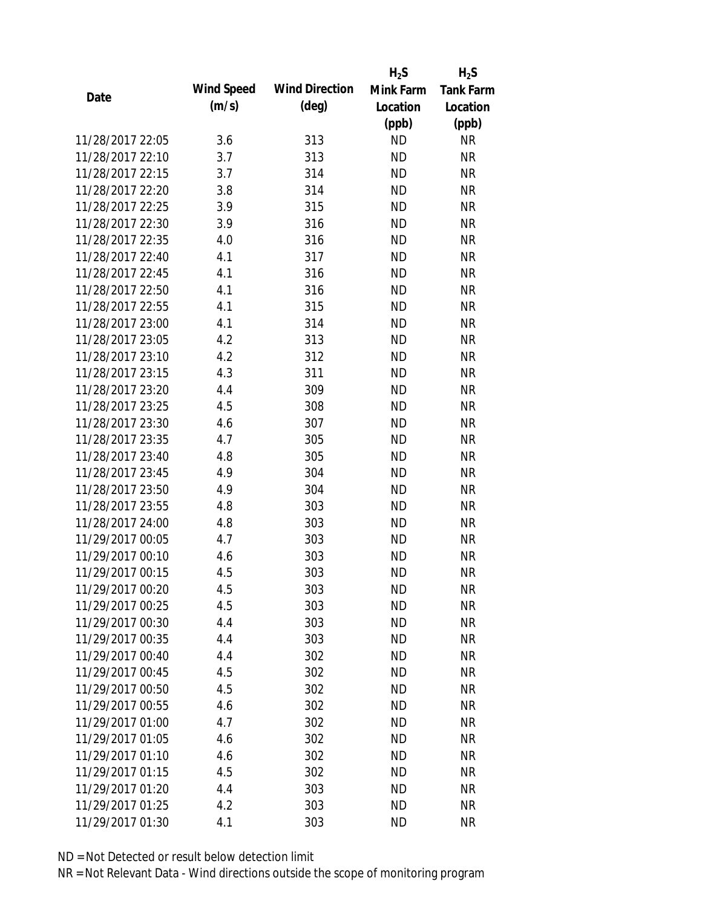| Date | Wind Speed (m/s) | Wind Direction (deg) | $H_2S$ Mink Farm Location (ppb) | $H_2S$ Tank Farm Location (ppb) |
|---|---|---|---|---|
| 11/28/2017 22:05 | 3.6 | 313 | ND | NR |
| 11/28/2017 22:10 | 3.7 | 313 | ND | NR |
| 11/28/2017 22:15 | 3.7 | 314 | ND | NR |
| 11/28/2017 22:20 | 3.8 | 314 | ND | NR |
| 11/28/2017 22:25 | 3.9 | 315 | ND | NR |
| 11/28/2017 22:30 | 3.9 | 316 | ND | NR |
| 11/28/2017 22:35 | 4.0 | 316 | ND | NR |
| 11/28/2017 22:40 | 4.1 | 317 | ND | NR |
| 11/28/2017 22:45 | 4.1 | 316 | ND | NR |
| 11/28/2017 22:50 | 4.1 | 316 | ND | NR |
| 11/28/2017 22:55 | 4.1 | 315 | ND | NR |
| 11/28/2017 23:00 | 4.1 | 314 | ND | NR |
| 11/28/2017 23:05 | 4.2 | 313 | ND | NR |
| 11/28/2017 23:10 | 4.2 | 312 | ND | NR |
| 11/28/2017 23:15 | 4.3 | 311 | ND | NR |
| 11/28/2017 23:20 | 4.4 | 309 | ND | NR |
| 11/28/2017 23:25 | 4.5 | 308 | ND | NR |
| 11/28/2017 23:30 | 4.6 | 307 | ND | NR |
| 11/28/2017 23:35 | 4.7 | 305 | ND | NR |
| 11/28/2017 23:40 | 4.8 | 305 | ND | NR |
| 11/28/2017 23:45 | 4.9 | 304 | ND | NR |
| 11/28/2017 23:50 | 4.9 | 304 | ND | NR |
| 11/28/2017 23:55 | 4.8 | 303 | ND | NR |
| 11/28/2017 24:00 | 4.8 | 303 | ND | NR |
| 11/29/2017 00:05 | 4.7 | 303 | ND | NR |
| 11/29/2017 00:10 | 4.6 | 303 | ND | NR |
| 11/29/2017 00:15 | 4.5 | 303 | ND | NR |
| 11/29/2017 00:20 | 4.5 | 303 | ND | NR |
| 11/29/2017 00:25 | 4.5 | 303 | ND | NR |
| 11/29/2017 00:30 | 4.4 | 303 | ND | NR |
| 11/29/2017 00:35 | 4.4 | 303 | ND | NR |
| 11/29/2017 00:40 | 4.4 | 302 | ND | NR |
| 11/29/2017 00:45 | 4.5 | 302 | ND | NR |
| 11/29/2017 00:50 | 4.5 | 302 | ND | NR |
| 11/29/2017 00:55 | 4.6 | 302 | ND | NR |
| 11/29/2017 01:00 | 4.7 | 302 | ND | NR |
| 11/29/2017 01:05 | 4.6 | 302 | ND | NR |
| 11/29/2017 01:10 | 4.6 | 302 | ND | NR |
| 11/29/2017 01:15 | 4.5 | 302 | ND | NR |
| 11/29/2017 01:20 | 4.4 | 303 | ND | NR |
| 11/29/2017 01:25 | 4.2 | 303 | ND | NR |
| 11/29/2017 01:30 | 4.1 | 303 | ND | NR |

ND = Not Detected or result below detection limit

NR = Not Relevant Data - Wind directions outside the scope of monitoring program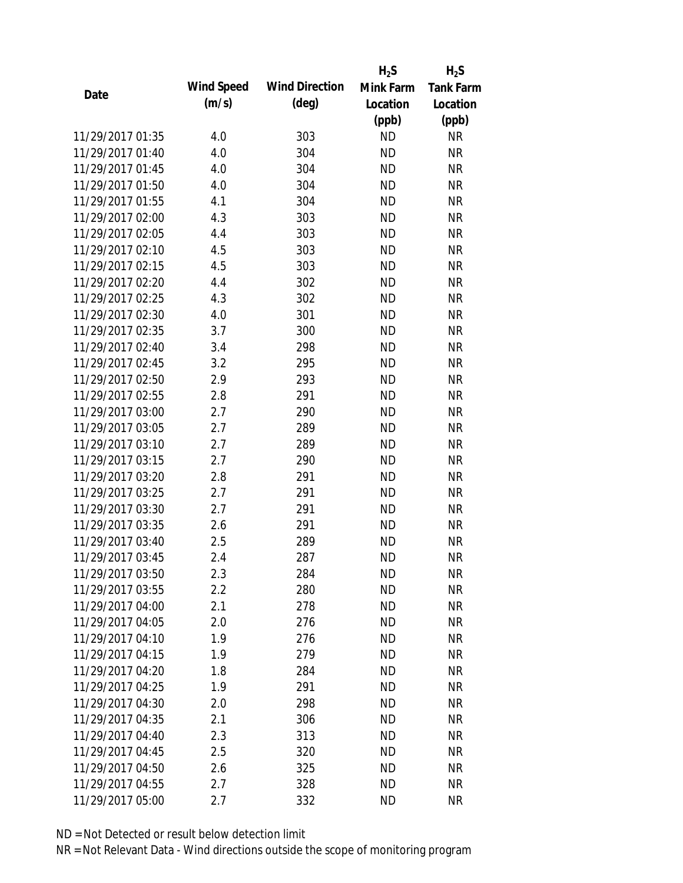| Date | Wind Speed (m/s) | Wind Direction (deg) | $H_2S$ Mink Farm Location (ppb) | $H_2S$ Tank Farm Location (ppb) |
|---|---|---|---|---|
| 11/29/2017 01:35 | 4.0 | 303 | ND | NR |
| 11/29/2017 01:40 | 4.0 | 304 | ND | NR |
| 11/29/2017 01:45 | 4.0 | 304 | ND | NR |
| 11/29/2017 01:50 | 4.0 | 304 | ND | NR |
| 11/29/2017 01:55 | 4.1 | 304 | ND | NR |
| 11/29/2017 02:00 | 4.3 | 303 | ND | NR |
| 11/29/2017 02:05 | 4.4 | 303 | ND | NR |
| 11/29/2017 02:10 | 4.5 | 303 | ND | NR |
| 11/29/2017 02:15 | 4.5 | 303 | ND | NR |
| 11/29/2017 02:20 | 4.4 | 302 | ND | NR |
| 11/29/2017 02:25 | 4.3 | 302 | ND | NR |
| 11/29/2017 02:30 | 4.0 | 301 | ND | NR |
| 11/29/2017 02:35 | 3.7 | 300 | ND | NR |
| 11/29/2017 02:40 | 3.4 | 298 | ND | NR |
| 11/29/2017 02:45 | 3.2 | 295 | ND | NR |
| 11/29/2017 02:50 | 2.9 | 293 | ND | NR |
| 11/29/2017 02:55 | 2.8 | 291 | ND | NR |
| 11/29/2017 03:00 | 2.7 | 290 | ND | NR |
| 11/29/2017 03:05 | 2.7 | 289 | ND | NR |
| 11/29/2017 03:10 | 2.7 | 289 | ND | NR |
| 11/29/2017 03:15 | 2.7 | 290 | ND | NR |
| 11/29/2017 03:20 | 2.8 | 291 | ND | NR |
| 11/29/2017 03:25 | 2.7 | 291 | ND | NR |
| 11/29/2017 03:30 | 2.7 | 291 | ND | NR |
| 11/29/2017 03:35 | 2.6 | 291 | ND | NR |
| 11/29/2017 03:40 | 2.5 | 289 | ND | NR |
| 11/29/2017 03:45 | 2.4 | 287 | ND | NR |
| 11/29/2017 03:50 | 2.3 | 284 | ND | NR |
| 11/29/2017 03:55 | 2.2 | 280 | ND | NR |
| 11/29/2017 04:00 | 2.1 | 278 | ND | NR |
| 11/29/2017 04:05 | 2.0 | 276 | ND | NR |
| 11/29/2017 04:10 | 1.9 | 276 | ND | NR |
| 11/29/2017 04:15 | 1.9 | 279 | ND | NR |
| 11/29/2017 04:20 | 1.8 | 284 | ND | NR |
| 11/29/2017 04:25 | 1.9 | 291 | ND | NR |
| 11/29/2017 04:30 | 2.0 | 298 | ND | NR |
| 11/29/2017 04:35 | 2.1 | 306 | ND | NR |
| 11/29/2017 04:40 | 2.3 | 313 | ND | NR |
| 11/29/2017 04:45 | 2.5 | 320 | ND | NR |
| 11/29/2017 04:50 | 2.6 | 325 | ND | NR |
| 11/29/2017 04:55 | 2.7 | 328 | ND | NR |
| 11/29/2017 05:00 | 2.7 | 332 | ND | NR |

ND = Not Detected or result below detection limit

NR = Not Relevant Data - Wind directions outside the scope of monitoring program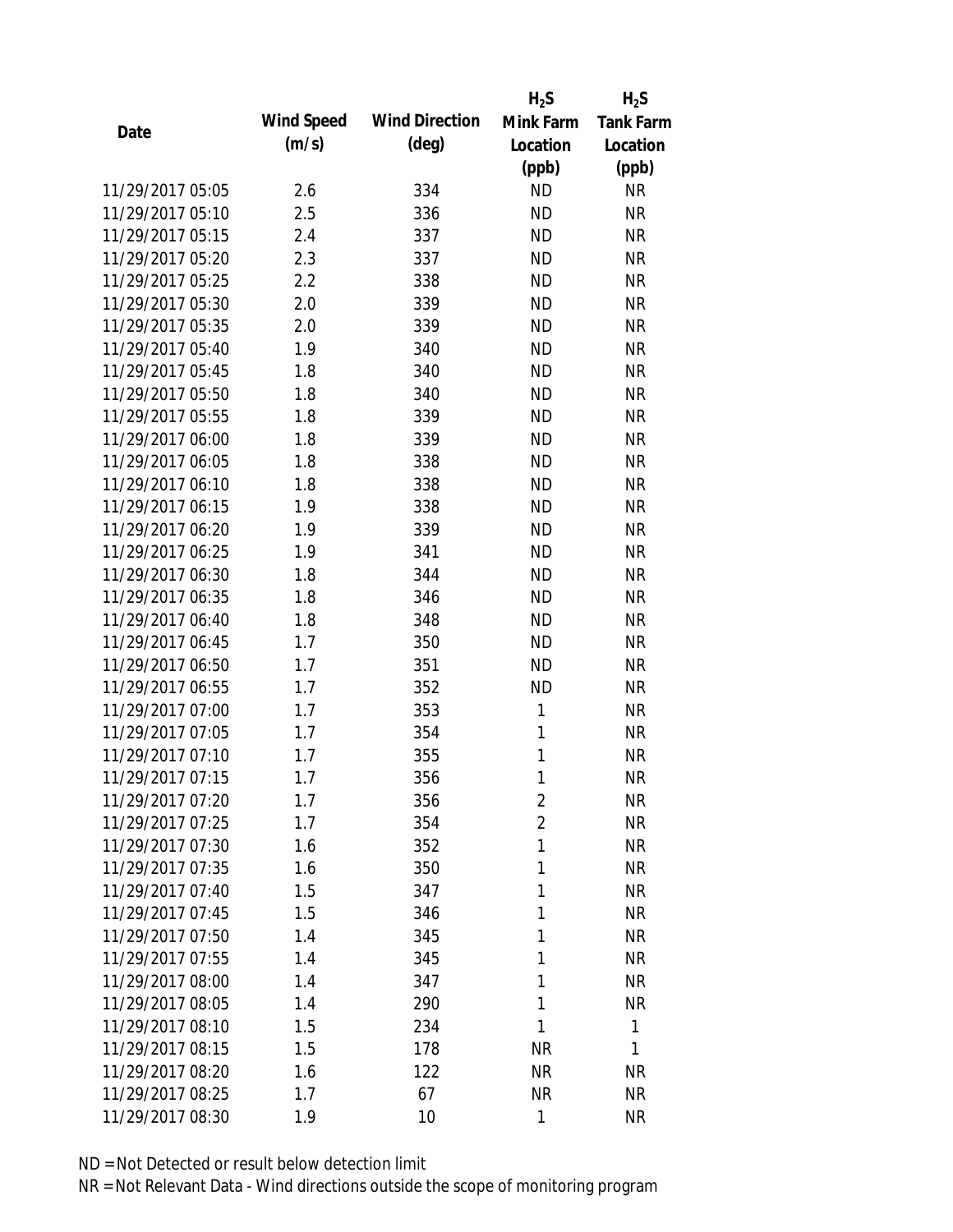| Date | Wind Speed (m/s) | Wind Direction (deg) | $H_2S$ Mink Farm Location (ppb) | $H_2S$ Tank Farm Location (ppb) |
|---|---|---|---|---|
| 11/29/2017 05:05 | 2.6 | 334 | ND | NR |
| 11/29/2017 05:10 | 2.5 | 336 | ND | NR |
| 11/29/2017 05:15 | 2.4 | 337 | ND | NR |
| 11/29/2017 05:20 | 2.3 | 337 | ND | NR |
| 11/29/2017 05:25 | 2.2 | 338 | ND | NR |
| 11/29/2017 05:30 | 2.0 | 339 | ND | NR |
| 11/29/2017 05:35 | 2.0 | 339 | ND | NR |
| 11/29/2017 05:40 | 1.9 | 340 | ND | NR |
| 11/29/2017 05:45 | 1.8 | 340 | ND | NR |
| 11/29/2017 05:50 | 1.8 | 340 | ND | NR |
| 11/29/2017 05:55 | 1.8 | 339 | ND | NR |
| 11/29/2017 06:00 | 1.8 | 339 | ND | NR |
| 11/29/2017 06:05 | 1.8 | 338 | ND | NR |
| 11/29/2017 06:10 | 1.8 | 338 | ND | NR |
| 11/29/2017 06:15 | 1.9 | 338 | ND | NR |
| 11/29/2017 06:20 | 1.9 | 339 | ND | NR |
| 11/29/2017 06:25 | 1.9 | 341 | ND | NR |
| 11/29/2017 06:30 | 1.8 | 344 | ND | NR |
| 11/29/2017 06:35 | 1.8 | 346 | ND | NR |
| 11/29/2017 06:40 | 1.8 | 348 | ND | NR |
| 11/29/2017 06:45 | 1.7 | 350 | ND | NR |
| 11/29/2017 06:50 | 1.7 | 351 | ND | NR |
| 11/29/2017 06:55 | 1.7 | 352 | ND | NR |
| 11/29/2017 07:00 | 1.7 | 353 | 1 | NR |
| 11/29/2017 07:05 | 1.7 | 354 | 1 | NR |
| 11/29/2017 07:10 | 1.7 | 355 | 1 | NR |
| 11/29/2017 07:15 | 1.7 | 356 | 1 | NR |
| 11/29/2017 07:20 | 1.7 | 356 | 2 | NR |
| 11/29/2017 07:25 | 1.7 | 354 | 2 | NR |
| 11/29/2017 07:30 | 1.6 | 352 | 1 | NR |
| 11/29/2017 07:35 | 1.6 | 350 | 1 | NR |
| 11/29/2017 07:40 | 1.5 | 347 | 1 | NR |
| 11/29/2017 07:45 | 1.5 | 346 | 1 | NR |
| 11/29/2017 07:50 | 1.4 | 345 | 1 | NR |
| 11/29/2017 07:55 | 1.4 | 345 | 1 | NR |
| 11/29/2017 08:00 | 1.4 | 347 | 1 | NR |
| 11/29/2017 08:05 | 1.4 | 290 | 1 | NR |
| 11/29/2017 08:10 | 1.5 | 234 | 1 | 1 |
| 11/29/2017 08:15 | 1.5 | 178 | NR | 1 |
| 11/29/2017 08:20 | 1.6 | 122 | NR | NR |
| 11/29/2017 08:25 | 1.7 | 67 | NR | NR |
| 11/29/2017 08:30 | 1.9 | 10 | 1 | NR |

ND = Not Detected or result below detection limit

NR = Not Relevant Data - Wind directions outside the scope of monitoring program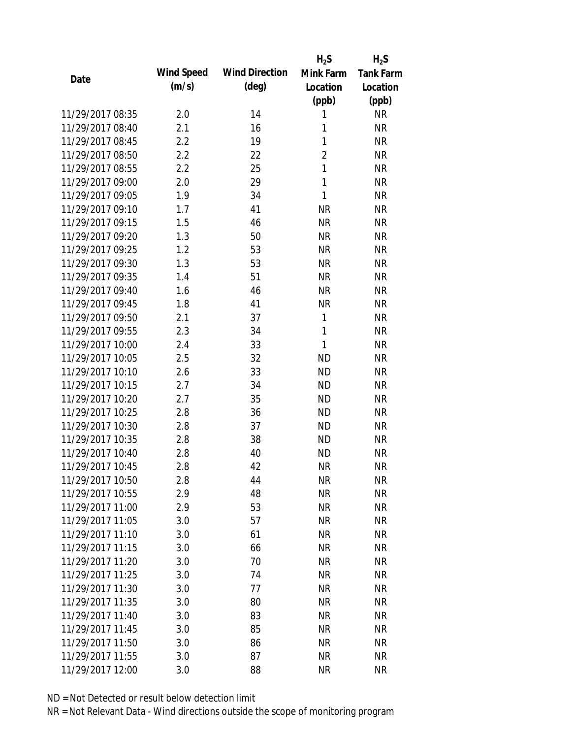| Date | Wind Speed (m/s) | Wind Direction (deg) | $H_2S$ Mink Farm Location (ppb) | $H_2S$ Tank Farm Location (ppb) |
|---|---|---|---|---|
| 11/29/2017 08:35 | 2.0 | 14 | 1 | NR |
| 11/29/2017 08:40 | 2.1 | 16 | 1 | NR |
| 11/29/2017 08:45 | 2.2 | 19 | 1 | NR |
| 11/29/2017 08:50 | 2.2 | 22 | 2 | NR |
| 11/29/2017 08:55 | 2.2 | 25 | 1 | NR |
| 11/29/2017 09:00 | 2.0 | 29 | 1 | NR |
| 11/29/2017 09:05 | 1.9 | 34 | 1 | NR |
| 11/29/2017 09:10 | 1.7 | 41 | NR | NR |
| 11/29/2017 09:15 | 1.5 | 46 | NR | NR |
| 11/29/2017 09:20 | 1.3 | 50 | NR | NR |
| 11/29/2017 09:25 | 1.2 | 53 | NR | NR |
| 11/29/2017 09:30 | 1.3 | 53 | NR | NR |
| 11/29/2017 09:35 | 1.4 | 51 | NR | NR |
| 11/29/2017 09:40 | 1.6 | 46 | NR | NR |
| 11/29/2017 09:45 | 1.8 | 41 | NR | NR |
| 11/29/2017 09:50 | 2.1 | 37 | 1 | NR |
| 11/29/2017 09:55 | 2.3 | 34 | 1 | NR |
| 11/29/2017 10:00 | 2.4 | 33 | 1 | NR |
| 11/29/2017 10:05 | 2.5 | 32 | ND | NR |
| 11/29/2017 10:10 | 2.6 | 33 | ND | NR |
| 11/29/2017 10:15 | 2.7 | 34 | ND | NR |
| 11/29/2017 10:20 | 2.7 | 35 | ND | NR |
| 11/29/2017 10:25 | 2.8 | 36 | ND | NR |
| 11/29/2017 10:30 | 2.8 | 37 | ND | NR |
| 11/29/2017 10:35 | 2.8 | 38 | ND | NR |
| 11/29/2017 10:40 | 2.8 | 40 | ND | NR |
| 11/29/2017 10:45 | 2.8 | 42 | NR | NR |
| 11/29/2017 10:50 | 2.8 | 44 | NR | NR |
| 11/29/2017 10:55 | 2.9 | 48 | NR | NR |
| 11/29/2017 11:00 | 2.9 | 53 | NR | NR |
| 11/29/2017 11:05 | 3.0 | 57 | NR | NR |
| 11/29/2017 11:10 | 3.0 | 61 | NR | NR |
| 11/29/2017 11:15 | 3.0 | 66 | NR | NR |
| 11/29/2017 11:20 | 3.0 | 70 | NR | NR |
| 11/29/2017 11:25 | 3.0 | 74 | NR | NR |
| 11/29/2017 11:30 | 3.0 | 77 | NR | NR |
| 11/29/2017 11:35 | 3.0 | 80 | NR | NR |
| 11/29/2017 11:40 | 3.0 | 83 | NR | NR |
| 11/29/2017 11:45 | 3.0 | 85 | NR | NR |
| 11/29/2017 11:50 | 3.0 | 86 | NR | NR |
| 11/29/2017 11:55 | 3.0 | 87 | NR | NR |
| 11/29/2017 12:00 | 3.0 | 88 | NR | NR |

ND = Not Detected or result below detection limit

NR = Not Relevant Data - Wind directions outside the scope of monitoring program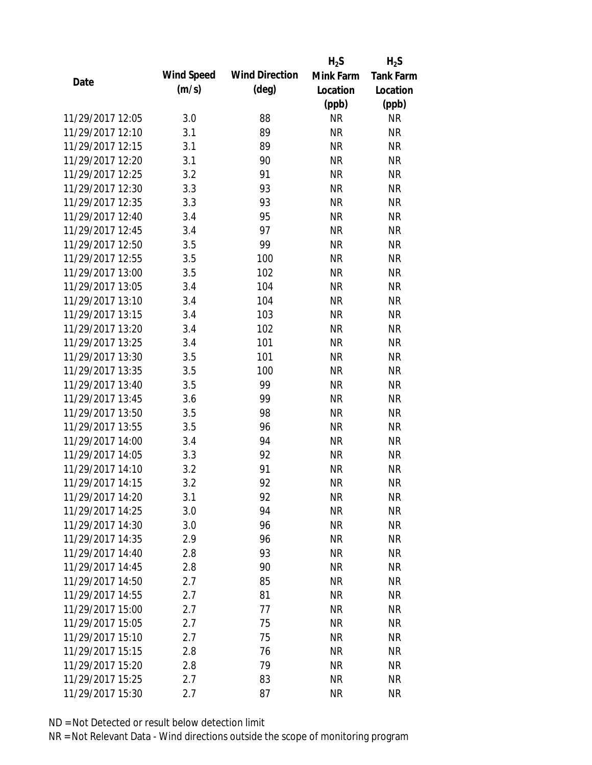| Date | Wind Speed (m/s) | Wind Direction (deg) | $H_2S$ Mink Farm Location (ppb) | $H_2S$ Tank Farm Location (ppb) |
|---|---|---|---|---|
| 11/29/2017 12:05 | 3.0 | 88 | NR | NR |
| 11/29/2017 12:10 | 3.1 | 89 | NR | NR |
| 11/29/2017 12:15 | 3.1 | 89 | NR | NR |
| 11/29/2017 12:20 | 3.1 | 90 | NR | NR |
| 11/29/2017 12:25 | 3.2 | 91 | NR | NR |
| 11/29/2017 12:30 | 3.3 | 93 | NR | NR |
| 11/29/2017 12:35 | 3.3 | 93 | NR | NR |
| 11/29/2017 12:40 | 3.4 | 95 | NR | NR |
| 11/29/2017 12:45 | 3.4 | 97 | NR | NR |
| 11/29/2017 12:50 | 3.5 | 99 | NR | NR |
| 11/29/2017 12:55 | 3.5 | 100 | NR | NR |
| 11/29/2017 13:00 | 3.5 | 102 | NR | NR |
| 11/29/2017 13:05 | 3.4 | 104 | NR | NR |
| 11/29/2017 13:10 | 3.4 | 104 | NR | NR |
| 11/29/2017 13:15 | 3.4 | 103 | NR | NR |
| 11/29/2017 13:20 | 3.4 | 102 | NR | NR |
| 11/29/2017 13:25 | 3.4 | 101 | NR | NR |
| 11/29/2017 13:30 | 3.5 | 101 | NR | NR |
| 11/29/2017 13:35 | 3.5 | 100 | NR | NR |
| 11/29/2017 13:40 | 3.5 | 99 | NR | NR |
| 11/29/2017 13:45 | 3.6 | 99 | NR | NR |
| 11/29/2017 13:50 | 3.5 | 98 | NR | NR |
| 11/29/2017 13:55 | 3.5 | 96 | NR | NR |
| 11/29/2017 14:00 | 3.4 | 94 | NR | NR |
| 11/29/2017 14:05 | 3.3 | 92 | NR | NR |
| 11/29/2017 14:10 | 3.2 | 91 | NR | NR |
| 11/29/2017 14:15 | 3.2 | 92 | NR | NR |
| 11/29/2017 14:20 | 3.1 | 92 | NR | NR |
| 11/29/2017 14:25 | 3.0 | 94 | NR | NR |
| 11/29/2017 14:30 | 3.0 | 96 | NR | NR |
| 11/29/2017 14:35 | 2.9 | 96 | NR | NR |
| 11/29/2017 14:40 | 2.8 | 93 | NR | NR |
| 11/29/2017 14:45 | 2.8 | 90 | NR | NR |
| 11/29/2017 14:50 | 2.7 | 85 | NR | NR |
| 11/29/2017 14:55 | 2.7 | 81 | NR | NR |
| 11/29/2017 15:00 | 2.7 | 77 | NR | NR |
| 11/29/2017 15:05 | 2.7 | 75 | NR | NR |
| 11/29/2017 15:10 | 2.7 | 75 | NR | NR |
| 11/29/2017 15:15 | 2.8 | 76 | NR | NR |
| 11/29/2017 15:20 | 2.8 | 79 | NR | NR |
| 11/29/2017 15:25 | 2.7 | 83 | NR | NR |
| 11/29/2017 15:30 | 2.7 | 87 | NR | NR |

ND = Not Detected or result below detection limit

NR = Not Relevant Data - Wind directions outside the scope of monitoring program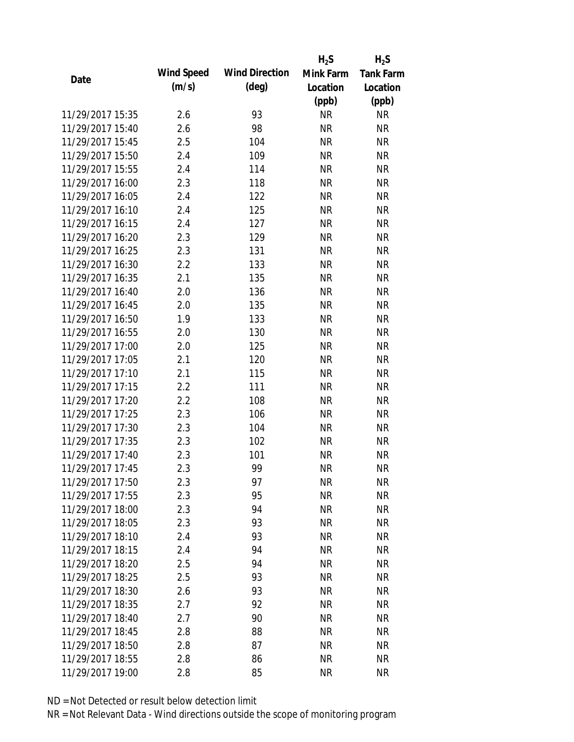| Date | Wind Speed (m/s) | Wind Direction (deg) | $H_2S$ Mink Farm Location (ppb) | $H_2S$ Tank Farm Location (ppb) |
|---|---|---|---|---|
| 11/29/2017 15:35 | 2.6 | 93 | NR | NR |
| 11/29/2017 15:40 | 2.6 | 98 | NR | NR |
| 11/29/2017 15:45 | 2.5 | 104 | NR | NR |
| 11/29/2017 15:50 | 2.4 | 109 | NR | NR |
| 11/29/2017 15:55 | 2.4 | 114 | NR | NR |
| 11/29/2017 16:00 | 2.3 | 118 | NR | NR |
| 11/29/2017 16:05 | 2.4 | 122 | NR | NR |
| 11/29/2017 16:10 | 2.4 | 125 | NR | NR |
| 11/29/2017 16:15 | 2.4 | 127 | NR | NR |
| 11/29/2017 16:20 | 2.3 | 129 | NR | NR |
| 11/29/2017 16:25 | 2.3 | 131 | NR | NR |
| 11/29/2017 16:30 | 2.2 | 133 | NR | NR |
| 11/29/2017 16:35 | 2.1 | 135 | NR | NR |
| 11/29/2017 16:40 | 2.0 | 136 | NR | NR |
| 11/29/2017 16:45 | 2.0 | 135 | NR | NR |
| 11/29/2017 16:50 | 1.9 | 133 | NR | NR |
| 11/29/2017 16:55 | 2.0 | 130 | NR | NR |
| 11/29/2017 17:00 | 2.0 | 125 | NR | NR |
| 11/29/2017 17:05 | 2.1 | 120 | NR | NR |
| 11/29/2017 17:10 | 2.1 | 115 | NR | NR |
| 11/29/2017 17:15 | 2.2 | 111 | NR | NR |
| 11/29/2017 17:20 | 2.2 | 108 | NR | NR |
| 11/29/2017 17:25 | 2.3 | 106 | NR | NR |
| 11/29/2017 17:30 | 2.3 | 104 | NR | NR |
| 11/29/2017 17:35 | 2.3 | 102 | NR | NR |
| 11/29/2017 17:40 | 2.3 | 101 | NR | NR |
| 11/29/2017 17:45 | 2.3 | 99 | NR | NR |
| 11/29/2017 17:50 | 2.3 | 97 | NR | NR |
| 11/29/2017 17:55 | 2.3 | 95 | NR | NR |
| 11/29/2017 18:00 | 2.3 | 94 | NR | NR |
| 11/29/2017 18:05 | 2.3 | 93 | NR | NR |
| 11/29/2017 18:10 | 2.4 | 93 | NR | NR |
| 11/29/2017 18:15 | 2.4 | 94 | NR | NR |
| 11/29/2017 18:20 | 2.5 | 94 | NR | NR |
| 11/29/2017 18:25 | 2.5 | 93 | NR | NR |
| 11/29/2017 18:30 | 2.6 | 93 | NR | NR |
| 11/29/2017 18:35 | 2.7 | 92 | NR | NR |
| 11/29/2017 18:40 | 2.7 | 90 | NR | NR |
| 11/29/2017 18:45 | 2.8 | 88 | NR | NR |
| 11/29/2017 18:50 | 2.8 | 87 | NR | NR |
| 11/29/2017 18:55 | 2.8 | 86 | NR | NR |
| 11/29/2017 19:00 | 2.8 | 85 | NR | NR |

ND = Not Detected or result below detection limit

NR = Not Relevant Data - Wind directions outside the scope of monitoring program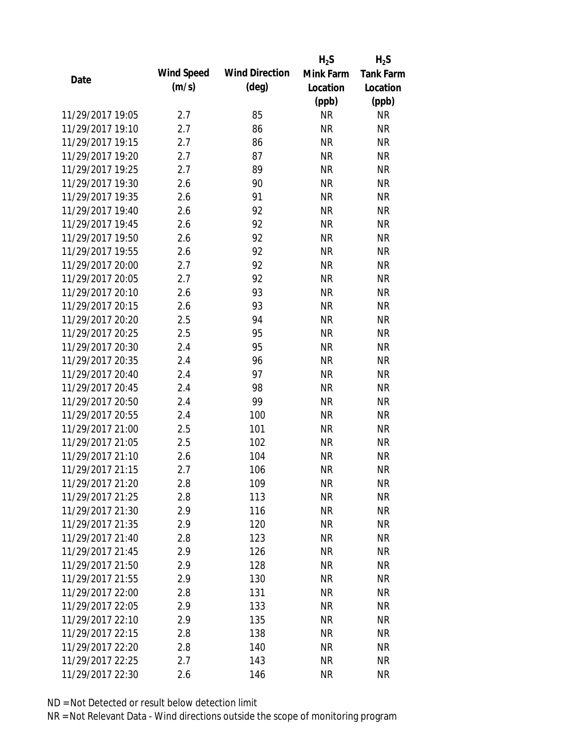| Date | Wind Speed (m/s) | Wind Direction (deg) | $H_2S$ Mink Farm Location (ppb) | $H_2S$ Tank Farm Location (ppb) |
|---|---|---|---|---|
| 11/29/2017 19:05 | 2.7 | 85 | NR | NR |
| 11/29/2017 19:10 | 2.7 | 86 | NR | NR |
| 11/29/2017 19:15 | 2.7 | 86 | NR | NR |
| 11/29/2017 19:20 | 2.7 | 87 | NR | NR |
| 11/29/2017 19:25 | 2.7 | 89 | NR | NR |
| 11/29/2017 19:30 | 2.6 | 90 | NR | NR |
| 11/29/2017 19:35 | 2.6 | 91 | NR | NR |
| 11/29/2017 19:40 | 2.6 | 92 | NR | NR |
| 11/29/2017 19:45 | 2.6 | 92 | NR | NR |
| 11/29/2017 19:50 | 2.6 | 92 | NR | NR |
| 11/29/2017 19:55 | 2.6 | 92 | NR | NR |
| 11/29/2017 20:00 | 2.7 | 92 | NR | NR |
| 11/29/2017 20:05 | 2.7 | 92 | NR | NR |
| 11/29/2017 20:10 | 2.6 | 93 | NR | NR |
| 11/29/2017 20:15 | 2.6 | 93 | NR | NR |
| 11/29/2017 20:20 | 2.5 | 94 | NR | NR |
| 11/29/2017 20:25 | 2.5 | 95 | NR | NR |
| 11/29/2017 20:30 | 2.4 | 95 | NR | NR |
| 11/29/2017 20:35 | 2.4 | 96 | NR | NR |
| 11/29/2017 20:40 | 2.4 | 97 | NR | NR |
| 11/29/2017 20:45 | 2.4 | 98 | NR | NR |
| 11/29/2017 20:50 | 2.4 | 99 | NR | NR |
| 11/29/2017 20:55 | 2.4 | 100 | NR | NR |
| 11/29/2017 21:00 | 2.5 | 101 | NR | NR |
| 11/29/2017 21:05 | 2.5 | 102 | NR | NR |
| 11/29/2017 21:10 | 2.6 | 104 | NR | NR |
| 11/29/2017 21:15 | 2.7 | 106 | NR | NR |
| 11/29/2017 21:20 | 2.8 | 109 | NR | NR |
| 11/29/2017 21:25 | 2.8 | 113 | NR | NR |
| 11/29/2017 21:30 | 2.9 | 116 | NR | NR |
| 11/29/2017 21:35 | 2.9 | 120 | NR | NR |
| 11/29/2017 21:40 | 2.8 | 123 | NR | NR |
| 11/29/2017 21:45 | 2.9 | 126 | NR | NR |
| 11/29/2017 21:50 | 2.9 | 128 | NR | NR |
| 11/29/2017 21:55 | 2.9 | 130 | NR | NR |
| 11/29/2017 22:00 | 2.8 | 131 | NR | NR |
| 11/29/2017 22:05 | 2.9 | 133 | NR | NR |
| 11/29/2017 22:10 | 2.9 | 135 | NR | NR |
| 11/29/2017 22:15 | 2.8 | 138 | NR | NR |
| 11/29/2017 22:20 | 2.8 | 140 | NR | NR |
| 11/29/2017 22:25 | 2.7 | 143 | NR | NR |
| 11/29/2017 22:30 | 2.6 | 146 | NR | NR |

ND = Not Detected or result below detection limit

NR = Not Relevant Data - Wind directions outside the scope of monitoring program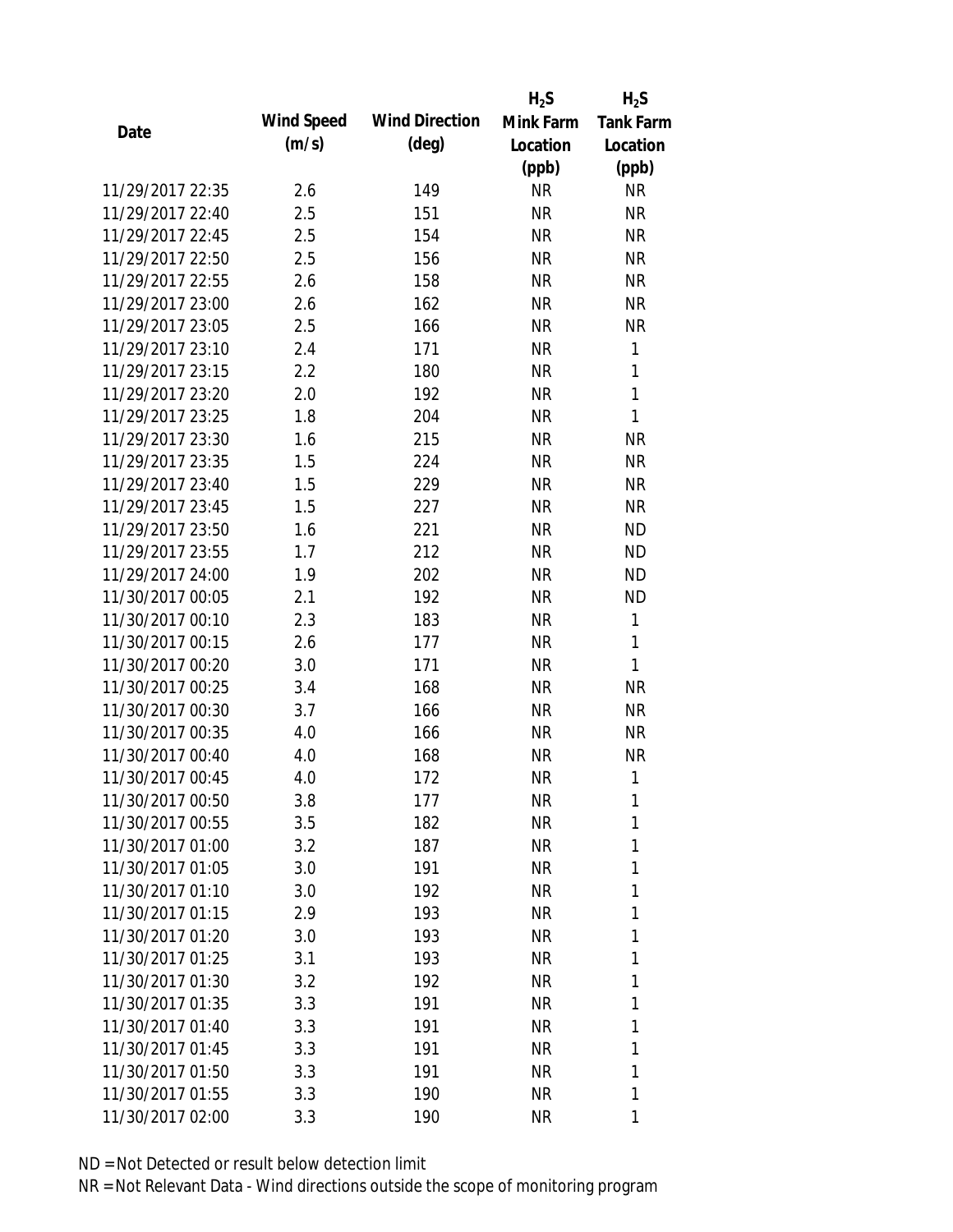| Date | Wind Speed (m/s) | Wind Direction (deg) | $H_2S$ Mink Farm Location (ppb) | $H_2S$ Tank Farm Location (ppb) |
|---|---|---|---|---|
| 11/29/2017 22:35 | 2.6 | 149 | NR | NR |
| 11/29/2017 22:40 | 2.5 | 151 | NR | NR |
| 11/29/2017 22:45 | 2.5 | 154 | NR | NR |
| 11/29/2017 22:50 | 2.5 | 156 | NR | NR |
| 11/29/2017 22:55 | 2.6 | 158 | NR | NR |
| 11/29/2017 23:00 | 2.6 | 162 | NR | NR |
| 11/29/2017 23:05 | 2.5 | 166 | NR | NR |
| 11/29/2017 23:10 | 2.4 | 171 | NR | 1 |
| 11/29/2017 23:15 | 2.2 | 180 | NR | 1 |
| 11/29/2017 23:20 | 2.0 | 192 | NR | 1 |
| 11/29/2017 23:25 | 1.8 | 204 | NR | 1 |
| 11/29/2017 23:30 | 1.6 | 215 | NR | NR |
| 11/29/2017 23:35 | 1.5 | 224 | NR | NR |
| 11/29/2017 23:40 | 1.5 | 229 | NR | NR |
| 11/29/2017 23:45 | 1.5 | 227 | NR | NR |
| 11/29/2017 23:50 | 1.6 | 221 | NR | ND |
| 11/29/2017 23:55 | 1.7 | 212 | NR | ND |
| 11/29/2017 24:00 | 1.9 | 202 | NR | ND |
| 11/30/2017 00:05 | 2.1 | 192 | NR | ND |
| 11/30/2017 00:10 | 2.3 | 183 | NR | 1 |
| 11/30/2017 00:15 | 2.6 | 177 | NR | 1 |
| 11/30/2017 00:20 | 3.0 | 171 | NR | 1 |
| 11/30/2017 00:25 | 3.4 | 168 | NR | NR |
| 11/30/2017 00:30 | 3.7 | 166 | NR | NR |
| 11/30/2017 00:35 | 4.0 | 166 | NR | NR |
| 11/30/2017 00:40 | 4.0 | 168 | NR | NR |
| 11/30/2017 00:45 | 4.0 | 172 | NR | 1 |
| 11/30/2017 00:50 | 3.8 | 177 | NR | 1 |
| 11/30/2017 00:55 | 3.5 | 182 | NR | 1 |
| 11/30/2017 01:00 | 3.2 | 187 | NR | 1 |
| 11/30/2017 01:05 | 3.0 | 191 | NR | 1 |
| 11/30/2017 01:10 | 3.0 | 192 | NR | 1 |
| 11/30/2017 01:15 | 2.9 | 193 | NR | 1 |
| 11/30/2017 01:20 | 3.0 | 193 | NR | 1 |
| 11/30/2017 01:25 | 3.1 | 193 | NR | 1 |
| 11/30/2017 01:30 | 3.2 | 192 | NR | 1 |
| 11/30/2017 01:35 | 3.3 | 191 | NR | 1 |
| 11/30/2017 01:40 | 3.3 | 191 | NR | 1 |
| 11/30/2017 01:45 | 3.3 | 191 | NR | 1 |
| 11/30/2017 01:50 | 3.3 | 191 | NR | 1 |
| 11/30/2017 01:55 | 3.3 | 190 | NR | 1 |
| 11/30/2017 02:00 | 3.3 | 190 | NR | 1 |

ND = Not Detected or result below detection limit

NR = Not Relevant Data - Wind directions outside the scope of monitoring program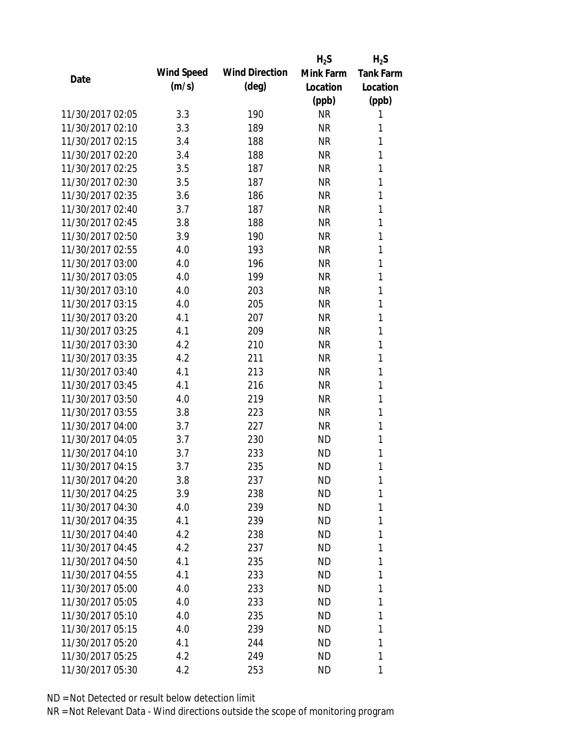| Date | Wind Speed (m/s) | Wind Direction (deg) | $H_2S$ Mink Farm Location (ppb) | $H_2S$ Tank Farm Location (ppb) |
|---|---|---|---|---|
| 11/30/2017 02:05 | 3.3 | 190 | NR | 1 |
| 11/30/2017 02:10 | 3.3 | 189 | NR | 1 |
| 11/30/2017 02:15 | 3.4 | 188 | NR | 1 |
| 11/30/2017 02:20 | 3.4 | 188 | NR | 1 |
| 11/30/2017 02:25 | 3.5 | 187 | NR | 1 |
| 11/30/2017 02:30 | 3.5 | 187 | NR | 1 |
| 11/30/2017 02:35 | 3.6 | 186 | NR | 1 |
| 11/30/2017 02:40 | 3.7 | 187 | NR | 1 |
| 11/30/2017 02:45 | 3.8 | 188 | NR | 1 |
| 11/30/2017 02:50 | 3.9 | 190 | NR | 1 |
| 11/30/2017 02:55 | 4.0 | 193 | NR | 1 |
| 11/30/2017 03:00 | 4.0 | 196 | NR | 1 |
| 11/30/2017 03:05 | 4.0 | 199 | NR | 1 |
| 11/30/2017 03:10 | 4.0 | 203 | NR | 1 |
| 11/30/2017 03:15 | 4.0 | 205 | NR | 1 |
| 11/30/2017 03:20 | 4.1 | 207 | NR | 1 |
| 11/30/2017 03:25 | 4.1 | 209 | NR | 1 |
| 11/30/2017 03:30 | 4.2 | 210 | NR | 1 |
| 11/30/2017 03:35 | 4.2 | 211 | NR | 1 |
| 11/30/2017 03:40 | 4.1 | 213 | NR | 1 |
| 11/30/2017 03:45 | 4.1 | 216 | NR | 1 |
| 11/30/2017 03:50 | 4.0 | 219 | NR | 1 |
| 11/30/2017 03:55 | 3.8 | 223 | NR | 1 |
| 11/30/2017 04:00 | 3.7 | 227 | NR | 1 |
| 11/30/2017 04:05 | 3.7 | 230 | ND | 1 |
| 11/30/2017 04:10 | 3.7 | 233 | ND | 1 |
| 11/30/2017 04:15 | 3.7 | 235 | ND | 1 |
| 11/30/2017 04:20 | 3.8 | 237 | ND | 1 |
| 11/30/2017 04:25 | 3.9 | 238 | ND | 1 |
| 11/30/2017 04:30 | 4.0 | 239 | ND | 1 |
| 11/30/2017 04:35 | 4.1 | 239 | ND | 1 |
| 11/30/2017 04:40 | 4.2 | 238 | ND | 1 |
| 11/30/2017 04:45 | 4.2 | 237 | ND | 1 |
| 11/30/2017 04:50 | 4.1 | 235 | ND | 1 |
| 11/30/2017 04:55 | 4.1 | 233 | ND | 1 |
| 11/30/2017 05:00 | 4.0 | 233 | ND | 1 |
| 11/30/2017 05:05 | 4.0 | 233 | ND | 1 |
| 11/30/2017 05:10 | 4.0 | 235 | ND | 1 |
| 11/30/2017 05:15 | 4.0 | 239 | ND | 1 |
| 11/30/2017 05:20 | 4.1 | 244 | ND | 1 |
| 11/30/2017 05:25 | 4.2 | 249 | ND | 1 |
| 11/30/2017 05:30 | 4.2 | 253 | ND | 1 |

ND = Not Detected or result below detection limit

NR = Not Relevant Data - Wind directions outside the scope of monitoring program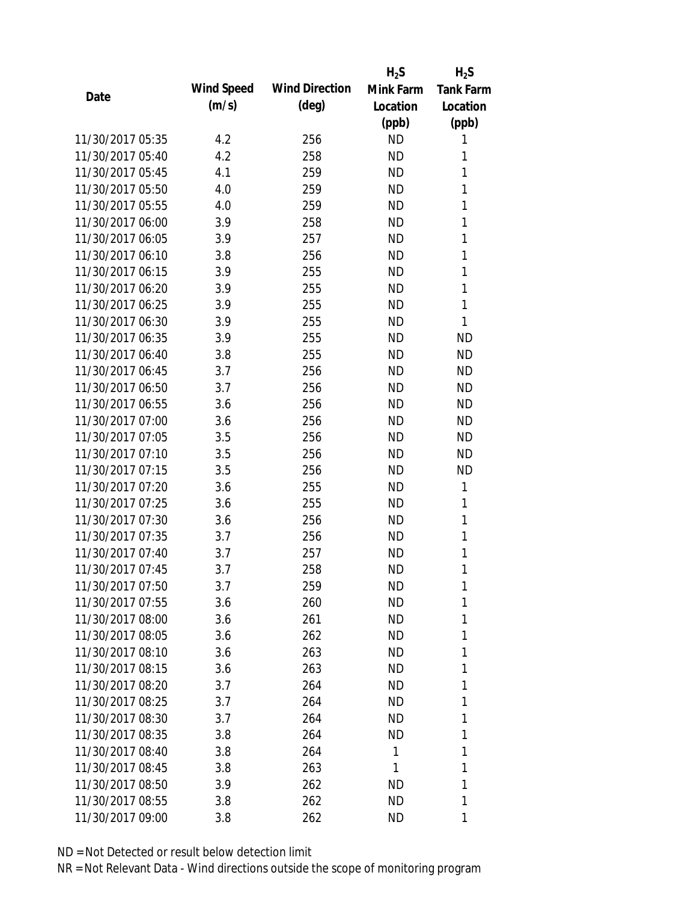| Date | Wind Speed (m/s) | Wind Direction (deg) | $H_2S$ Mink Farm Location (ppb) | $H_2S$ Tank Farm Location (ppb) |
|---|---|---|---|---|
| 11/30/2017 05:35 | 4.2 | 256 | ND | 1 |
| 11/30/2017 05:40 | 4.2 | 258 | ND | 1 |
| 11/30/2017 05:45 | 4.1 | 259 | ND | 1 |
| 11/30/2017 05:50 | 4.0 | 259 | ND | 1 |
| 11/30/2017 05:55 | 4.0 | 259 | ND | 1 |
| 11/30/2017 06:00 | 3.9 | 258 | ND | 1 |
| 11/30/2017 06:05 | 3.9 | 257 | ND | 1 |
| 11/30/2017 06:10 | 3.8 | 256 | ND | 1 |
| 11/30/2017 06:15 | 3.9 | 255 | ND | 1 |
| 11/30/2017 06:20 | 3.9 | 255 | ND | 1 |
| 11/30/2017 06:25 | 3.9 | 255 | ND | 1 |
| 11/30/2017 06:30 | 3.9 | 255 | ND | 1 |
| 11/30/2017 06:35 | 3.9 | 255 | ND | ND |
| 11/30/2017 06:40 | 3.8 | 255 | ND | ND |
| 11/30/2017 06:45 | 3.7 | 256 | ND | ND |
| 11/30/2017 06:50 | 3.7 | 256 | ND | ND |
| 11/30/2017 06:55 | 3.6 | 256 | ND | ND |
| 11/30/2017 07:00 | 3.6 | 256 | ND | ND |
| 11/30/2017 07:05 | 3.5 | 256 | ND | ND |
| 11/30/2017 07:10 | 3.5 | 256 | ND | ND |
| 11/30/2017 07:15 | 3.5 | 256 | ND | ND |
| 11/30/2017 07:20 | 3.6 | 255 | ND | 1 |
| 11/30/2017 07:25 | 3.6 | 255 | ND | 1 |
| 11/30/2017 07:30 | 3.6 | 256 | ND | 1 |
| 11/30/2017 07:35 | 3.7 | 256 | ND | 1 |
| 11/30/2017 07:40 | 3.7 | 257 | ND | 1 |
| 11/30/2017 07:45 | 3.7 | 258 | ND | 1 |
| 11/30/2017 07:50 | 3.7 | 259 | ND | 1 |
| 11/30/2017 07:55 | 3.6 | 260 | ND | 1 |
| 11/30/2017 08:00 | 3.6 | 261 | ND | 1 |
| 11/30/2017 08:05 | 3.6 | 262 | ND | 1 |
| 11/30/2017 08:10 | 3.6 | 263 | ND | 1 |
| 11/30/2017 08:15 | 3.6 | 263 | ND | 1 |
| 11/30/2017 08:20 | 3.7 | 264 | ND | 1 |
| 11/30/2017 08:25 | 3.7 | 264 | ND | 1 |
| 11/30/2017 08:30 | 3.7 | 264 | ND | 1 |
| 11/30/2017 08:35 | 3.8 | 264 | ND | 1 |
| 11/30/2017 08:40 | 3.8 | 264 | 1 | 1 |
| 11/30/2017 08:45 | 3.8 | 263 | 1 | 1 |
| 11/30/2017 08:50 | 3.9 | 262 | ND | 1 |
| 11/30/2017 08:55 | 3.8 | 262 | ND | 1 |
| 11/30/2017 09:00 | 3.8 | 262 | ND | 1 |

ND = Not Detected or result below detection limit

NR = Not Relevant Data - Wind directions outside the scope of monitoring program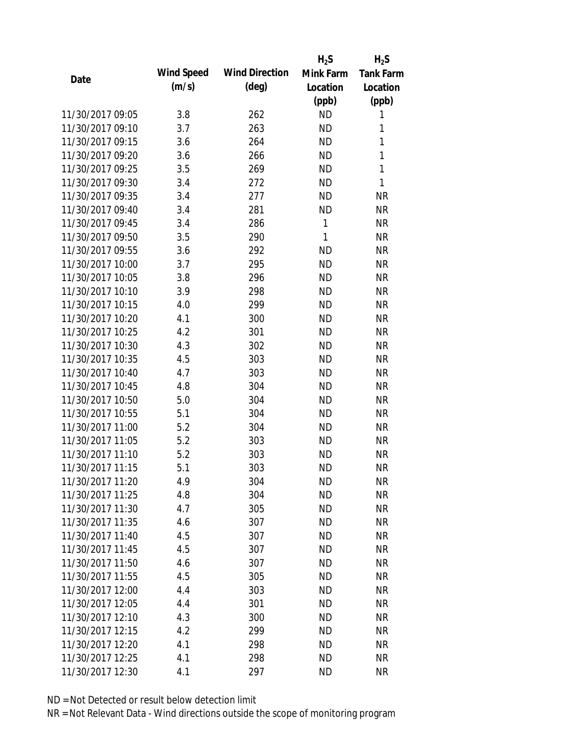| Date | Wind Speed (m/s) | Wind Direction (deg) | $H_2S$ Mink Farm Location (ppb) | $H_2S$ Tank Farm Location (ppb) |
|---|---|---|---|---|
| 11/30/2017 09:05 | 3.8 | 262 | ND | 1 |
| 11/30/2017 09:10 | 3.7 | 263 | ND | 1 |
| 11/30/2017 09:15 | 3.6 | 264 | ND | 1 |
| 11/30/2017 09:20 | 3.6 | 266 | ND | 1 |
| 11/30/2017 09:25 | 3.5 | 269 | ND | 1 |
| 11/30/2017 09:30 | 3.4 | 272 | ND | 1 |
| 11/30/2017 09:35 | 3.4 | 277 | ND | NR |
| 11/30/2017 09:40 | 3.4 | 281 | ND | NR |
| 11/30/2017 09:45 | 3.4 | 286 | 1 | NR |
| 11/30/2017 09:50 | 3.5 | 290 | 1 | NR |
| 11/30/2017 09:55 | 3.6 | 292 | ND | NR |
| 11/30/2017 10:00 | 3.7 | 295 | ND | NR |
| 11/30/2017 10:05 | 3.8 | 296 | ND | NR |
| 11/30/2017 10:10 | 3.9 | 298 | ND | NR |
| 11/30/2017 10:15 | 4.0 | 299 | ND | NR |
| 11/30/2017 10:20 | 4.1 | 300 | ND | NR |
| 11/30/2017 10:25 | 4.2 | 301 | ND | NR |
| 11/30/2017 10:30 | 4.3 | 302 | ND | NR |
| 11/30/2017 10:35 | 4.5 | 303 | ND | NR |
| 11/30/2017 10:40 | 4.7 | 303 | ND | NR |
| 11/30/2017 10:45 | 4.8 | 304 | ND | NR |
| 11/30/2017 10:50 | 5.0 | 304 | ND | NR |
| 11/30/2017 10:55 | 5.1 | 304 | ND | NR |
| 11/30/2017 11:00 | 5.2 | 304 | ND | NR |
| 11/30/2017 11:05 | 5.2 | 303 | ND | NR |
| 11/30/2017 11:10 | 5.2 | 303 | ND | NR |
| 11/30/2017 11:15 | 5.1 | 303 | ND | NR |
| 11/30/2017 11:20 | 4.9 | 304 | ND | NR |
| 11/30/2017 11:25 | 4.8 | 304 | ND | NR |
| 11/30/2017 11:30 | 4.7 | 305 | ND | NR |
| 11/30/2017 11:35 | 4.6 | 307 | ND | NR |
| 11/30/2017 11:40 | 4.5 | 307 | ND | NR |
| 11/30/2017 11:45 | 4.5 | 307 | ND | NR |
| 11/30/2017 11:50 | 4.6 | 307 | ND | NR |
| 11/30/2017 11:55 | 4.5 | 305 | ND | NR |
| 11/30/2017 12:00 | 4.4 | 303 | ND | NR |
| 11/30/2017 12:05 | 4.4 | 301 | ND | NR |
| 11/30/2017 12:10 | 4.3 | 300 | ND | NR |
| 11/30/2017 12:15 | 4.2 | 299 | ND | NR |
| 11/30/2017 12:20 | 4.1 | 298 | ND | NR |
| 11/30/2017 12:25 | 4.1 | 298 | ND | NR |
| 11/30/2017 12:30 | 4.1 | 297 | ND | NR |

ND = Not Detected or result below detection limit

NR = Not Relevant Data - Wind directions outside the scope of monitoring program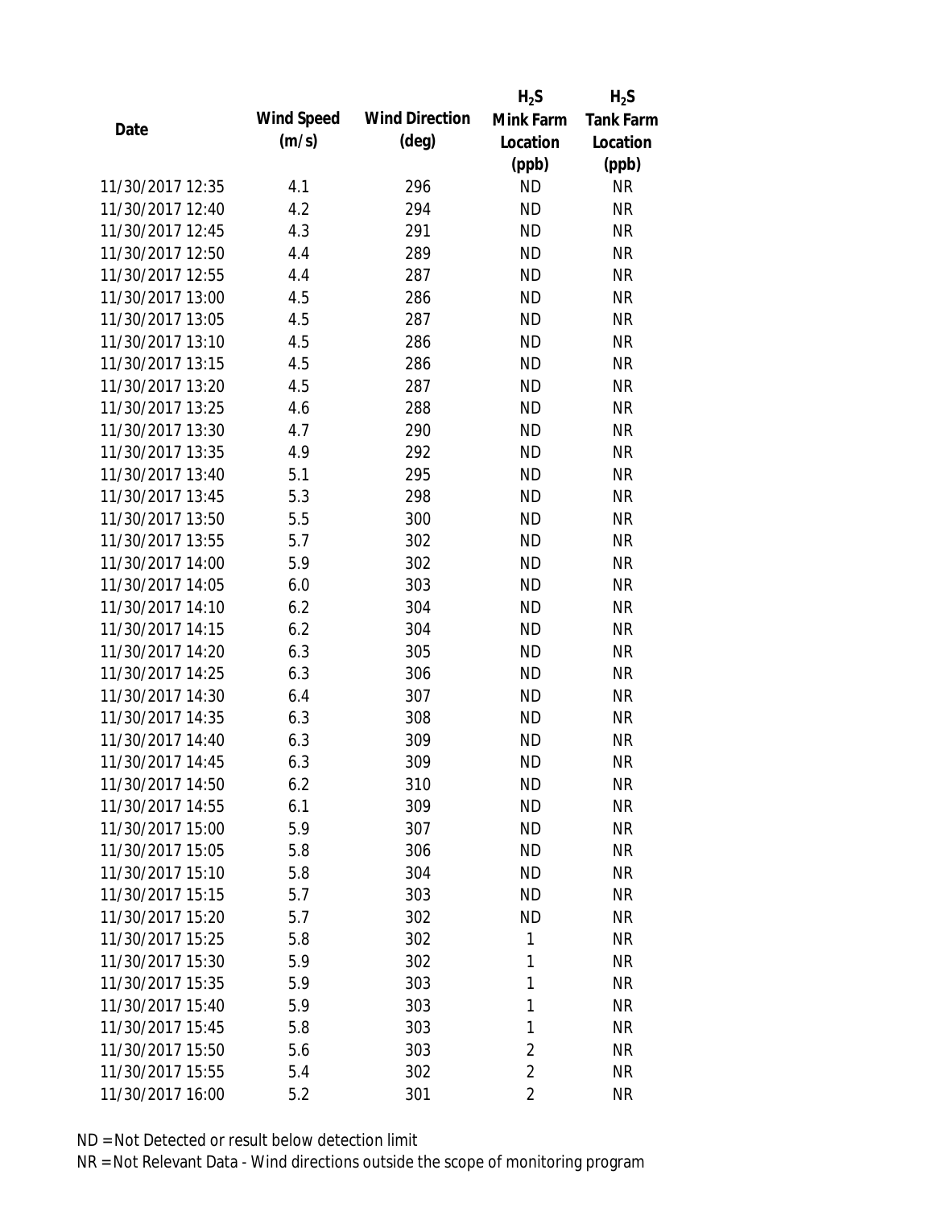| Date | Wind Speed (m/s) | Wind Direction (deg) | $H_2S$ Mink Farm Location (ppb) | $H_2S$ Tank Farm Location (ppb) |
|---|---|---|---|---|
| 11/30/2017 12:35 | 4.1 | 296 | ND | NR |
| 11/30/2017 12:40 | 4.2 | 294 | ND | NR |
| 11/30/2017 12:45 | 4.3 | 291 | ND | NR |
| 11/30/2017 12:50 | 4.4 | 289 | ND | NR |
| 11/30/2017 12:55 | 4.4 | 287 | ND | NR |
| 11/30/2017 13:00 | 4.5 | 286 | ND | NR |
| 11/30/2017 13:05 | 4.5 | 287 | ND | NR |
| 11/30/2017 13:10 | 4.5 | 286 | ND | NR |
| 11/30/2017 13:15 | 4.5 | 286 | ND | NR |
| 11/30/2017 13:20 | 4.5 | 287 | ND | NR |
| 11/30/2017 13:25 | 4.6 | 288 | ND | NR |
| 11/30/2017 13:30 | 4.7 | 290 | ND | NR |
| 11/30/2017 13:35 | 4.9 | 292 | ND | NR |
| 11/30/2017 13:40 | 5.1 | 295 | ND | NR |
| 11/30/2017 13:45 | 5.3 | 298 | ND | NR |
| 11/30/2017 13:50 | 5.5 | 300 | ND | NR |
| 11/30/2017 13:55 | 5.7 | 302 | ND | NR |
| 11/30/2017 14:00 | 5.9 | 302 | ND | NR |
| 11/30/2017 14:05 | 6.0 | 303 | ND | NR |
| 11/30/2017 14:10 | 6.2 | 304 | ND | NR |
| 11/30/2017 14:15 | 6.2 | 304 | ND | NR |
| 11/30/2017 14:20 | 6.3 | 305 | ND | NR |
| 11/30/2017 14:25 | 6.3 | 306 | ND | NR |
| 11/30/2017 14:30 | 6.4 | 307 | ND | NR |
| 11/30/2017 14:35 | 6.3 | 308 | ND | NR |
| 11/30/2017 14:40 | 6.3 | 309 | ND | NR |
| 11/30/2017 14:45 | 6.3 | 309 | ND | NR |
| 11/30/2017 14:50 | 6.2 | 310 | ND | NR |
| 11/30/2017 14:55 | 6.1 | 309 | ND | NR |
| 11/30/2017 15:00 | 5.9 | 307 | ND | NR |
| 11/30/2017 15:05 | 5.8 | 306 | ND | NR |
| 11/30/2017 15:10 | 5.8 | 304 | ND | NR |
| 11/30/2017 15:15 | 5.7 | 303 | ND | NR |
| 11/30/2017 15:20 | 5.7 | 302 | ND | NR |
| 11/30/2017 15:25 | 5.8 | 302 | 1 | NR |
| 11/30/2017 15:30 | 5.9 | 302 | 1 | NR |
| 11/30/2017 15:35 | 5.9 | 303 | 1 | NR |
| 11/30/2017 15:40 | 5.9 | 303 | 1 | NR |
| 11/30/2017 15:45 | 5.8 | 303 | 1 | NR |
| 11/30/2017 15:50 | 5.6 | 303 | 2 | NR |
| 11/30/2017 15:55 | 5.4 | 302 | 2 | NR |
| 11/30/2017 16:00 | 5.2 | 301 | 2 | NR |

ND = Not Detected or result below detection limit

NR = Not Relevant Data - Wind directions outside the scope of monitoring program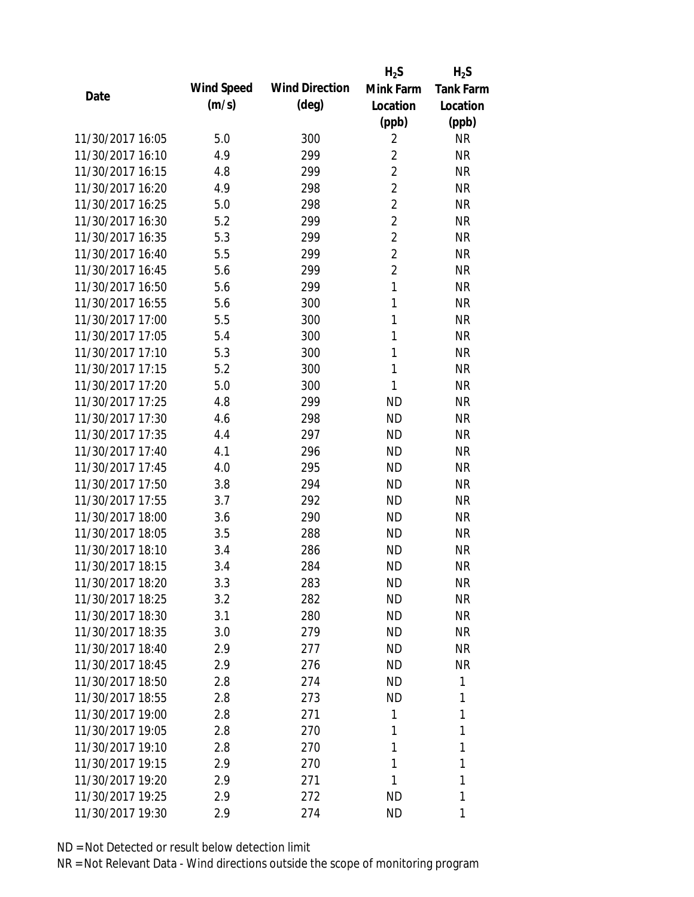| Date | Wind Speed (m/s) | Wind Direction (deg) | $H_2S$ Mink Farm Location (ppb) | $H_2S$ Tank Farm Location (ppb) |
|---|---|---|---|---|
| 11/30/2017 16:05 | 5.0 | 300 | 2 | NR |
| 11/30/2017 16:10 | 4.9 | 299 | 2 | NR |
| 11/30/2017 16:15 | 4.8 | 299 | 2 | NR |
| 11/30/2017 16:20 | 4.9 | 298 | 2 | NR |
| 11/30/2017 16:25 | 5.0 | 298 | 2 | NR |
| 11/30/2017 16:30 | 5.2 | 299 | 2 | NR |
| 11/30/2017 16:35 | 5.3 | 299 | 2 | NR |
| 11/30/2017 16:40 | 5.5 | 299 | 2 | NR |
| 11/30/2017 16:45 | 5.6 | 299 | 2 | NR |
| 11/30/2017 16:50 | 5.6 | 299 | 1 | NR |
| 11/30/2017 16:55 | 5.6 | 300 | 1 | NR |
| 11/30/2017 17:00 | 5.5 | 300 | 1 | NR |
| 11/30/2017 17:05 | 5.4 | 300 | 1 | NR |
| 11/30/2017 17:10 | 5.3 | 300 | 1 | NR |
| 11/30/2017 17:15 | 5.2 | 300 | 1 | NR |
| 11/30/2017 17:20 | 5.0 | 300 | 1 | NR |
| 11/30/2017 17:25 | 4.8 | 299 | ND | NR |
| 11/30/2017 17:30 | 4.6 | 298 | ND | NR |
| 11/30/2017 17:35 | 4.4 | 297 | ND | NR |
| 11/30/2017 17:40 | 4.1 | 296 | ND | NR |
| 11/30/2017 17:45 | 4.0 | 295 | ND | NR |
| 11/30/2017 17:50 | 3.8 | 294 | ND | NR |
| 11/30/2017 17:55 | 3.7 | 292 | ND | NR |
| 11/30/2017 18:00 | 3.6 | 290 | ND | NR |
| 11/30/2017 18:05 | 3.5 | 288 | ND | NR |
| 11/30/2017 18:10 | 3.4 | 286 | ND | NR |
| 11/30/2017 18:15 | 3.4 | 284 | ND | NR |
| 11/30/2017 18:20 | 3.3 | 283 | ND | NR |
| 11/30/2017 18:25 | 3.2 | 282 | ND | NR |
| 11/30/2017 18:30 | 3.1 | 280 | ND | NR |
| 11/30/2017 18:35 | 3.0 | 279 | ND | NR |
| 11/30/2017 18:40 | 2.9 | 277 | ND | NR |
| 11/30/2017 18:45 | 2.9 | 276 | ND | NR |
| 11/30/2017 18:50 | 2.8 | 274 | ND | 1 |
| 11/30/2017 18:55 | 2.8 | 273 | ND | 1 |
| 11/30/2017 19:00 | 2.8 | 271 | 1 | 1 |
| 11/30/2017 19:05 | 2.8 | 270 | 1 | 1 |
| 11/30/2017 19:10 | 2.8 | 270 | 1 | 1 |
| 11/30/2017 19:15 | 2.9 | 270 | 1 | 1 |
| 11/30/2017 19:20 | 2.9 | 271 | 1 | 1 |
| 11/30/2017 19:25 | 2.9 | 272 | ND | 1 |
| 11/30/2017 19:30 | 2.9 | 274 | ND | 1 |

ND = Not Detected or result below detection limit

NR = Not Relevant Data - Wind directions outside the scope of monitoring program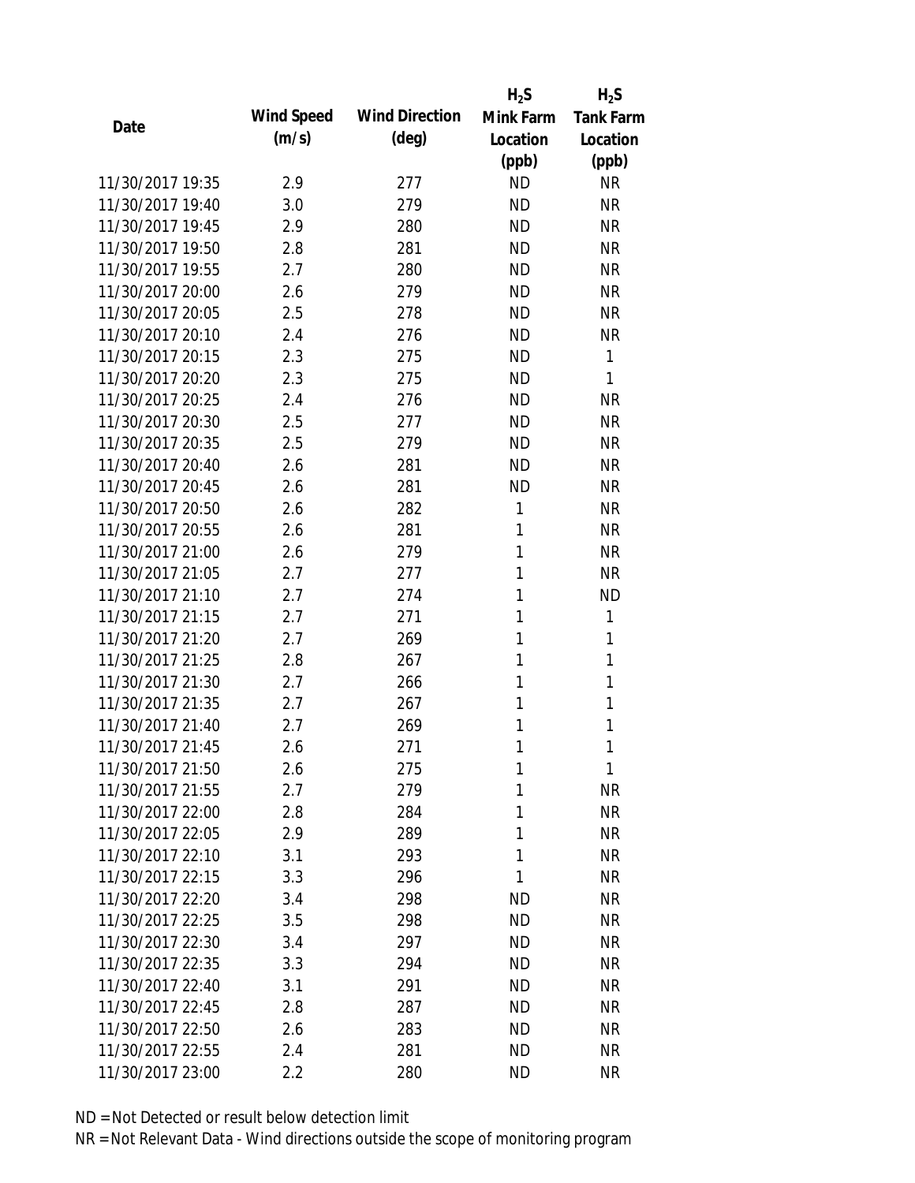| Date | Wind Speed (m/s) | Wind Direction (deg) | $H_2S$ Mink Farm Location (ppb) | $H_2S$ Tank Farm Location (ppb) |
| --- | --- | --- | --- | --- |
| 11/30/2017 19:35 | 2.9 | 277 | ND | NR |
| 11/30/2017 19:40 | 3.0 | 279 | ND | NR |
| 11/30/2017 19:45 | 2.9 | 280 | ND | NR |
| 11/30/2017 19:50 | 2.8 | 281 | ND | NR |
| 11/30/2017 19:55 | 2.7 | 280 | ND | NR |
| 11/30/2017 20:00 | 2.6 | 279 | ND | NR |
| 11/30/2017 20:05 | 2.5 | 278 | ND | NR |
| 11/30/2017 20:10 | 2.4 | 276 | ND | NR |
| 11/30/2017 20:15 | 2.3 | 275 | ND | 1 |
| 11/30/2017 20:20 | 2.3 | 275 | ND | 1 |
| 11/30/2017 20:25 | 2.4 | 276 | ND | NR |
| 11/30/2017 20:30 | 2.5 | 277 | ND | NR |
| 11/30/2017 20:35 | 2.5 | 279 | ND | NR |
| 11/30/2017 20:40 | 2.6 | 281 | ND | NR |
| 11/30/2017 20:45 | 2.6 | 281 | ND | NR |
| 11/30/2017 20:50 | 2.6 | 282 | 1 | NR |
| 11/30/2017 20:55 | 2.6 | 281 | 1 | NR |
| 11/30/2017 21:00 | 2.6 | 279 | 1 | NR |
| 11/30/2017 21:05 | 2.7 | 277 | 1 | NR |
| 11/30/2017 21:10 | 2.7 | 274 | 1 | ND |
| 11/30/2017 21:15 | 2.7 | 271 | 1 | 1 |
| 11/30/2017 21:20 | 2.7 | 269 | 1 | 1 |
| 11/30/2017 21:25 | 2.8 | 267 | 1 | 1 |
| 11/30/2017 21:30 | 2.7 | 266 | 1 | 1 |
| 11/30/2017 21:35 | 2.7 | 267 | 1 | 1 |
| 11/30/2017 21:40 | 2.7 | 269 | 1 | 1 |
| 11/30/2017 21:45 | 2.6 | 271 | 1 | 1 |
| 11/30/2017 21:50 | 2.6 | 275 | 1 | 1 |
| 11/30/2017 21:55 | 2.7 | 279 | 1 | NR |
| 11/30/2017 22:00 | 2.8 | 284 | 1 | NR |
| 11/30/2017 22:05 | 2.9 | 289 | 1 | NR |
| 11/30/2017 22:10 | 3.1 | 293 | 1 | NR |
| 11/30/2017 22:15 | 3.3 | 296 | 1 | NR |
| 11/30/2017 22:20 | 3.4 | 298 | ND | NR |
| 11/30/2017 22:25 | 3.5 | 298 | ND | NR |
| 11/30/2017 22:30 | 3.4 | 297 | ND | NR |
| 11/30/2017 22:35 | 3.3 | 294 | ND | NR |
| 11/30/2017 22:40 | 3.1 | 291 | ND | NR |
| 11/30/2017 22:45 | 2.8 | 287 | ND | NR |
| 11/30/2017 22:50 | 2.6 | 283 | ND | NR |
| 11/30/2017 22:55 | 2.4 | 281 | ND | NR |
| 11/30/2017 23:00 | 2.2 | 280 | ND | NR |

ND = Not Detected or result below detection limit

NR = Not Relevant Data - Wind directions outside the scope of monitoring program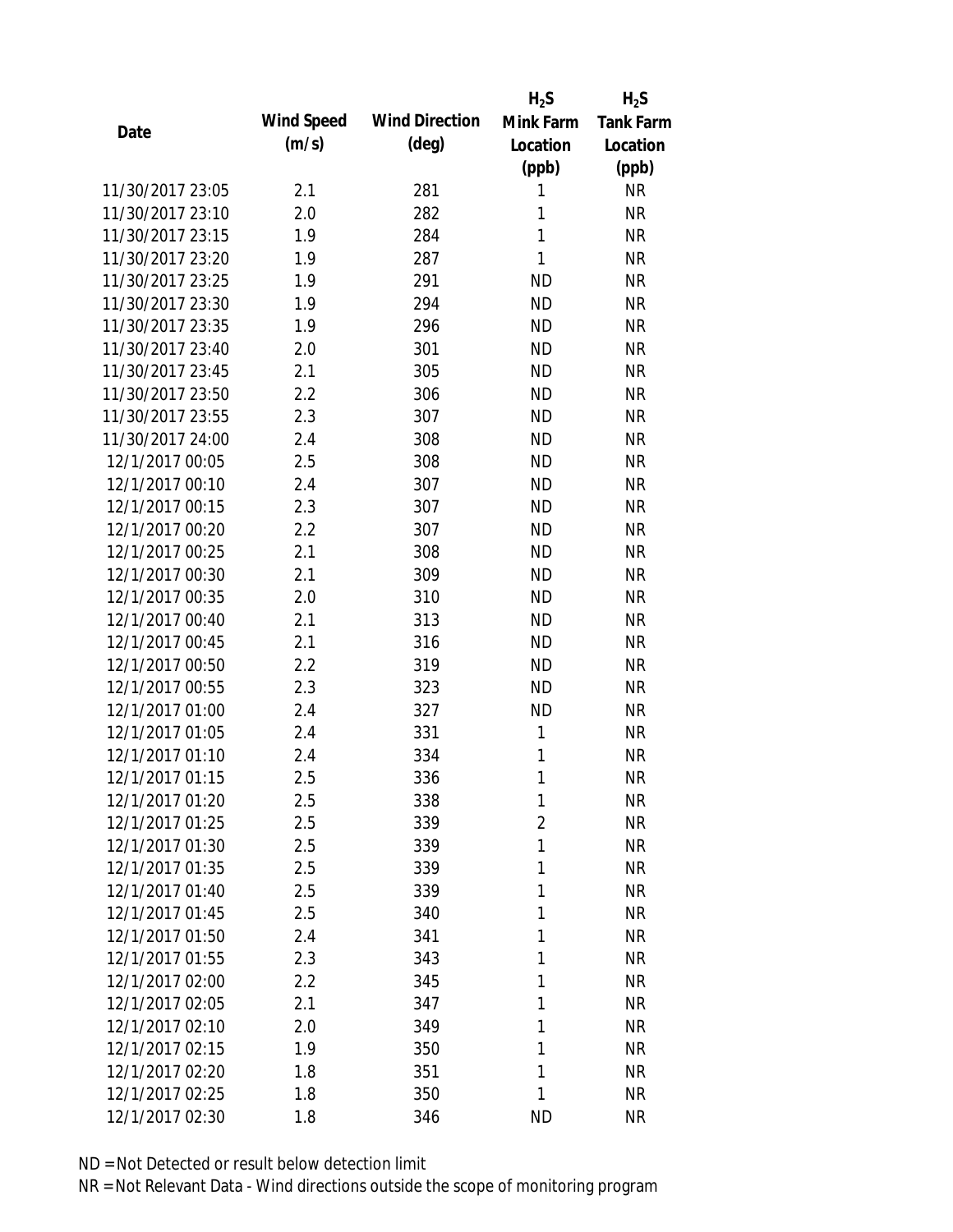| Date | Wind Speed (m/s) | Wind Direction (deg) | $H_2S$ Mink Farm Location (ppb) | $H_2S$ Tank Farm Location (ppb) |
|---|---|---|---|---|
| 11/30/2017 23:05 | 2.1 | 281 | 1 | NR |
| 11/30/2017 23:10 | 2.0 | 282 | 1 | NR |
| 11/30/2017 23:15 | 1.9 | 284 | 1 | NR |
| 11/30/2017 23:20 | 1.9 | 287 | 1 | NR |
| 11/30/2017 23:25 | 1.9 | 291 | ND | NR |
| 11/30/2017 23:30 | 1.9 | 294 | ND | NR |
| 11/30/2017 23:35 | 1.9 | 296 | ND | NR |
| 11/30/2017 23:40 | 2.0 | 301 | ND | NR |
| 11/30/2017 23:45 | 2.1 | 305 | ND | NR |
| 11/30/2017 23:50 | 2.2 | 306 | ND | NR |
| 11/30/2017 23:55 | 2.3 | 307 | ND | NR |
| 11/30/2017 24:00 | 2.4 | 308 | ND | NR |
| 12/1/2017 00:05 | 2.5 | 308 | ND | NR |
| 12/1/2017 00:10 | 2.4 | 307 | ND | NR |
| 12/1/2017 00:15 | 2.3 | 307 | ND | NR |
| 12/1/2017 00:20 | 2.2 | 307 | ND | NR |
| 12/1/2017 00:25 | 2.1 | 308 | ND | NR |
| 12/1/2017 00:30 | 2.1 | 309 | ND | NR |
| 12/1/2017 00:35 | 2.0 | 310 | ND | NR |
| 12/1/2017 00:40 | 2.1 | 313 | ND | NR |
| 12/1/2017 00:45 | 2.1 | 316 | ND | NR |
| 12/1/2017 00:50 | 2.2 | 319 | ND | NR |
| 12/1/2017 00:55 | 2.3 | 323 | ND | NR |
| 12/1/2017 01:00 | 2.4 | 327 | ND | NR |
| 12/1/2017 01:05 | 2.4 | 331 | 1 | NR |
| 12/1/2017 01:10 | 2.4 | 334 | 1 | NR |
| 12/1/2017 01:15 | 2.5 | 336 | 1 | NR |
| 12/1/2017 01:20 | 2.5 | 338 | 1 | NR |
| 12/1/2017 01:25 | 2.5 | 339 | 2 | NR |
| 12/1/2017 01:30 | 2.5 | 339 | 1 | NR |
| 12/1/2017 01:35 | 2.5 | 339 | 1 | NR |
| 12/1/2017 01:40 | 2.5 | 339 | 1 | NR |
| 12/1/2017 01:45 | 2.5 | 340 | 1 | NR |
| 12/1/2017 01:50 | 2.4 | 341 | 1 | NR |
| 12/1/2017 01:55 | 2.3 | 343 | 1 | NR |
| 12/1/2017 02:00 | 2.2 | 345 | 1 | NR |
| 12/1/2017 02:05 | 2.1 | 347 | 1 | NR |
| 12/1/2017 02:10 | 2.0 | 349 | 1 | NR |
| 12/1/2017 02:15 | 1.9 | 350 | 1 | NR |
| 12/1/2017 02:20 | 1.8 | 351 | 1 | NR |
| 12/1/2017 02:25 | 1.8 | 350 | 1 | NR |
| 12/1/2017 02:30 | 1.8 | 346 | ND | NR |

ND = Not Detected or result below detection limit

NR = Not Relevant Data - Wind directions outside the scope of monitoring program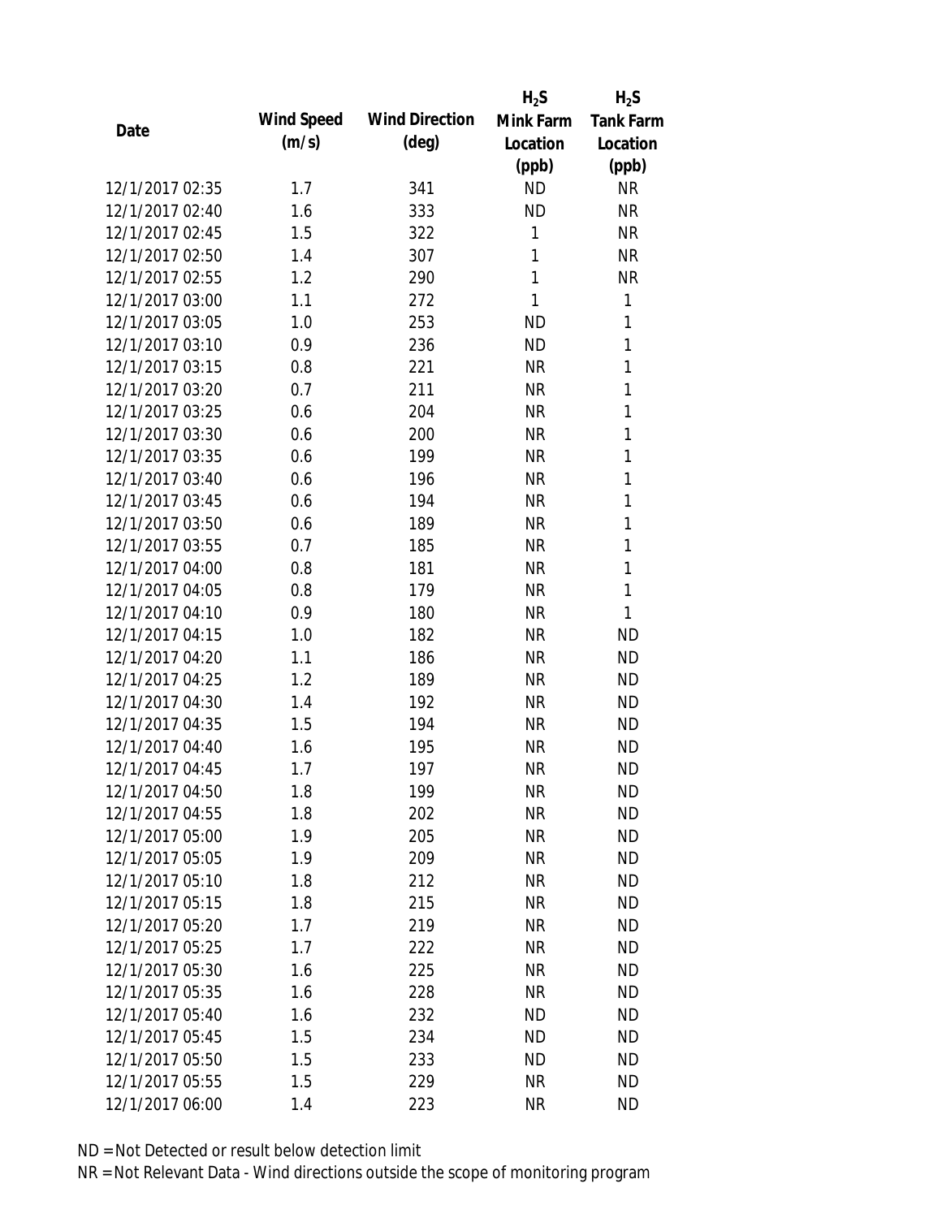| Date | Wind Speed (m/s) | Wind Direction (deg) | $H_2S$ Mink Farm Location (ppb) | $H_2S$ Tank Farm Location (ppb) |
|---|---|---|---|---|
| 12/1/2017 02:35 | 1.7 | 341 | ND | NR |
| 12/1/2017 02:40 | 1.6 | 333 | ND | NR |
| 12/1/2017 02:45 | 1.5 | 322 | 1 | NR |
| 12/1/2017 02:50 | 1.4 | 307 | 1 | NR |
| 12/1/2017 02:55 | 1.2 | 290 | 1 | NR |
| 12/1/2017 03:00 | 1.1 | 272 | 1 | 1 |
| 12/1/2017 03:05 | 1.0 | 253 | ND | 1 |
| 12/1/2017 03:10 | 0.9 | 236 | ND | 1 |
| 12/1/2017 03:15 | 0.8 | 221 | NR | 1 |
| 12/1/2017 03:20 | 0.7 | 211 | NR | 1 |
| 12/1/2017 03:25 | 0.6 | 204 | NR | 1 |
| 12/1/2017 03:30 | 0.6 | 200 | NR | 1 |
| 12/1/2017 03:35 | 0.6 | 199 | NR | 1 |
| 12/1/2017 03:40 | 0.6 | 196 | NR | 1 |
| 12/1/2017 03:45 | 0.6 | 194 | NR | 1 |
| 12/1/2017 03:50 | 0.6 | 189 | NR | 1 |
| 12/1/2017 03:55 | 0.7 | 185 | NR | 1 |
| 12/1/2017 04:00 | 0.8 | 181 | NR | 1 |
| 12/1/2017 04:05 | 0.8 | 179 | NR | 1 |
| 12/1/2017 04:10 | 0.9 | 180 | NR | 1 |
| 12/1/2017 04:15 | 1.0 | 182 | NR | ND |
| 12/1/2017 04:20 | 1.1 | 186 | NR | ND |
| 12/1/2017 04:25 | 1.2 | 189 | NR | ND |
| 12/1/2017 04:30 | 1.4 | 192 | NR | ND |
| 12/1/2017 04:35 | 1.5 | 194 | NR | ND |
| 12/1/2017 04:40 | 1.6 | 195 | NR | ND |
| 12/1/2017 04:45 | 1.7 | 197 | NR | ND |
| 12/1/2017 04:50 | 1.8 | 199 | NR | ND |
| 12/1/2017 04:55 | 1.8 | 202 | NR | ND |
| 12/1/2017 05:00 | 1.9 | 205 | NR | ND |
| 12/1/2017 05:05 | 1.9 | 209 | NR | ND |
| 12/1/2017 05:10 | 1.8 | 212 | NR | ND |
| 12/1/2017 05:15 | 1.8 | 215 | NR | ND |
| 12/1/2017 05:20 | 1.7 | 219 | NR | ND |
| 12/1/2017 05:25 | 1.7 | 222 | NR | ND |
| 12/1/2017 05:30 | 1.6 | 225 | NR | ND |
| 12/1/2017 05:35 | 1.6 | 228 | NR | ND |
| 12/1/2017 05:40 | 1.6 | 232 | ND | ND |
| 12/1/2017 05:45 | 1.5 | 234 | ND | ND |
| 12/1/2017 05:50 | 1.5 | 233 | ND | ND |
| 12/1/2017 05:55 | 1.5 | 229 | NR | ND |
| 12/1/2017 06:00 | 1.4 | 223 | NR | ND |

ND = Not Detected or result below detection limit

NR = Not Relevant Data - Wind directions outside the scope of monitoring program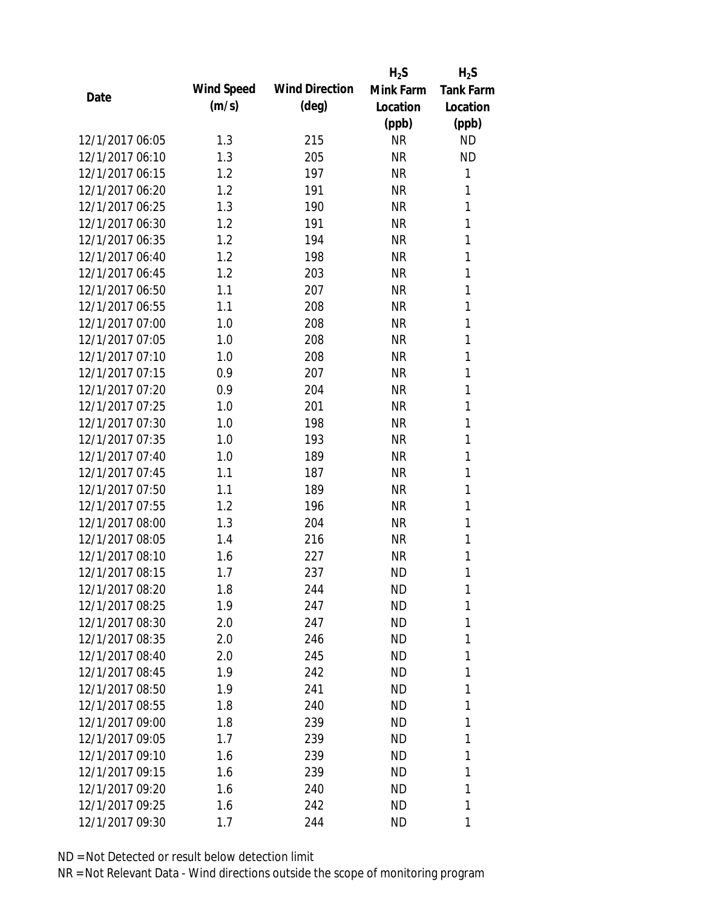| Date | Wind Speed (m/s) | Wind Direction (deg) | $H_2S$ Mink Farm Location (ppb) | $H_2S$ Tank Farm Location (ppb) |
|---|---|---|---|---|
| 12/1/2017 06:05 | 1.3 | 215 | NR | ND |
| 12/1/2017 06:10 | 1.3 | 205 | NR | ND |
| 12/1/2017 06:15 | 1.2 | 197 | NR | 1 |
| 12/1/2017 06:20 | 1.2 | 191 | NR | 1 |
| 12/1/2017 06:25 | 1.3 | 190 | NR | 1 |
| 12/1/2017 06:30 | 1.2 | 191 | NR | 1 |
| 12/1/2017 06:35 | 1.2 | 194 | NR | 1 |
| 12/1/2017 06:40 | 1.2 | 198 | NR | 1 |
| 12/1/2017 06:45 | 1.2 | 203 | NR | 1 |
| 12/1/2017 06:50 | 1.1 | 207 | NR | 1 |
| 12/1/2017 06:55 | 1.1 | 208 | NR | 1 |
| 12/1/2017 07:00 | 1.0 | 208 | NR | 1 |
| 12/1/2017 07:05 | 1.0 | 208 | NR | 1 |
| 12/1/2017 07:10 | 1.0 | 208 | NR | 1 |
| 12/1/2017 07:15 | 0.9 | 207 | NR | 1 |
| 12/1/2017 07:20 | 0.9 | 204 | NR | 1 |
| 12/1/2017 07:25 | 1.0 | 201 | NR | 1 |
| 12/1/2017 07:30 | 1.0 | 198 | NR | 1 |
| 12/1/2017 07:35 | 1.0 | 193 | NR | 1 |
| 12/1/2017 07:40 | 1.0 | 189 | NR | 1 |
| 12/1/2017 07:45 | 1.1 | 187 | NR | 1 |
| 12/1/2017 07:50 | 1.1 | 189 | NR | 1 |
| 12/1/2017 07:55 | 1.2 | 196 | NR | 1 |
| 12/1/2017 08:00 | 1.3 | 204 | NR | 1 |
| 12/1/2017 08:05 | 1.4 | 216 | NR | 1 |
| 12/1/2017 08:10 | 1.6 | 227 | NR | 1 |
| 12/1/2017 08:15 | 1.7 | 237 | ND | 1 |
| 12/1/2017 08:20 | 1.8 | 244 | ND | 1 |
| 12/1/2017 08:25 | 1.9 | 247 | ND | 1 |
| 12/1/2017 08:30 | 2.0 | 247 | ND | 1 |
| 12/1/2017 08:35 | 2.0 | 246 | ND | 1 |
| 12/1/2017 08:40 | 2.0 | 245 | ND | 1 |
| 12/1/2017 08:45 | 1.9 | 242 | ND | 1 |
| 12/1/2017 08:50 | 1.9 | 241 | ND | 1 |
| 12/1/2017 08:55 | 1.8 | 240 | ND | 1 |
| 12/1/2017 09:00 | 1.8 | 239 | ND | 1 |
| 12/1/2017 09:05 | 1.7 | 239 | ND | 1 |
| 12/1/2017 09:10 | 1.6 | 239 | ND | 1 |
| 12/1/2017 09:15 | 1.6 | 239 | ND | 1 |
| 12/1/2017 09:20 | 1.6 | 240 | ND | 1 |
| 12/1/2017 09:25 | 1.6 | 242 | ND | 1 |
| 12/1/2017 09:30 | 1.7 | 244 | ND | 1 |

ND = Not Detected or result below detection limit

NR = Not Relevant Data - Wind directions outside the scope of monitoring program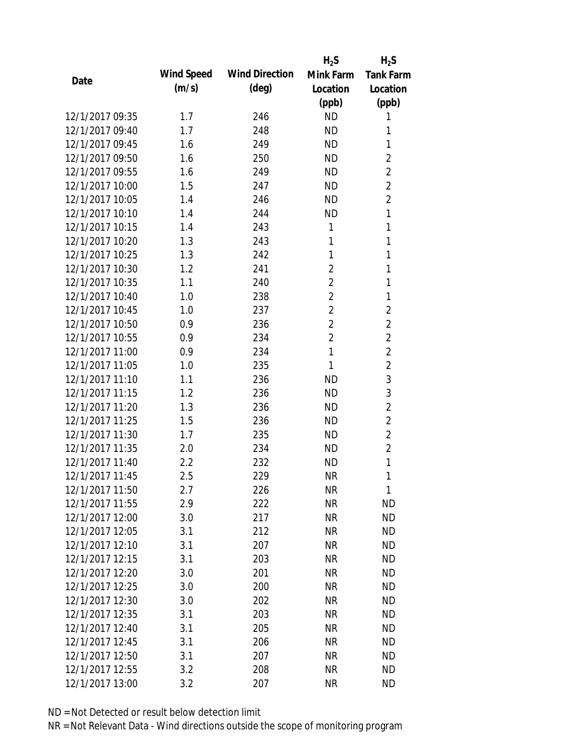| Date | Wind Speed (m/s) | Wind Direction (deg) | $H_2S$ Mink Farm Location (ppb) | $H_2S$ Tank Farm Location (ppb) |
|---|---|---|---|---|
| 12/1/2017 09:35 | 1.7 | 246 | ND | 1 |
| 12/1/2017 09:40 | 1.7 | 248 | ND | 1 |
| 12/1/2017 09:45 | 1.6 | 249 | ND | 1 |
| 12/1/2017 09:50 | 1.6 | 250 | ND | 2 |
| 12/1/2017 09:55 | 1.6 | 249 | ND | 2 |
| 12/1/2017 10:00 | 1.5 | 247 | ND | 2 |
| 12/1/2017 10:05 | 1.4 | 246 | ND | 2 |
| 12/1/2017 10:10 | 1.4 | 244 | ND | 1 |
| 12/1/2017 10:15 | 1.4 | 243 | 1 | 1 |
| 12/1/2017 10:20 | 1.3 | 243 | 1 | 1 |
| 12/1/2017 10:25 | 1.3 | 242 | 1 | 1 |
| 12/1/2017 10:30 | 1.2 | 241 | 2 | 1 |
| 12/1/2017 10:35 | 1.1 | 240 | 2 | 1 |
| 12/1/2017 10:40 | 1.0 | 238 | 2 | 1 |
| 12/1/2017 10:45 | 1.0 | 237 | 2 | 2 |
| 12/1/2017 10:50 | 0.9 | 236 | 2 | 2 |
| 12/1/2017 10:55 | 0.9 | 234 | 2 | 2 |
| 12/1/2017 11:00 | 0.9 | 234 | 1 | 2 |
| 12/1/2017 11:05 | 1.0 | 235 | 1 | 2 |
| 12/1/2017 11:10 | 1.1 | 236 | ND | 3 |
| 12/1/2017 11:15 | 1.2 | 236 | ND | 3 |
| 12/1/2017 11:20 | 1.3 | 236 | ND | 2 |
| 12/1/2017 11:25 | 1.5 | 236 | ND | 2 |
| 12/1/2017 11:30 | 1.7 | 235 | ND | 2 |
| 12/1/2017 11:35 | 2.0 | 234 | ND | 2 |
| 12/1/2017 11:40 | 2.2 | 232 | ND | 1 |
| 12/1/2017 11:45 | 2.5 | 229 | NR | 1 |
| 12/1/2017 11:50 | 2.7 | 226 | NR | 1 |
| 12/1/2017 11:55 | 2.9 | 222 | NR | ND |
| 12/1/2017 12:00 | 3.0 | 217 | NR | ND |
| 12/1/2017 12:05 | 3.1 | 212 | NR | ND |
| 12/1/2017 12:10 | 3.1 | 207 | NR | ND |
| 12/1/2017 12:15 | 3.1 | 203 | NR | ND |
| 12/1/2017 12:20 | 3.0 | 201 | NR | ND |
| 12/1/2017 12:25 | 3.0 | 200 | NR | ND |
| 12/1/2017 12:30 | 3.0 | 202 | NR | ND |
| 12/1/2017 12:35 | 3.1 | 203 | NR | ND |
| 12/1/2017 12:40 | 3.1 | 205 | NR | ND |
| 12/1/2017 12:45 | 3.1 | 206 | NR | ND |
| 12/1/2017 12:50 | 3.1 | 207 | NR | ND |
| 12/1/2017 12:55 | 3.2 | 208 | NR | ND |
| 12/1/2017 13:00 | 3.2 | 207 | NR | ND |

ND = Not Detected or result below detection limit

NR = Not Relevant Data - Wind directions outside the scope of monitoring program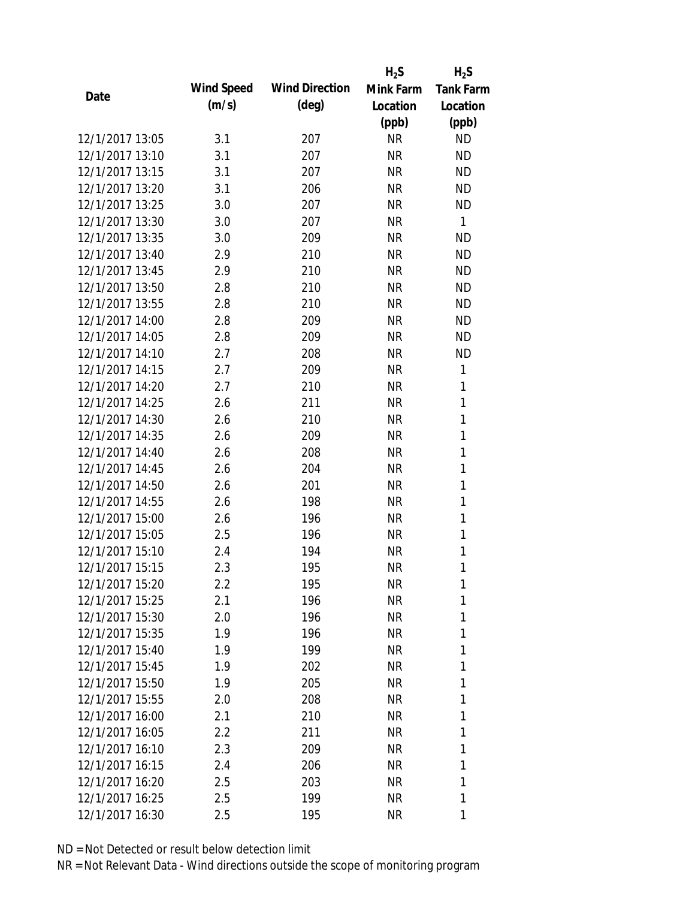| Date | Wind Speed (m/s) | Wind Direction (deg) | $H_2S$ Mink Farm Location (ppb) | $H_2S$ Tank Farm Location (ppb) |
|---|---|---|---|---|
| 12/1/2017 13:05 | 3.1 | 207 | NR | ND |
| 12/1/2017 13:10 | 3.1 | 207 | NR | ND |
| 12/1/2017 13:15 | 3.1 | 207 | NR | ND |
| 12/1/2017 13:20 | 3.1 | 206 | NR | ND |
| 12/1/2017 13:25 | 3.0 | 207 | NR | ND |
| 12/1/2017 13:30 | 3.0 | 207 | NR | 1 |
| 12/1/2017 13:35 | 3.0 | 209 | NR | ND |
| 12/1/2017 13:40 | 2.9 | 210 | NR | ND |
| 12/1/2017 13:45 | 2.9 | 210 | NR | ND |
| 12/1/2017 13:50 | 2.8 | 210 | NR | ND |
| 12/1/2017 13:55 | 2.8 | 210 | NR | ND |
| 12/1/2017 14:00 | 2.8 | 209 | NR | ND |
| 12/1/2017 14:05 | 2.8 | 209 | NR | ND |
| 12/1/2017 14:10 | 2.7 | 208 | NR | ND |
| 12/1/2017 14:15 | 2.7 | 209 | NR | 1 |
| 12/1/2017 14:20 | 2.7 | 210 | NR | 1 |
| 12/1/2017 14:25 | 2.6 | 211 | NR | 1 |
| 12/1/2017 14:30 | 2.6 | 210 | NR | 1 |
| 12/1/2017 14:35 | 2.6 | 209 | NR | 1 |
| 12/1/2017 14:40 | 2.6 | 208 | NR | 1 |
| 12/1/2017 14:45 | 2.6 | 204 | NR | 1 |
| 12/1/2017 14:50 | 2.6 | 201 | NR | 1 |
| 12/1/2017 14:55 | 2.6 | 198 | NR | 1 |
| 12/1/2017 15:00 | 2.6 | 196 | NR | 1 |
| 12/1/2017 15:05 | 2.5 | 196 | NR | 1 |
| 12/1/2017 15:10 | 2.4 | 194 | NR | 1 |
| 12/1/2017 15:15 | 2.3 | 195 | NR | 1 |
| 12/1/2017 15:20 | 2.2 | 195 | NR | 1 |
| 12/1/2017 15:25 | 2.1 | 196 | NR | 1 |
| 12/1/2017 15:30 | 2.0 | 196 | NR | 1 |
| 12/1/2017 15:35 | 1.9 | 196 | NR | 1 |
| 12/1/2017 15:40 | 1.9 | 199 | NR | 1 |
| 12/1/2017 15:45 | 1.9 | 202 | NR | 1 |
| 12/1/2017 15:50 | 1.9 | 205 | NR | 1 |
| 12/1/2017 15:55 | 2.0 | 208 | NR | 1 |
| 12/1/2017 16:00 | 2.1 | 210 | NR | 1 |
| 12/1/2017 16:05 | 2.2 | 211 | NR | 1 |
| 12/1/2017 16:10 | 2.3 | 209 | NR | 1 |
| 12/1/2017 16:15 | 2.4 | 206 | NR | 1 |
| 12/1/2017 16:20 | 2.5 | 203 | NR | 1 |
| 12/1/2017 16:25 | 2.5 | 199 | NR | 1 |
| 12/1/2017 16:30 | 2.5 | 195 | NR | 1 |

ND = Not Detected or result below detection limit

NR = Not Relevant Data - Wind directions outside the scope of monitoring program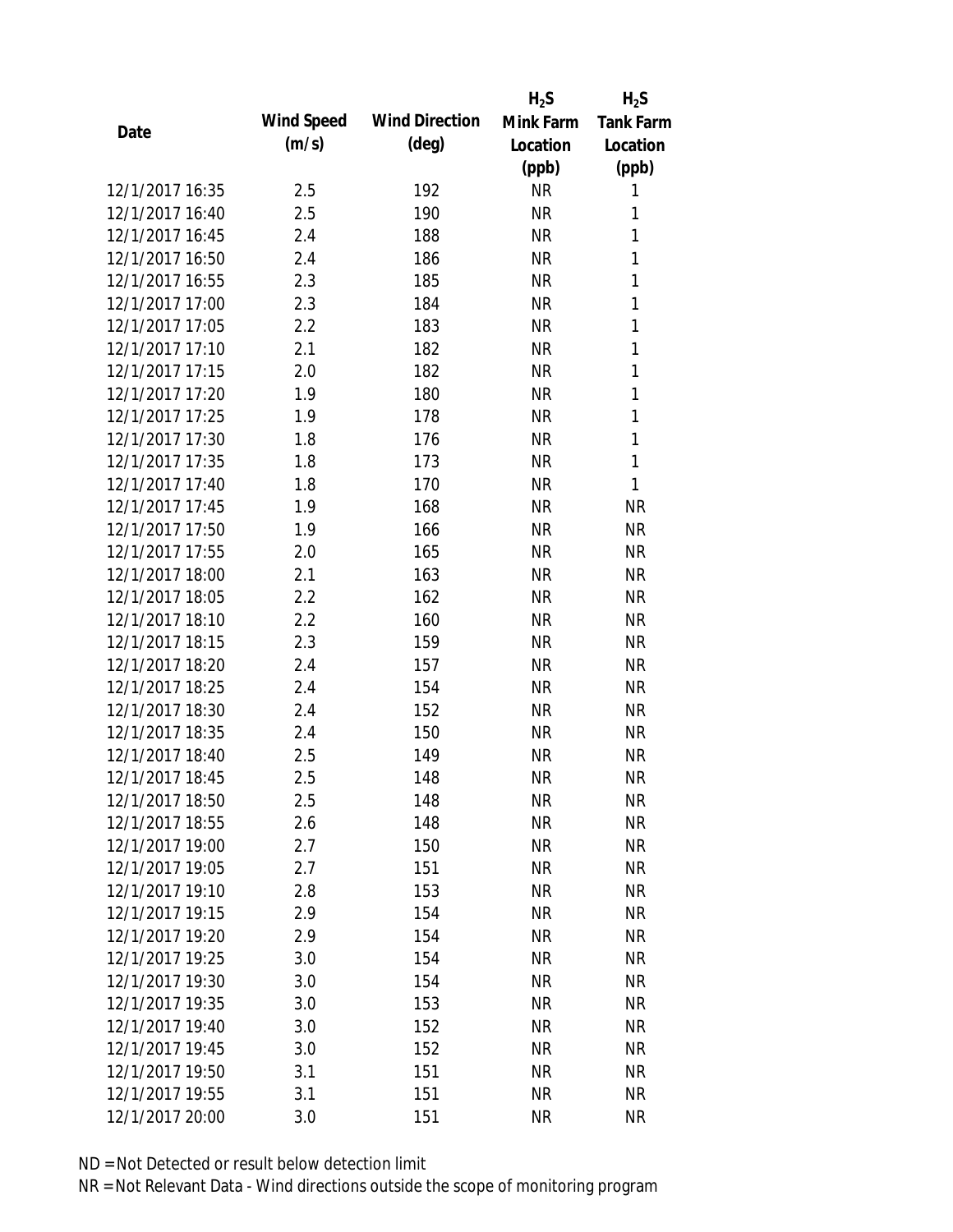| Date | Wind Speed (m/s) | Wind Direction (deg) | $H_2S$ Mink Farm Location (ppb) | $H_2S$ Tank Farm Location (ppb) |
|---|---|---|---|---|
| 12/1/2017 16:35 | 2.5 | 192 | NR | 1 |
| 12/1/2017 16:40 | 2.5 | 190 | NR | 1 |
| 12/1/2017 16:45 | 2.4 | 188 | NR | 1 |
| 12/1/2017 16:50 | 2.4 | 186 | NR | 1 |
| 12/1/2017 16:55 | 2.3 | 185 | NR | 1 |
| 12/1/2017 17:00 | 2.3 | 184 | NR | 1 |
| 12/1/2017 17:05 | 2.2 | 183 | NR | 1 |
| 12/1/2017 17:10 | 2.1 | 182 | NR | 1 |
| 12/1/2017 17:15 | 2.0 | 182 | NR | 1 |
| 12/1/2017 17:20 | 1.9 | 180 | NR | 1 |
| 12/1/2017 17:25 | 1.9 | 178 | NR | 1 |
| 12/1/2017 17:30 | 1.8 | 176 | NR | 1 |
| 12/1/2017 17:35 | 1.8 | 173 | NR | 1 |
| 12/1/2017 17:40 | 1.8 | 170 | NR | 1 |
| 12/1/2017 17:45 | 1.9 | 168 | NR | NR |
| 12/1/2017 17:50 | 1.9 | 166 | NR | NR |
| 12/1/2017 17:55 | 2.0 | 165 | NR | NR |
| 12/1/2017 18:00 | 2.1 | 163 | NR | NR |
| 12/1/2017 18:05 | 2.2 | 162 | NR | NR |
| 12/1/2017 18:10 | 2.2 | 160 | NR | NR |
| 12/1/2017 18:15 | 2.3 | 159 | NR | NR |
| 12/1/2017 18:20 | 2.4 | 157 | NR | NR |
| 12/1/2017 18:25 | 2.4 | 154 | NR | NR |
| 12/1/2017 18:30 | 2.4 | 152 | NR | NR |
| 12/1/2017 18:35 | 2.4 | 150 | NR | NR |
| 12/1/2017 18:40 | 2.5 | 149 | NR | NR |
| 12/1/2017 18:45 | 2.5 | 148 | NR | NR |
| 12/1/2017 18:50 | 2.5 | 148 | NR | NR |
| 12/1/2017 18:55 | 2.6 | 148 | NR | NR |
| 12/1/2017 19:00 | 2.7 | 150 | NR | NR |
| 12/1/2017 19:05 | 2.7 | 151 | NR | NR |
| 12/1/2017 19:10 | 2.8 | 153 | NR | NR |
| 12/1/2017 19:15 | 2.9 | 154 | NR | NR |
| 12/1/2017 19:20 | 2.9 | 154 | NR | NR |
| 12/1/2017 19:25 | 3.0 | 154 | NR | NR |
| 12/1/2017 19:30 | 3.0 | 154 | NR | NR |
| 12/1/2017 19:35 | 3.0 | 153 | NR | NR |
| 12/1/2017 19:40 | 3.0 | 152 | NR | NR |
| 12/1/2017 19:45 | 3.0 | 152 | NR | NR |
| 12/1/2017 19:50 | 3.1 | 151 | NR | NR |
| 12/1/2017 19:55 | 3.1 | 151 | NR | NR |
| 12/1/2017 20:00 | 3.0 | 151 | NR | NR |

ND = Not Detected or result below detection limit

NR = Not Relevant Data - Wind directions outside the scope of monitoring program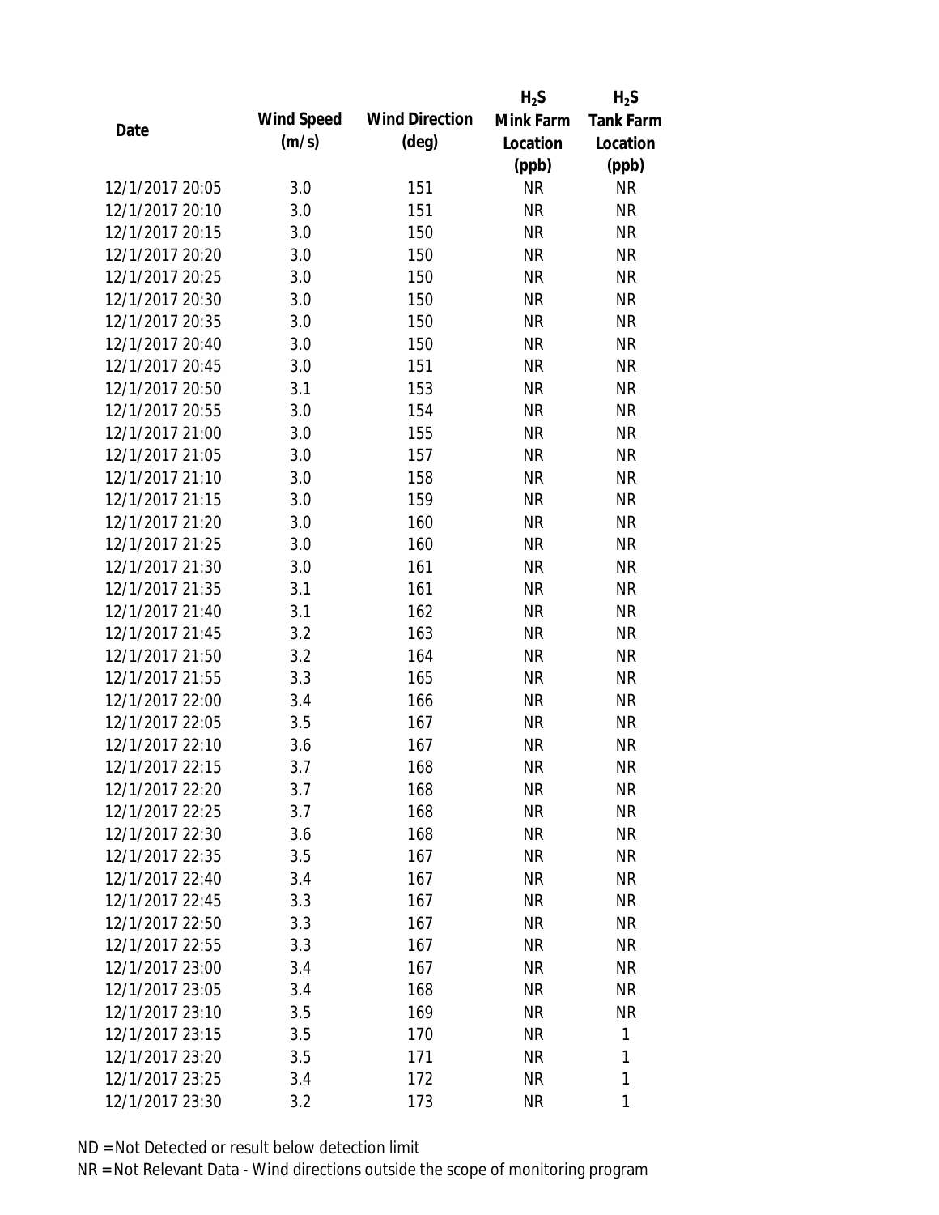| Date | Wind Speed (m/s) | Wind Direction (deg) | $H_2S$ Mink Farm Location (ppb) | $H_2S$ Tank Farm Location (ppb) |
|---|---|---|---|---|
| 12/1/2017 20:05 | 3.0 | 151 | NR | NR |
| 12/1/2017 20:10 | 3.0 | 151 | NR | NR |
| 12/1/2017 20:15 | 3.0 | 150 | NR | NR |
| 12/1/2017 20:20 | 3.0 | 150 | NR | NR |
| 12/1/2017 20:25 | 3.0 | 150 | NR | NR |
| 12/1/2017 20:30 | 3.0 | 150 | NR | NR |
| 12/1/2017 20:35 | 3.0 | 150 | NR | NR |
| 12/1/2017 20:40 | 3.0 | 150 | NR | NR |
| 12/1/2017 20:45 | 3.0 | 151 | NR | NR |
| 12/1/2017 20:50 | 3.1 | 153 | NR | NR |
| 12/1/2017 20:55 | 3.0 | 154 | NR | NR |
| 12/1/2017 21:00 | 3.0 | 155 | NR | NR |
| 12/1/2017 21:05 | 3.0 | 157 | NR | NR |
| 12/1/2017 21:10 | 3.0 | 158 | NR | NR |
| 12/1/2017 21:15 | 3.0 | 159 | NR | NR |
| 12/1/2017 21:20 | 3.0 | 160 | NR | NR |
| 12/1/2017 21:25 | 3.0 | 160 | NR | NR |
| 12/1/2017 21:30 | 3.0 | 161 | NR | NR |
| 12/1/2017 21:35 | 3.1 | 161 | NR | NR |
| 12/1/2017 21:40 | 3.1 | 162 | NR | NR |
| 12/1/2017 21:45 | 3.2 | 163 | NR | NR |
| 12/1/2017 21:50 | 3.2 | 164 | NR | NR |
| 12/1/2017 21:55 | 3.3 | 165 | NR | NR |
| 12/1/2017 22:00 | 3.4 | 166 | NR | NR |
| 12/1/2017 22:05 | 3.5 | 167 | NR | NR |
| 12/1/2017 22:10 | 3.6 | 167 | NR | NR |
| 12/1/2017 22:15 | 3.7 | 168 | NR | NR |
| 12/1/2017 22:20 | 3.7 | 168 | NR | NR |
| 12/1/2017 22:25 | 3.7 | 168 | NR | NR |
| 12/1/2017 22:30 | 3.6 | 168 | NR | NR |
| 12/1/2017 22:35 | 3.5 | 167 | NR | NR |
| 12/1/2017 22:40 | 3.4 | 167 | NR | NR |
| 12/1/2017 22:45 | 3.3 | 167 | NR | NR |
| 12/1/2017 22:50 | 3.3 | 167 | NR | NR |
| 12/1/2017 22:55 | 3.3 | 167 | NR | NR |
| 12/1/2017 23:00 | 3.4 | 167 | NR | NR |
| 12/1/2017 23:05 | 3.4 | 168 | NR | NR |
| 12/1/2017 23:10 | 3.5 | 169 | NR | NR |
| 12/1/2017 23:15 | 3.5 | 170 | NR | 1 |
| 12/1/2017 23:20 | 3.5 | 171 | NR | 1 |
| 12/1/2017 23:25 | 3.4 | 172 | NR | 1 |
| 12/1/2017 23:30 | 3.2 | 173 | NR | 1 |

ND = Not Detected or result below detection limit

NR = Not Relevant Data - Wind directions outside the scope of monitoring program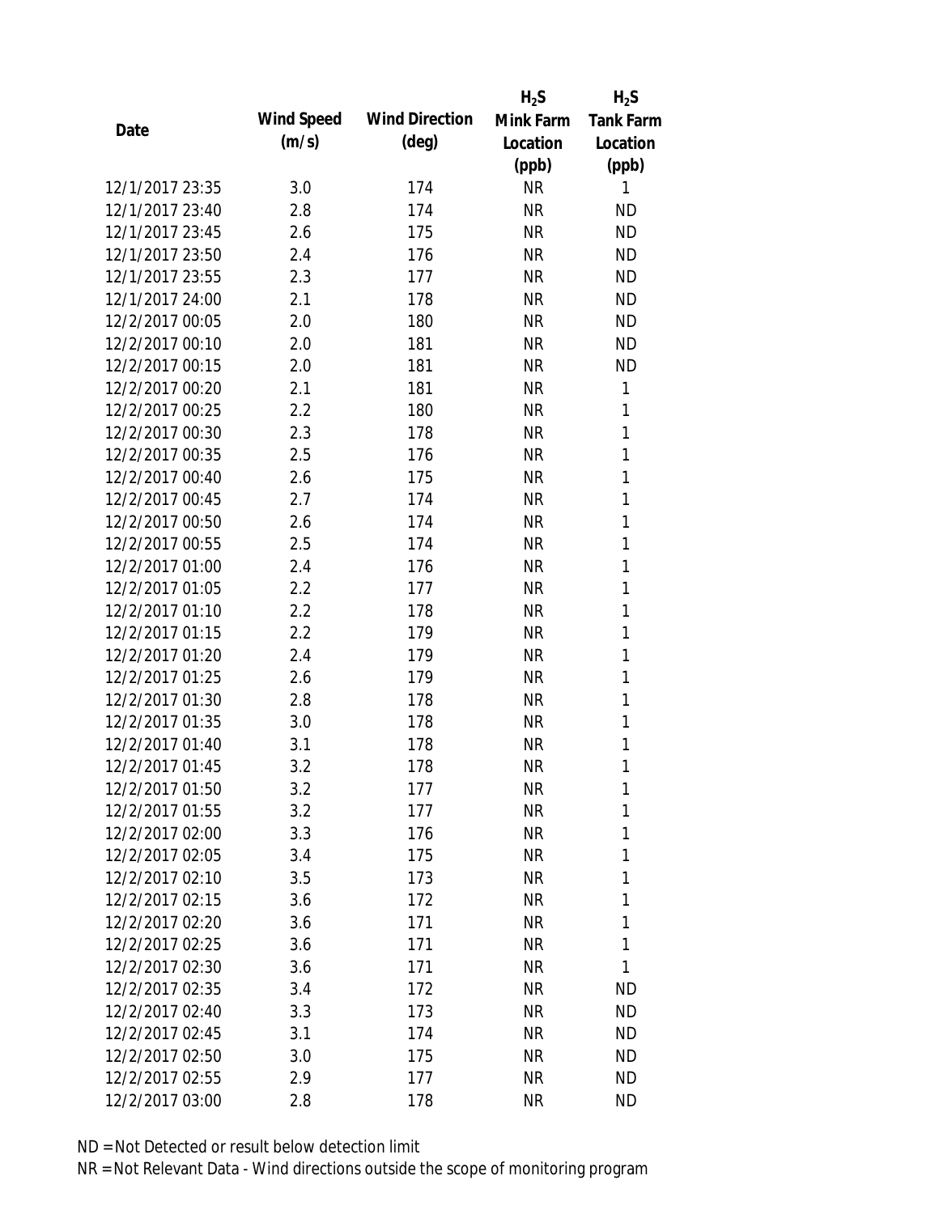| Date | Wind Speed (m/s) | Wind Direction (deg) | $H_2S$ Mink Farm Location (ppb) | $H_2S$ Tank Farm Location (ppb) |
|---|---|---|---|---|
| 12/1/2017 23:35 | 3.0 | 174 | NR | 1 |
| 12/1/2017 23:40 | 2.8 | 174 | NR | ND |
| 12/1/2017 23:45 | 2.6 | 175 | NR | ND |
| 12/1/2017 23:50 | 2.4 | 176 | NR | ND |
| 12/1/2017 23:55 | 2.3 | 177 | NR | ND |
| 12/1/2017 24:00 | 2.1 | 178 | NR | ND |
| 12/2/2017 00:05 | 2.0 | 180 | NR | ND |
| 12/2/2017 00:10 | 2.0 | 181 | NR | ND |
| 12/2/2017 00:15 | 2.0 | 181 | NR | ND |
| 12/2/2017 00:20 | 2.1 | 181 | NR | 1 |
| 12/2/2017 00:25 | 2.2 | 180 | NR | 1 |
| 12/2/2017 00:30 | 2.3 | 178 | NR | 1 |
| 12/2/2017 00:35 | 2.5 | 176 | NR | 1 |
| 12/2/2017 00:40 | 2.6 | 175 | NR | 1 |
| 12/2/2017 00:45 | 2.7 | 174 | NR | 1 |
| 12/2/2017 00:50 | 2.6 | 174 | NR | 1 |
| 12/2/2017 00:55 | 2.5 | 174 | NR | 1 |
| 12/2/2017 01:00 | 2.4 | 176 | NR | 1 |
| 12/2/2017 01:05 | 2.2 | 177 | NR | 1 |
| 12/2/2017 01:10 | 2.2 | 178 | NR | 1 |
| 12/2/2017 01:15 | 2.2 | 179 | NR | 1 |
| 12/2/2017 01:20 | 2.4 | 179 | NR | 1 |
| 12/2/2017 01:25 | 2.6 | 179 | NR | 1 |
| 12/2/2017 01:30 | 2.8 | 178 | NR | 1 |
| 12/2/2017 01:35 | 3.0 | 178 | NR | 1 |
| 12/2/2017 01:40 | 3.1 | 178 | NR | 1 |
| 12/2/2017 01:45 | 3.2 | 178 | NR | 1 |
| 12/2/2017 01:50 | 3.2 | 177 | NR | 1 |
| 12/2/2017 01:55 | 3.2 | 177 | NR | 1 |
| 12/2/2017 02:00 | 3.3 | 176 | NR | 1 |
| 12/2/2017 02:05 | 3.4 | 175 | NR | 1 |
| 12/2/2017 02:10 | 3.5 | 173 | NR | 1 |
| 12/2/2017 02:15 | 3.6 | 172 | NR | 1 |
| 12/2/2017 02:20 | 3.6 | 171 | NR | 1 |
| 12/2/2017 02:25 | 3.6 | 171 | NR | 1 |
| 12/2/2017 02:30 | 3.6 | 171 | NR | 1 |
| 12/2/2017 02:35 | 3.4 | 172 | NR | ND |
| 12/2/2017 02:40 | 3.3 | 173 | NR | ND |
| 12/2/2017 02:45 | 3.1 | 174 | NR | ND |
| 12/2/2017 02:50 | 3.0 | 175 | NR | ND |
| 12/2/2017 02:55 | 2.9 | 177 | NR | ND |
| 12/2/2017 03:00 | 2.8 | 178 | NR | ND |

ND = Not Detected or result below detection limit

NR = Not Relevant Data - Wind directions outside the scope of monitoring program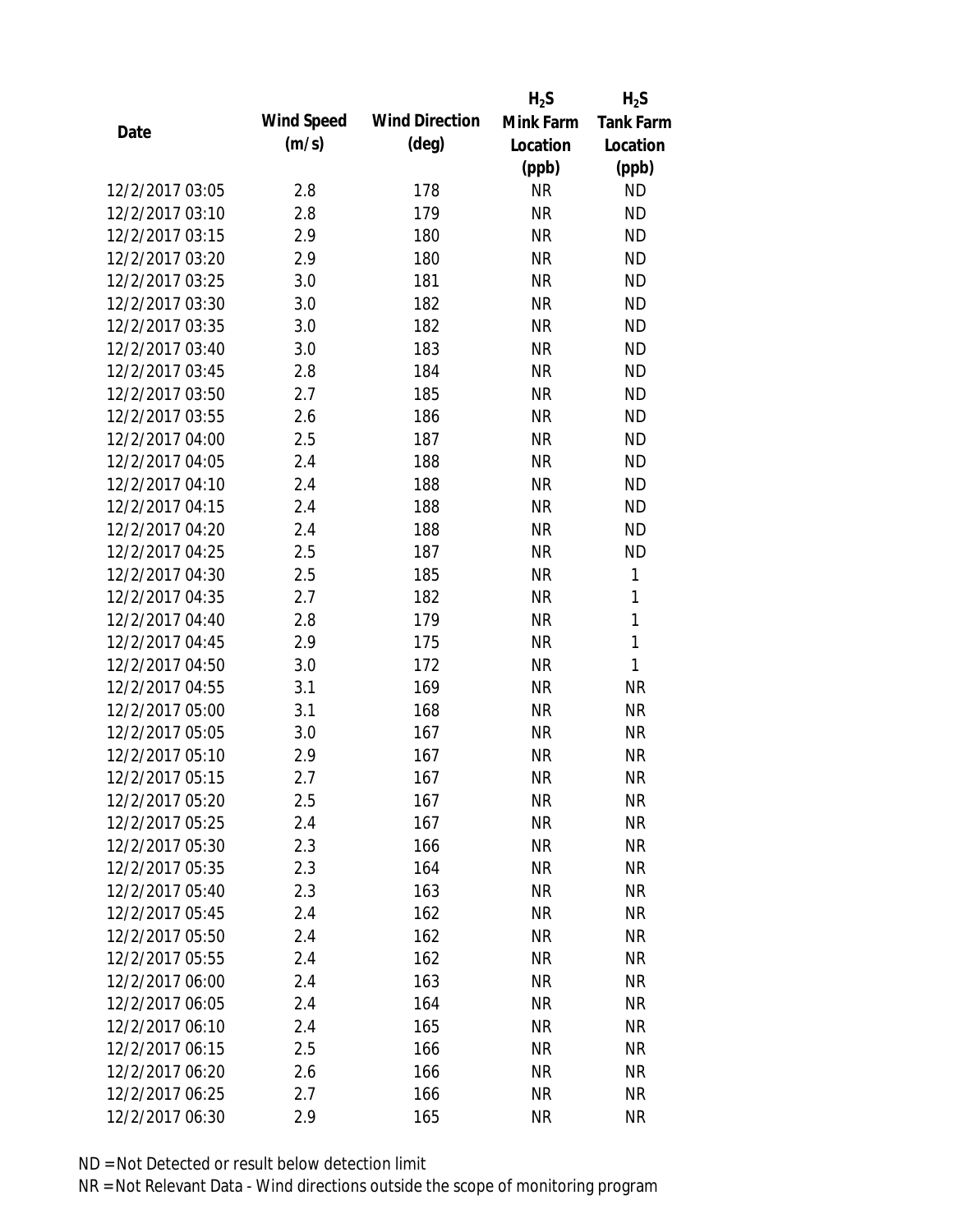| Date | Wind Speed (m/s) | Wind Direction (deg) | $H_2S$ Mink Farm Location (ppb) | $H_2S$ Tank Farm Location (ppb) |
|---|---|---|---|---|
| 12/2/2017 03:05 | 2.8 | 178 | NR | ND |
| 12/2/2017 03:10 | 2.8 | 179 | NR | ND |
| 12/2/2017 03:15 | 2.9 | 180 | NR | ND |
| 12/2/2017 03:20 | 2.9 | 180 | NR | ND |
| 12/2/2017 03:25 | 3.0 | 181 | NR | ND |
| 12/2/2017 03:30 | 3.0 | 182 | NR | ND |
| 12/2/2017 03:35 | 3.0 | 182 | NR | ND |
| 12/2/2017 03:40 | 3.0 | 183 | NR | ND |
| 12/2/2017 03:45 | 2.8 | 184 | NR | ND |
| 12/2/2017 03:50 | 2.7 | 185 | NR | ND |
| 12/2/2017 03:55 | 2.6 | 186 | NR | ND |
| 12/2/2017 04:00 | 2.5 | 187 | NR | ND |
| 12/2/2017 04:05 | 2.4 | 188 | NR | ND |
| 12/2/2017 04:10 | 2.4 | 188 | NR | ND |
| 12/2/2017 04:15 | 2.4 | 188 | NR | ND |
| 12/2/2017 04:20 | 2.4 | 188 | NR | ND |
| 12/2/2017 04:25 | 2.5 | 187 | NR | ND |
| 12/2/2017 04:30 | 2.5 | 185 | NR | 1 |
| 12/2/2017 04:35 | 2.7 | 182 | NR | 1 |
| 12/2/2017 04:40 | 2.8 | 179 | NR | 1 |
| 12/2/2017 04:45 | 2.9 | 175 | NR | 1 |
| 12/2/2017 04:50 | 3.0 | 172 | NR | 1 |
| 12/2/2017 04:55 | 3.1 | 169 | NR | NR |
| 12/2/2017 05:00 | 3.1 | 168 | NR | NR |
| 12/2/2017 05:05 | 3.0 | 167 | NR | NR |
| 12/2/2017 05:10 | 2.9 | 167 | NR | NR |
| 12/2/2017 05:15 | 2.7 | 167 | NR | NR |
| 12/2/2017 05:20 | 2.5 | 167 | NR | NR |
| 12/2/2017 05:25 | 2.4 | 167 | NR | NR |
| 12/2/2017 05:30 | 2.3 | 166 | NR | NR |
| 12/2/2017 05:35 | 2.3 | 164 | NR | NR |
| 12/2/2017 05:40 | 2.3 | 163 | NR | NR |
| 12/2/2017 05:45 | 2.4 | 162 | NR | NR |
| 12/2/2017 05:50 | 2.4 | 162 | NR | NR |
| 12/2/2017 05:55 | 2.4 | 162 | NR | NR |
| 12/2/2017 06:00 | 2.4 | 163 | NR | NR |
| 12/2/2017 06:05 | 2.4 | 164 | NR | NR |
| 12/2/2017 06:10 | 2.4 | 165 | NR | NR |
| 12/2/2017 06:15 | 2.5 | 166 | NR | NR |
| 12/2/2017 06:20 | 2.6 | 166 | NR | NR |
| 12/2/2017 06:25 | 2.7 | 166 | NR | NR |
| 12/2/2017 06:30 | 2.9 | 165 | NR | NR |

ND = Not Detected or result below detection limit

NR = Not Relevant Data - Wind directions outside the scope of monitoring program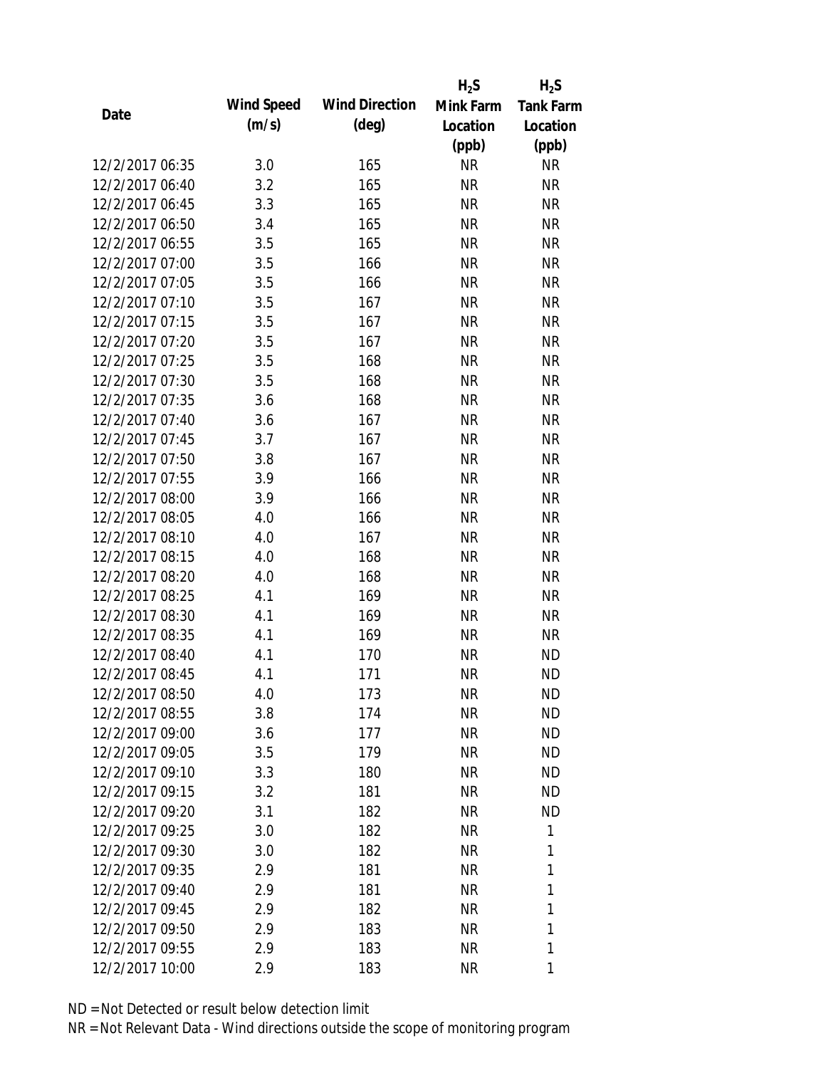| Date | Wind Speed (m/s) | Wind Direction (deg) | $H_2S$ Mink Farm Location (ppb) | $H_2S$ Tank Farm Location (ppb) |
|---|---|---|---|---|
| 12/2/2017 06:35 | 3.0 | 165 | NR | NR |
| 12/2/2017 06:40 | 3.2 | 165 | NR | NR |
| 12/2/2017 06:45 | 3.3 | 165 | NR | NR |
| 12/2/2017 06:50 | 3.4 | 165 | NR | NR |
| 12/2/2017 06:55 | 3.5 | 165 | NR | NR |
| 12/2/2017 07:00 | 3.5 | 166 | NR | NR |
| 12/2/2017 07:05 | 3.5 | 166 | NR | NR |
| 12/2/2017 07:10 | 3.5 | 167 | NR | NR |
| 12/2/2017 07:15 | 3.5 | 167 | NR | NR |
| 12/2/2017 07:20 | 3.5 | 167 | NR | NR |
| 12/2/2017 07:25 | 3.5 | 168 | NR | NR |
| 12/2/2017 07:30 | 3.5 | 168 | NR | NR |
| 12/2/2017 07:35 | 3.6 | 168 | NR | NR |
| 12/2/2017 07:40 | 3.6 | 167 | NR | NR |
| 12/2/2017 07:45 | 3.7 | 167 | NR | NR |
| 12/2/2017 07:50 | 3.8 | 167 | NR | NR |
| 12/2/2017 07:55 | 3.9 | 166 | NR | NR |
| 12/2/2017 08:00 | 3.9 | 166 | NR | NR |
| 12/2/2017 08:05 | 4.0 | 166 | NR | NR |
| 12/2/2017 08:10 | 4.0 | 167 | NR | NR |
| 12/2/2017 08:15 | 4.0 | 168 | NR | NR |
| 12/2/2017 08:20 | 4.0 | 168 | NR | NR |
| 12/2/2017 08:25 | 4.1 | 169 | NR | NR |
| 12/2/2017 08:30 | 4.1 | 169 | NR | NR |
| 12/2/2017 08:35 | 4.1 | 169 | NR | NR |
| 12/2/2017 08:40 | 4.1 | 170 | NR | ND |
| 12/2/2017 08:45 | 4.1 | 171 | NR | ND |
| 12/2/2017 08:50 | 4.0 | 173 | NR | ND |
| 12/2/2017 08:55 | 3.8 | 174 | NR | ND |
| 12/2/2017 09:00 | 3.6 | 177 | NR | ND |
| 12/2/2017 09:05 | 3.5 | 179 | NR | ND |
| 12/2/2017 09:10 | 3.3 | 180 | NR | ND |
| 12/2/2017 09:15 | 3.2 | 181 | NR | ND |
| 12/2/2017 09:20 | 3.1 | 182 | NR | ND |
| 12/2/2017 09:25 | 3.0 | 182 | NR | 1 |
| 12/2/2017 09:30 | 3.0 | 182 | NR | 1 |
| 12/2/2017 09:35 | 2.9 | 181 | NR | 1 |
| 12/2/2017 09:40 | 2.9 | 181 | NR | 1 |
| 12/2/2017 09:45 | 2.9 | 182 | NR | 1 |
| 12/2/2017 09:50 | 2.9 | 183 | NR | 1 |
| 12/2/2017 09:55 | 2.9 | 183 | NR | 1 |
| 12/2/2017 10:00 | 2.9 | 183 | NR | 1 |

ND = Not Detected or result below detection limit

NR = Not Relevant Data - Wind directions outside the scope of monitoring program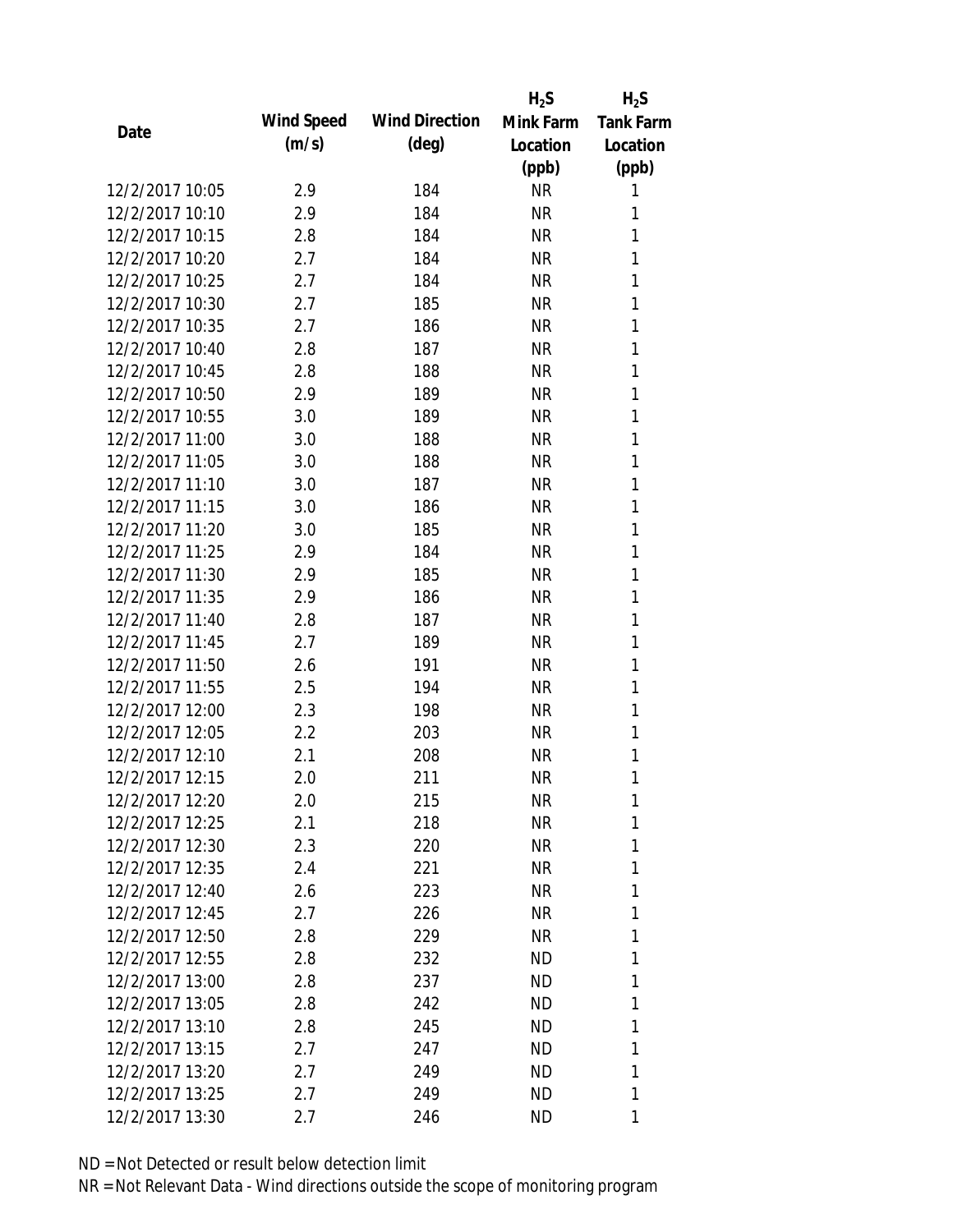| Date | Wind Speed (m/s) | Wind Direction (deg) | $H_2S$ Mink Farm Location (ppb) | $H_2S$ Tank Farm Location (ppb) |
|---|---|---|---|---|
| 12/2/2017 10:05 | 2.9 | 184 | NR | 1 |
| 12/2/2017 10:10 | 2.9 | 184 | NR | 1 |
| 12/2/2017 10:15 | 2.8 | 184 | NR | 1 |
| 12/2/2017 10:20 | 2.7 | 184 | NR | 1 |
| 12/2/2017 10:25 | 2.7 | 184 | NR | 1 |
| 12/2/2017 10:30 | 2.7 | 185 | NR | 1 |
| 12/2/2017 10:35 | 2.7 | 186 | NR | 1 |
| 12/2/2017 10:40 | 2.8 | 187 | NR | 1 |
| 12/2/2017 10:45 | 2.8 | 188 | NR | 1 |
| 12/2/2017 10:50 | 2.9 | 189 | NR | 1 |
| 12/2/2017 10:55 | 3.0 | 189 | NR | 1 |
| 12/2/2017 11:00 | 3.0 | 188 | NR | 1 |
| 12/2/2017 11:05 | 3.0 | 188 | NR | 1 |
| 12/2/2017 11:10 | 3.0 | 187 | NR | 1 |
| 12/2/2017 11:15 | 3.0 | 186 | NR | 1 |
| 12/2/2017 11:20 | 3.0 | 185 | NR | 1 |
| 12/2/2017 11:25 | 2.9 | 184 | NR | 1 |
| 12/2/2017 11:30 | 2.9 | 185 | NR | 1 |
| 12/2/2017 11:35 | 2.9 | 186 | NR | 1 |
| 12/2/2017 11:40 | 2.8 | 187 | NR | 1 |
| 12/2/2017 11:45 | 2.7 | 189 | NR | 1 |
| 12/2/2017 11:50 | 2.6 | 191 | NR | 1 |
| 12/2/2017 11:55 | 2.5 | 194 | NR | 1 |
| 12/2/2017 12:00 | 2.3 | 198 | NR | 1 |
| 12/2/2017 12:05 | 2.2 | 203 | NR | 1 |
| 12/2/2017 12:10 | 2.1 | 208 | NR | 1 |
| 12/2/2017 12:15 | 2.0 | 211 | NR | 1 |
| 12/2/2017 12:20 | 2.0 | 215 | NR | 1 |
| 12/2/2017 12:25 | 2.1 | 218 | NR | 1 |
| 12/2/2017 12:30 | 2.3 | 220 | NR | 1 |
| 12/2/2017 12:35 | 2.4 | 221 | NR | 1 |
| 12/2/2017 12:40 | 2.6 | 223 | NR | 1 |
| 12/2/2017 12:45 | 2.7 | 226 | NR | 1 |
| 12/2/2017 12:50 | 2.8 | 229 | NR | 1 |
| 12/2/2017 12:55 | 2.8 | 232 | ND | 1 |
| 12/2/2017 13:00 | 2.8 | 237 | ND | 1 |
| 12/2/2017 13:05 | 2.8 | 242 | ND | 1 |
| 12/2/2017 13:10 | 2.8 | 245 | ND | 1 |
| 12/2/2017 13:15 | 2.7 | 247 | ND | 1 |
| 12/2/2017 13:20 | 2.7 | 249 | ND | 1 |
| 12/2/2017 13:25 | 2.7 | 249 | ND | 1 |
| 12/2/2017 13:30 | 2.7 | 246 | ND | 1 |

ND = Not Detected or result below detection limit

NR = Not Relevant Data - Wind directions outside the scope of monitoring program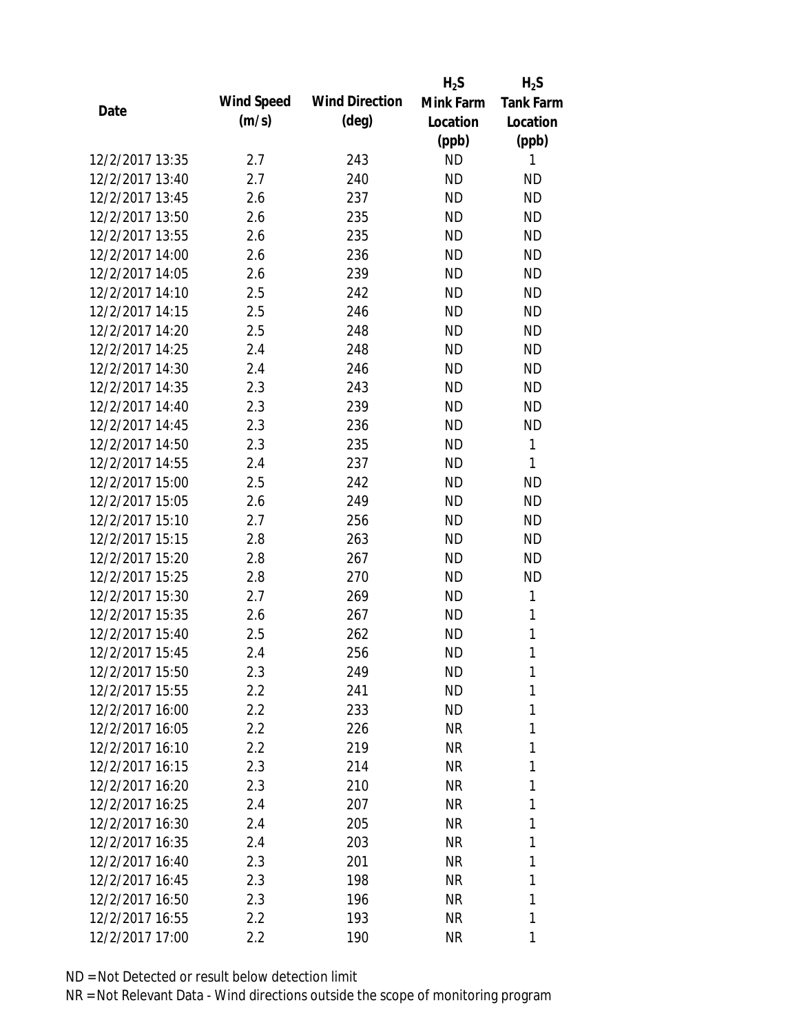| Date | Wind Speed (m/s) | Wind Direction (deg) | $H_2S$ Mink Farm Location (ppb) | $H_2S$ Tank Farm Location (ppb) |
|---|---|---|---|---|
| 12/2/2017 13:35 | 2.7 | 243 | ND | 1 |
| 12/2/2017 13:40 | 2.7 | 240 | ND | ND |
| 12/2/2017 13:45 | 2.6 | 237 | ND | ND |
| 12/2/2017 13:50 | 2.6 | 235 | ND | ND |
| 12/2/2017 13:55 | 2.6 | 235 | ND | ND |
| 12/2/2017 14:00 | 2.6 | 236 | ND | ND |
| 12/2/2017 14:05 | 2.6 | 239 | ND | ND |
| 12/2/2017 14:10 | 2.5 | 242 | ND | ND |
| 12/2/2017 14:15 | 2.5 | 246 | ND | ND |
| 12/2/2017 14:20 | 2.5 | 248 | ND | ND |
| 12/2/2017 14:25 | 2.4 | 248 | ND | ND |
| 12/2/2017 14:30 | 2.4 | 246 | ND | ND |
| 12/2/2017 14:35 | 2.3 | 243 | ND | ND |
| 12/2/2017 14:40 | 2.3 | 239 | ND | ND |
| 12/2/2017 14:45 | 2.3 | 236 | ND | ND |
| 12/2/2017 14:50 | 2.3 | 235 | ND | 1 |
| 12/2/2017 14:55 | 2.4 | 237 | ND | 1 |
| 12/2/2017 15:00 | 2.5 | 242 | ND | ND |
| 12/2/2017 15:05 | 2.6 | 249 | ND | ND |
| 12/2/2017 15:10 | 2.7 | 256 | ND | ND |
| 12/2/2017 15:15 | 2.8 | 263 | ND | ND |
| 12/2/2017 15:20 | 2.8 | 267 | ND | ND |
| 12/2/2017 15:25 | 2.8 | 270 | ND | ND |
| 12/2/2017 15:30 | 2.7 | 269 | ND | 1 |
| 12/2/2017 15:35 | 2.6 | 267 | ND | 1 |
| 12/2/2017 15:40 | 2.5 | 262 | ND | 1 |
| 12/2/2017 15:45 | 2.4 | 256 | ND | 1 |
| 12/2/2017 15:50 | 2.3 | 249 | ND | 1 |
| 12/2/2017 15:55 | 2.2 | 241 | ND | 1 |
| 12/2/2017 16:00 | 2.2 | 233 | ND | 1 |
| 12/2/2017 16:05 | 2.2 | 226 | NR | 1 |
| 12/2/2017 16:10 | 2.2 | 219 | NR | 1 |
| 12/2/2017 16:15 | 2.3 | 214 | NR | 1 |
| 12/2/2017 16:20 | 2.3 | 210 | NR | 1 |
| 12/2/2017 16:25 | 2.4 | 207 | NR | 1 |
| 12/2/2017 16:30 | 2.4 | 205 | NR | 1 |
| 12/2/2017 16:35 | 2.4 | 203 | NR | 1 |
| 12/2/2017 16:40 | 2.3 | 201 | NR | 1 |
| 12/2/2017 16:45 | 2.3 | 198 | NR | 1 |
| 12/2/2017 16:50 | 2.3 | 196 | NR | 1 |
| 12/2/2017 16:55 | 2.2 | 193 | NR | 1 |
| 12/2/2017 17:00 | 2.2 | 190 | NR | 1 |

ND = Not Detected or result below detection limit

NR = Not Relevant Data - Wind directions outside the scope of monitoring program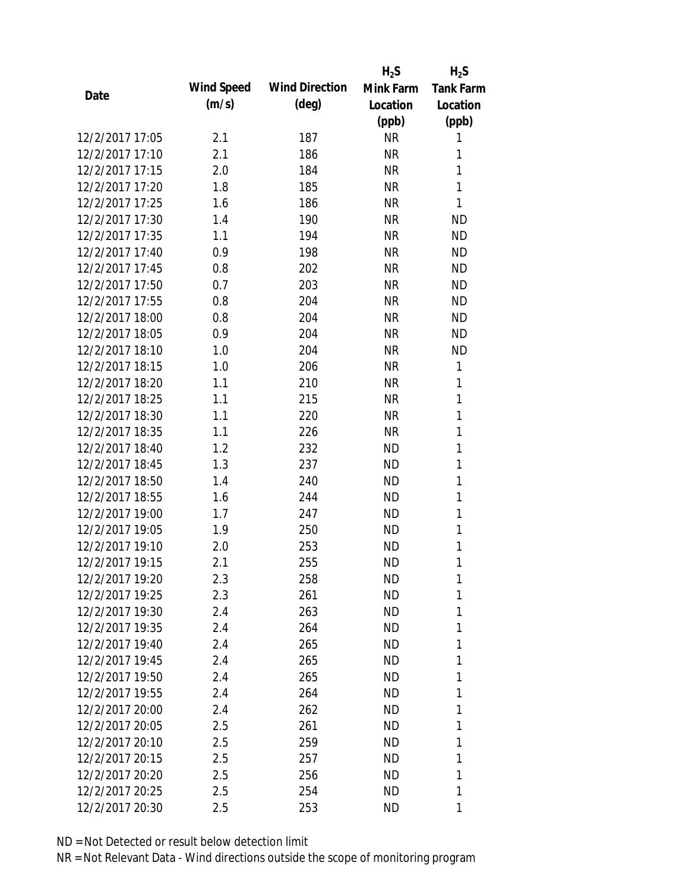| Date | Wind Speed (m/s) | Wind Direction (deg) | $H_2S$ Mink Farm Location (ppb) | $H_2S$ Tank Farm Location (ppb) |
|---|---|---|---|---|
| 12/2/2017 17:05 | 2.1 | 187 | NR | 1 |
| 12/2/2017 17:10 | 2.1 | 186 | NR | 1 |
| 12/2/2017 17:15 | 2.0 | 184 | NR | 1 |
| 12/2/2017 17:20 | 1.8 | 185 | NR | 1 |
| 12/2/2017 17:25 | 1.6 | 186 | NR | 1 |
| 12/2/2017 17:30 | 1.4 | 190 | NR | ND |
| 12/2/2017 17:35 | 1.1 | 194 | NR | ND |
| 12/2/2017 17:40 | 0.9 | 198 | NR | ND |
| 12/2/2017 17:45 | 0.8 | 202 | NR | ND |
| 12/2/2017 17:50 | 0.7 | 203 | NR | ND |
| 12/2/2017 17:55 | 0.8 | 204 | NR | ND |
| 12/2/2017 18:00 | 0.8 | 204 | NR | ND |
| 12/2/2017 18:05 | 0.9 | 204 | NR | ND |
| 12/2/2017 18:10 | 1.0 | 204 | NR | ND |
| 12/2/2017 18:15 | 1.0 | 206 | NR | 1 |
| 12/2/2017 18:20 | 1.1 | 210 | NR | 1 |
| 12/2/2017 18:25 | 1.1 | 215 | NR | 1 |
| 12/2/2017 18:30 | 1.1 | 220 | NR | 1 |
| 12/2/2017 18:35 | 1.1 | 226 | NR | 1 |
| 12/2/2017 18:40 | 1.2 | 232 | ND | 1 |
| 12/2/2017 18:45 | 1.3 | 237 | ND | 1 |
| 12/2/2017 18:50 | 1.4 | 240 | ND | 1 |
| 12/2/2017 18:55 | 1.6 | 244 | ND | 1 |
| 12/2/2017 19:00 | 1.7 | 247 | ND | 1 |
| 12/2/2017 19:05 | 1.9 | 250 | ND | 1 |
| 12/2/2017 19:10 | 2.0 | 253 | ND | 1 |
| 12/2/2017 19:15 | 2.1 | 255 | ND | 1 |
| 12/2/2017 19:20 | 2.3 | 258 | ND | 1 |
| 12/2/2017 19:25 | 2.3 | 261 | ND | 1 |
| 12/2/2017 19:30 | 2.4 | 263 | ND | 1 |
| 12/2/2017 19:35 | 2.4 | 264 | ND | 1 |
| 12/2/2017 19:40 | 2.4 | 265 | ND | 1 |
| 12/2/2017 19:45 | 2.4 | 265 | ND | 1 |
| 12/2/2017 19:50 | 2.4 | 265 | ND | 1 |
| 12/2/2017 19:55 | 2.4 | 264 | ND | 1 |
| 12/2/2017 20:00 | 2.4 | 262 | ND | 1 |
| 12/2/2017 20:05 | 2.5 | 261 | ND | 1 |
| 12/2/2017 20:10 | 2.5 | 259 | ND | 1 |
| 12/2/2017 20:15 | 2.5 | 257 | ND | 1 |
| 12/2/2017 20:20 | 2.5 | 256 | ND | 1 |
| 12/2/2017 20:25 | 2.5 | 254 | ND | 1 |
| 12/2/2017 20:30 | 2.5 | 253 | ND | 1 |

ND = Not Detected or result below detection limit

NR = Not Relevant Data - Wind directions outside the scope of monitoring program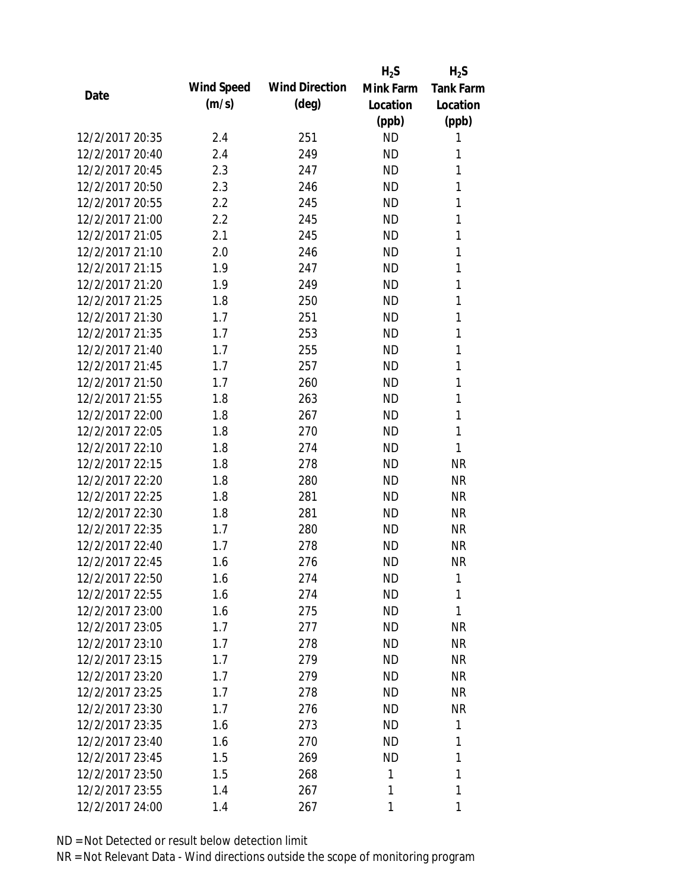| Date | Wind Speed (m/s) | Wind Direction (deg) | $H_2S$ Mink Farm Location (ppb) | $H_2S$ Tank Farm Location (ppb) |
|---|---|---|---|---|
| 12/2/2017 20:35 | 2.4 | 251 | ND | 1 |
| 12/2/2017 20:40 | 2.4 | 249 | ND | 1 |
| 12/2/2017 20:45 | 2.3 | 247 | ND | 1 |
| 12/2/2017 20:50 | 2.3 | 246 | ND | 1 |
| 12/2/2017 20:55 | 2.2 | 245 | ND | 1 |
| 12/2/2017 21:00 | 2.2 | 245 | ND | 1 |
| 12/2/2017 21:05 | 2.1 | 245 | ND | 1 |
| 12/2/2017 21:10 | 2.0 | 246 | ND | 1 |
| 12/2/2017 21:15 | 1.9 | 247 | ND | 1 |
| 12/2/2017 21:20 | 1.9 | 249 | ND | 1 |
| 12/2/2017 21:25 | 1.8 | 250 | ND | 1 |
| 12/2/2017 21:30 | 1.7 | 251 | ND | 1 |
| 12/2/2017 21:35 | 1.7 | 253 | ND | 1 |
| 12/2/2017 21:40 | 1.7 | 255 | ND | 1 |
| 12/2/2017 21:45 | 1.7 | 257 | ND | 1 |
| 12/2/2017 21:50 | 1.7 | 260 | ND | 1 |
| 12/2/2017 21:55 | 1.8 | 263 | ND | 1 |
| 12/2/2017 22:00 | 1.8 | 267 | ND | 1 |
| 12/2/2017 22:05 | 1.8 | 270 | ND | 1 |
| 12/2/2017 22:10 | 1.8 | 274 | ND | 1 |
| 12/2/2017 22:15 | 1.8 | 278 | ND | NR |
| 12/2/2017 22:20 | 1.8 | 280 | ND | NR |
| 12/2/2017 22:25 | 1.8 | 281 | ND | NR |
| 12/2/2017 22:30 | 1.8 | 281 | ND | NR |
| 12/2/2017 22:35 | 1.7 | 280 | ND | NR |
| 12/2/2017 22:40 | 1.7 | 278 | ND | NR |
| 12/2/2017 22:45 | 1.6 | 276 | ND | NR |
| 12/2/2017 22:50 | 1.6 | 274 | ND | 1 |
| 12/2/2017 22:55 | 1.6 | 274 | ND | 1 |
| 12/2/2017 23:00 | 1.6 | 275 | ND | 1 |
| 12/2/2017 23:05 | 1.7 | 277 | ND | NR |
| 12/2/2017 23:10 | 1.7 | 278 | ND | NR |
| 12/2/2017 23:15 | 1.7 | 279 | ND | NR |
| 12/2/2017 23:20 | 1.7 | 279 | ND | NR |
| 12/2/2017 23:25 | 1.7 | 278 | ND | NR |
| 12/2/2017 23:30 | 1.7 | 276 | ND | NR |
| 12/2/2017 23:35 | 1.6 | 273 | ND | 1 |
| 12/2/2017 23:40 | 1.6 | 270 | ND | 1 |
| 12/2/2017 23:45 | 1.5 | 269 | ND | 1 |
| 12/2/2017 23:50 | 1.5 | 268 | 1 | 1 |
| 12/2/2017 23:55 | 1.4 | 267 | 1 | 1 |
| 12/2/2017 24:00 | 1.4 | 267 | 1 | 1 |

ND = Not Detected or result below detection limit

NR = Not Relevant Data - Wind directions outside the scope of monitoring program